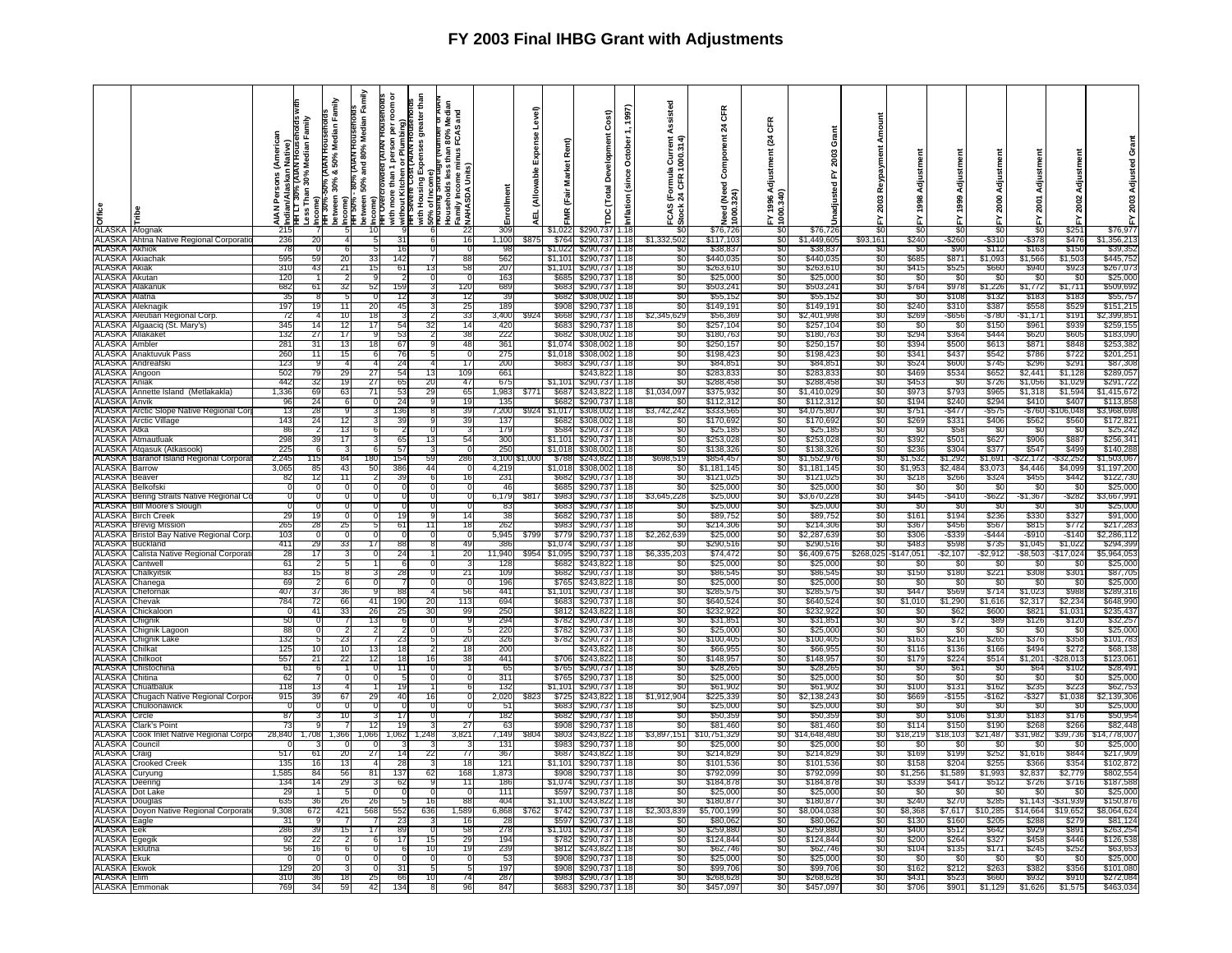# FY 2003 Final IHBG Grant with Adjustments

| Office | Tribe | AIAN Persons (American Indian/Alaskan Native) | HH LT 30% (AIAN Households with Less Than 30% Median Family Income) | HH 30%-50% (AIAN Households between 30% & 50% Median Family Income) | HH 50% - 80% (AIAN Households between 50% and 80% Median Family Income) | HH Overcrowded (AIAN Households with more than 1 person per room or without Kitchen or Plumbing) | HH Severe Cost (AIAN Households with Housing Expenses greater than 50% of Income) | Housing Shortage (Number of AIAN Households less than 80% Median Family Income minus FCAS and NAHASDA Units) | Enrollment | AEL (Allowable Expense Level) | FMR (Fair Market Rent) | TDC (Total Development Cost) | Inflation (since October 1, 1997) | FCAS (Formula Current Assisted Stock 24 CFR 1000.314) | Need (Need Component 24 CFR 1000.324) | FY 1996 Adjustment (24 CFR 1000.340) | Unadjusted FY 2003 Grant | FY 2003 Repayment Amount | FY 1998 Adjustment | FY 1999 Adjustment | FY 2000 Adjustment | FY 2001 Adjustment | FY 2002 Adjustment | FY 2003 Adjusted Grant |
|---|---|---|---|---|---|---|---|---|---|---|---|---|---|---|---|---|---|---|---|---|---|---|---|---|
| ALASKA | Afognak | 215 | 7 | 5 | 10 | 9 | 6 | 22 | 309 | | $1,022 | $290,737 | 1.18 | $0 | $76,726 | $0 | $76,726 | $0 | $0 | $0 | $0 | $0 | $251 | $76,977 |
| ALASKA | Ahtna Native Regional Corporatio | 236 | 20 | 4 | 5 | 31 | 6 | 16 | 1,100 | $875 | $764 | $290,737 | 1.18 | $1,332,502 | $117,103 | $0 | $1,449,605 | $93,161 | $240 | -$260 | -$310 | -$378 | $476 | $1,356,213 |
| ALASKA | Akhiok | 78 | 0 | 6 | 5 | 16 | 0 | 0 | 98 | | $1,022 | $290,737 | 1.18 | $0 | $38,837 | $0 | $38,837 | $0 | $0 | $90 | $112 | $163 | $150 | $39,352 |
| ALASKA | Akiachak | 595 | 59 | 20 | 33 | 142 | 7 | 88 | 562 | | $1,101 | $290,737 | 1.18 | $0 | $440,035 | $0 | $440,035 | $0 | $685 | $871 | $1,093 | $1,566 | $1,503 | $445,752 |
| ALASKA | Akiak | 310 | 43 | 21 | 15 | 61 | 13 | 58 | 207 | | $1,101 | $290,737 | 1.18 | $0 | $263,610 | $0 | $263,610 | $0 | $415 | $525 | $660 | $940 | $923 | $267,073 |
| ALASKA | Akutan | 120 | 1 | 2 | 9 | 2 | 0 | 0 | 163 | | $685 | $290,737 | 1.18 | $0 | $25,000 | $0 | $25,000 | $0 | $0 | $0 | $0 | $0 | $0 | $25,000 |
| ALASKA | Alakanuk | 682 | 61 | 32 | 52 | 159 | 3 | 120 | 689 | | $683 | $290,737 | 1.18 | $0 | $503,241 | $0 | $503,241 | $0 | $764 | $978 | $1,226 | $1,772 | $1,711 | $509,692 |
| ALASKA | Alatna | 35 | 8 | 5 | 0 | 12 | 3 | 12 | 39 | | $682 | $308,002 | 1.18 | $0 | $55,152 | $0 | $55,152 | $0 | $0 | $108 | $132 | $183 | $183 | $55,757 |
| ALASKA | Aleknagik | 197 | 19 | 11 | 20 | 45 | 3 | 25 | 189 | | $908 | $290,737 | 1.18 | $0 | $149,191 | $0 | $149,191 | $0 | $240 | $310 | $387 | $558 | $529 | $151,215 |
| ALASKA | Aleutian Regional Corp. | 72 | 4 | 10 | 18 | 3 | 2 | 33 | 3,400 | $924 | $668 | $290,737 | 1.18 | $2,345,629 | $56,369 | $0 | $2,401,998 | $0 | $269 | -$656 | -$780 | -$1,171 | $191 | $2,399,851 |
| ALASKA | Algaaciq (St. Mary's) | 345 | 14 | 12 | 17 | 54 | 32 | 14 | 420 | | $683 | $290,737 | 1.18 | $0 | $257,104 | $0 | $257,104 | $0 | $0 | $0 | $150 | $961 | $939 | $259,155 |
| ALASKA | Allakaket | 132 | 27 | 17 | 9 | 53 | 2 | 38 | 222 | | $682 | $308,002 | 1.18 | $0 | $180,763 | $0 | $180,763 | $0 | $294 | $364 | $444 | $620 | $605 | $183,090 |
| ALASKA | Ambler | 281 | 31 | 13 | 18 | 67 | 9 | 48 | 361 | | $1,074 | $308,002 | 1.18 | $0 | $250,157 | $0 | $250,157 | $0 | $394 | $500 | $613 | $871 | $848 | $253,382 |
| ALASKA | Anaktuvuk Pass | 260 | 11 | 15 | 6 | 76 | 5 | 0 | 275 | | $1,018 | $308,002 | 1.18 | $0 | $198,423 | $0 | $198,423 | $0 | $341 | $437 | $542 | $786 | $722 | $201,251 |
| ALASKA | Andreafski | 123 | 9 | 4 | 4 | 24 | 4 | 17 | 200 | | $683 | $290,737 | 1.18 | $0 | $84,851 | $0 | $84,851 | $0 | $524 | $600 | $745 | $296 | $291 | $87,308 |
| ALASKA | Angoon | 502 | 79 | 29 | 27 | 54 | 13 | 109 | 661 | | | $243,822 | 1.18 | $0 | $283,833 | $0 | $283,833 | $0 | $469 | $534 | $652 | $2,441 | $1,128 | $289,057 |
| ALASKA | Aniak | 442 | 32 | 19 | 27 | 65 | 20 | 47 | 675 | | $1,101 | $290,737 | 1.18 | $0 | $288,458 | $0 | $288,458 | $0 | $453 | $0 | $726 | $1,056 | $1,029 | $291,722 |
| ALASKA | Annette Island (Metlakakla) | 1,336 | 69 | 63 | 71 | 53 | 29 | 65 | 1,983 | $771 | $687 | $243,822 | 1.18 | $1,034,097 | $375,932 | $0 | $1,410,029 | $0 | $973 | $793 | $965 | $1,318 | $1,594 | $1,415,672 |
| ALASKA | Anvik | 96 | 24 | 6 | 0 | 24 | 9 | 19 | 135 | | $682 | $290,737 | 1.18 | $0 | $112,312 | $0 | $112,312 | $0 | $194 | $240 | $294 | $410 | $407 | $113,858 |
| ALASKA | Arctic Slope Native Regional Corp | 13 | 28 | 9 | 3 | 136 | 8 | 39 | 7,200 | $924 | $1,017 | $308,002 | 1.18 | $3,742,242 | $333,565 | $0 | $4,075,807 | $0 | $751 | -$477 | -$575 | -$760 | -$106,048 | $3,968,698 |
| ALASKA | Arctic Village | 143 | 24 | 12 | 3 | 39 | 9 | 39 | 137 | | $682 | $308,002 | 1.18 | $0 | $170,692 | $0 | $170,692 | $0 | $269 | $331 | $406 | $562 | $560 | $172,821 |
| ALASKA | Atka | 86 | 2 | 13 | 6 | 2 | 0 | 3 | 179 | | $584 | $290,737 | 1.18 | $0 | $25,185 | $0 | $25,185 | $0 | $0 | $58 | $0 | $0 | $0 | $25,242 |
| ALASKA | Atmautluak | 298 | 39 | 17 | 3 | 65 | 13 | 54 | 300 | | $1,101 | $290,737 | 1.18 | $0 | $253,028 | $0 | $253,028 | $0 | $392 | $501 | $627 | $906 | $887 | $256,341 |
| ALASKA | Atqasuk (Atkasook) | 225 | 6 | 3 | 6 | 57 | 3 | 0 | 250 | | $1,018 | $308,002 | 1.18 | $0 | $138,326 | $0 | $138,326 | $0 | $236 | $304 | $377 | $547 | $499 | $140,288 |
| ALASKA | Baranof Island Regional Corporat | 2,240 | 115 | 84 | 180 | 154 | 59 | 286 | 3,788 | $1,000 | $788 | $243,822 | 1.18 | $698,519 | $854,457 | $0 | $1,552,976 | $0 | $1,532 | $1,292 | $1,691 | -$22,172 | -$32,252 | $1,503,067 |
| ALASKA | Barrow | 3,065 | 85 | 43 | 50 | 386 | 44 | 0 | 4,219 | | $1,018 | $308,002 | 1.18 | $0 | $1,181,145 | $0 | $1,181,145 | $0 | $1,953 | $2,484 | $3,073 | $4,446 | $4,099 | $1,197,200 |
| ALASKA | Beaver | 82 | 12 | 11 | 2 | 39 | 6 | 16 | 231 | | $682 | $290,737 | 1.18 | $0 | $121,025 | $0 | $121,025 | $0 | $218 | $266 | $324 | $455 | $442 | $122,730 |
| ALASKA | Belkofski | 0 | 0 | 0 | 0 | 0 | 0 | 0 | 46 | | $685 | $290,737 | 1.18 | $0 | $25,000 | $0 | $25,000 | $0 | $0 | $0 | $0 | $0 | $0 | $25,000 |
| ALASKA | Bering Straits Native Regional Co | 0 | 0 | 0 | 0 | 0 | 0 | 0 | 6,179 | $817 | $983 | $290,737 | 1.18 | $3,645,228 | $25,000 | $0 | $3,670,228 | $0 | $445 | -$410 | -$622 | -$1,367 | -$282 | $3,667,991 |
| ALASKA | Bill Moore's Slough | 0 | 0 | 0 | 0 | 0 | 0 | 0 | 83 | | $683 | $290,737 | 1.18 | $0 | $25,000 | $0 | $25,000 | $0 | $0 | $0 | $0 | $0 | $0 | $25,000 |
| ALASKA | Birch Creek | 29 | 19 | 0 | 0 | 19 | 9 | 14 | 38 | | $682 | $290,737 | 1.18 | $0 | $89,752 | $0 | $89,752 | $0 | $161 | $194 | $236 | $330 | $327 | $91,000 |
| ALASKA | Brevig Mission | 265 | 28 | 25 | 5 | 61 | 11 | 18 | 262 | | $983 | $290,737 | 1.18 | $0 | $214,306 | $0 | $214,306 | $0 | $367 | $456 | $567 | $815 | $772 | $217,283 |
| ALASKA | Bristol Bay Native Regional Corp. | 103 | 0 | 0 | 0 | 0 | 0 | 0 | 5,945 | $799 | $779 | $290,737 | 1.18 | $2,262,639 | $25,000 | $0 | $2,287,639 | $0 | $306 | -$339 | -$444 | -$910 | -$140 | $2,286,112 |
| ALASKA | Buckland | 411 | 29 | 33 | 17 | 88 | 8 | 49 | 386 | | $1,074 | $290,737 | 1.18 | $0 | $290,516 | $0 | $290,516 | $0 | $483 | $598 | $735 | $1,045 | $1,022 | $294,399 |
| ALASKA | Calista Native Regional Corporati | 28 | 17 | 3 | 0 | 24 | 1 | 20 | 11,940 | $954 | $1,095 | $290,737 | 1.18 | $6,335,203 | $74,472 | $0 | $6,409,675 | $268,025 | -$147,051 | -$2,107 | -$2,912 | -$8,503 | -$17,024 | $5,964,053 |
| ALASKA | Cantwell | 61 | 2 | 5 | 1 | 6 | 0 | 3 | 128 | | $682 | $243,822 | 1.18 | $0 | $25,000 | $0 | $25,000 | $0 | $0 | $0 | $0 | $0 | $0 | $25,000 |
| ALASKA | Chalkyitsik | 83 | 15 | 8 | 3 | 29 | 0 | 21 | 109 | | $682 | $290,737 | 1.18 | $0 | $86,545 | $0 | $86,545 | $0 | $150 | $180 | $221 | $308 | $301 | $87,705 |
| ALASKA | Chanega | 69 | 2 | 6 | 0 | 7 | 0 | 0 | 196 | | $765 | $243,822 | 1.18 | $0 | $25,000 | $0 | $25,000 | $0 | $0 | $0 | $0 | $0 | $0 | $25,000 |
| ALASKA | Chefornak | 407 | 37 | 36 | 9 | 88 | 4 | 56 | 441 | | $1,101 | $290,737 | 1.18 | $0 | $285,575 | $0 | $285,575 | $0 | $447 | $569 | $714 | $1,023 | $988 | $289,316 |
| ALASKA | Chevak | 784 | 72 | 66 | 41 | 190 | 20 | 113 | 694 | | $683 | $290,737 | 1.18 | $0 | $640,524 | $0 | $640,524 | $0 | $1,010 | $1,290 | $1,616 | $2,317 | $2,234 | $648,990 |
| ALASKA | Chickaloon | 0 | 41 | 33 | 26 | 25 | 30 | 99 | 250 | | $812 | $243,822 | 1.18 | $0 | $232,922 | $0 | $232,922 | $0 | $0 | $62 | $600 | $821 | $1,031 | $235,437 |
| ALASKA | Chignik | 50 | 0 | 7 | 13 | 6 | 0 | 9 | 294 | | $782 | $290,737 | 1.18 | $0 | $31,851 | $0 | $31,851 | $0 | $0 | $72 | $89 | $126 | $120 | $32,257 |
| ALASKA | Chignik Lagoon | 88 | 0 | 2 | 2 | 2 | 0 | 5 | 220 | | $782 | $290,737 | 1.18 | $0 | $25,000 | $0 | $25,000 | $0 | $0 | $0 | $0 | $0 | $0 | $25,000 |
| ALASKA | Chignik Lake | 132 | 5 | 23 | 7 | 23 | 5 | 20 | 326 | | $782 | $290,737 | 1.18 | $0 | $100,405 | $0 | $100,405 | $0 | $163 | $216 | $265 | $376 | $358 | $101,783 |
| ALASKA | Chilkat | 125 | 10 | 10 | 13 | 18 | 2 | 18 | 200 | | | $243,822 | 1.18 | $0 | $66,955 | $0 | $66,955 | $0 | $116 | $136 | $166 | $494 | $272 | $68,138 |
| ALASKA | Chilkoot | 557 | 21 | 22 | 12 | 18 | 16 | 38 | 441 | | $706 | $243,822 | 1.18 | $0 | $148,957 | $0 | $148,957 | $0 | $179 | $224 | $514 | $1,201 | -$28,013 | $123,061 |
| ALASKA | Chistochina | 61 | 6 | 1 | 0 | 11 | 0 | 1 | 65 | | $765 | $290,737 | 1.18 | $0 | $28,265 | $0 | $28,265 | $0 | $0 | $61 | $0 | $64 | $102 | $28,491 |
| ALASKA | Chitina | 62 | 7 | 0 | 0 | 5 | 0 | 0 | 311 | | $765 | $290,737 | 1.18 | $0 | $25,000 | $0 | $25,000 | $0 | $0 | $0 | $0 | $0 | $0 | $25,000 |
| ALASKA | Chuathbaluk | 118 | 13 | 4 | 1 | 19 | 1 | 6 | 132 | | $1,101 | $290,737 | 1.18 | $0 | $61,902 | $0 | $61,902 | $0 | $100 | $131 | $162 | $235 | $223 | $62,753 |
| ALASKA | Chugach Native Regional Corpora | 915 | 39 | 67 | 29 | 40 | 16 | 0 | 2,020 | $823 | $725 | $243,822 | 1.18 | $1,912,904 | $225,339 | $0 | $2,138,243 | $0 | $669 | -$155 | -$162 | -$327 | $1,038 | $2,139,306 |
| ALASKA | Chuloonawick | 0 | 0 | 0 | 0 | 0 | 0 | 0 | 51 | | $683 | $290,737 | 1.18 | $0 | $25,000 | $0 | $25,000 | $0 | $0 | $0 | $0 | $0 | $0 | $25,000 |
| ALASKA | Circle | 87 | 3 | 10 | 3 | 17 | 0 | 7 | 182 | | $682 | $290,737 | 1.18 | $0 | $50,359 | $0 | $50,359 | $0 | $0 | $106 | $130 | $183 | $176 | $50,954 |
| ALASKA | Clark's Point | 73 | 9 | 7 | 12 | 19 | 3 | 27 | 63 | | $908 | $290,737 | 1.18 | $0 | $81,460 | $0 | $81,460 | $0 | $114 | $150 | $190 | $268 | $266 | $82,448 |
| ALASKA | Cook Inlet Native Regional Corpo | 28,840 | 1,708 | 1,366 | 1,065 | 1,062 | 1,248 | 3,821 | 7,149 | $804 | $803 | $243,822 | 1.18 | $3,897,151 | $10,751,329 | $0 | $14,648,480 | $0 | $18,219 | $18,103 | $21,487 | $31,982 | $39,736 | $14,778,007 |
| ALASKA | Council | 0 | 3 | 0 | 0 | 3 | 3 | 3 | 131 | | $983 | $290,737 | 1.18 | $0 | $25,000 | $0 | $25,000 | $0 | $0 | $0 | $0 | $0 | $0 | $25,000 |
| ALASKA | Craig | 517 | 61 | 20 | 27 | 14 | 22 | 77 | 367 | | $687 | $243,822 | 1.18 | $0 | $214,829 | $0 | $214,829 | $0 | $169 | $199 | $252 | $1,616 | $844 | $217,909 |
| ALASKA | Crooked Creek | 135 | 16 | 13 | 4 | 28 | 3 | 18 | 121 | | $1,101 | $290,737 | 1.18 | $0 | $101,536 | $0 | $101,536 | $0 | $158 | $204 | $255 | $366 | $354 | $102,872 |
| ALASKA | Curyung | 1,585 | 84 | 56 | 81 | 137 | 62 | 168 | 1,873 | | $908 | $290,737 | 1.18 | $0 | $792,099 | $0 | $792,099 | $0 | $1,256 | $1,589 | $1,993 | $2,837 | $2,779 | $802,554 |
| ALASKA | Deering | 134 | 14 | 29 | 3 | 62 | 9 | 11 | 186 | | $1,074 | $290,737 | 1.18 | $0 | $184,878 | $0 | $184,878 | $0 | $339 | $417 | $512 | $726 | $716 | $187,588 |
| ALASKA | Dot Lake | 29 | 1 | 5 | 0 | 0 | 0 | 0 | 111 | | $597 | $290,737 | 1.18 | $0 | $25,000 | $0 | $25,000 | $0 | $0 | $0 | $0 | $0 | $0 | $25,000 |
| ALASKA | Douglas | 635 | 36 | 26 | 26 | 5 | 16 | 88 | 404 | | $1,100 | $243,822 | 1.18 | $0 | $180,877 | $0 | $180,877 | $0 | $240 | $270 | $285 | $1,143 | -$31,939 | $150,876 |
| ALASKA | Doyon Native Regional Corporati | 9,308 | 672 | 421 | 568 | 552 | 636 | 1,589 | 6,868 | $762 | $742 | $290,737 | 1.18 | $2,303,839 | $5,700,199 | $0 | $8,004,038 | $0 | $8,368 | $7,617 | $10,285 | $14,664 | $19,652 | $8,064,624 |
| ALASKA | Eagle | 31 | 9 | 7 | 7 | 23 | 3 | 16 | 28 | | $597 | $290,737 | 1.18 | $0 | $80,062 | $0 | $80,062 | $0 | $130 | $160 | $205 | $288 | $279 | $81,124 |
| ALASKA | Eek | 286 | 39 | 15 | 17 | 89 | 0 | 58 | 278 | | $1,101 | $290,737 | 1.18 | $0 | $259,880 | $0 | $259,880 | $0 | $400 | $512 | $642 | $929 | $891 | $263,254 |
| ALASKA | Egegik | 92 | 22 | 2 | 6 | 17 | 15 | 29 | 194 | | $782 | $290,737 | 1.18 | $0 | $124,844 | $0 | $124,844 | $0 | $200 | $264 | $327 | $458 | $446 | $126,538 |
| ALASKA | Eklutna | 56 | 16 | 6 | 0 | 6 | 10 | 19 | 239 | | $812 | $243,822 | 1.18 | $0 | $62,746 | $0 | $62,746 | $0 | $104 | $135 | $171 | $245 | $252 | $63,653 |
| ALASKA | Ekuk | 0 | 0 | 0 | 0 | 0 | 0 | 0 | 53 | | $908 | $290,737 | 1.18 | $0 | $25,000 | $0 | $25,000 | $0 | $0 | $0 | $0 | $0 | $0 | $25,000 |
| ALASKA | Ekwok | 129 | 20 | 3 | 0 | 31 | 5 | 5 | 197 | | $908 | $290,737 | 1.18 | $0 | $99,706 | $0 | $99,706 | $0 | $162 | $212 | $263 | $382 | $356 | $101,080 |
| ALASKA | Elim | 310 | 36 | 18 | 25 | 66 | 10 | 74 | 287 | | $983 | $290,737 | 1.18 | $0 | $268,628 | $0 | $268,628 | $0 | $431 | $523 | $660 | $932 | $910 | $272,084 |
| ALASKA | Emmonak | 769 | 34 | 59 | 42 | 134 | 8 | 96 | 847 | | $683 | $290,737 | 1.18 | $0 | $457,097 | $0 | $457,097 | $0 | $706 | $901 | $1,129 | $1,626 | $1,575 | $463,034 |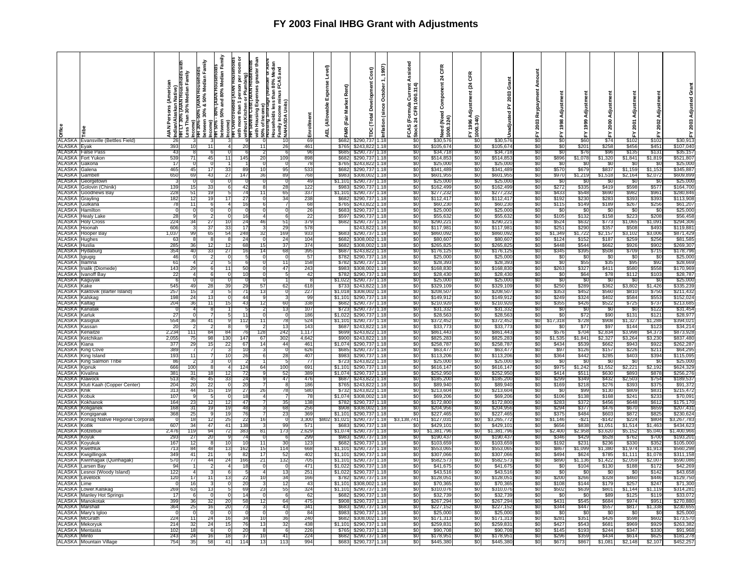# FY 2003 Final IHBG Grant with Adjustments

| Office | Tribe | AIAN Persons (American Indian/Alaskan Native) | HH LT 30% (AIAN Households with Less Than 30% Median Family Income) | HH 30%-50% (AIAN Households between 30% & 50% Median Family Income) | HH 50% - 80% (AIAN Households between 50% and 80% Median Family Income) | HH Overcrowded (AIAN Households with more than 1 person per room or without Kitchen or Plumbing) | HH Severe Cost (AIAN Households with Housing Expenses greater than 50% of Income) | Housing Shortage (Number of AIAN Households less than 80% Median Family Income minus FCAS and NAHASDA Units) | Enrollment | AEL (Allowable Expense Level) | FMR (Fair Market Rent) | TDC (Total Development Cost) | Inflation (since October 1, 1997) | FCAS (Formula Current Assisted Stock 24 CFR 1000.314) | Need (Need Component 24 CFR 1000.324) | FY 1996 Adjustment (24 CFR 1000.340) | Unadjusted FY 2003 Grant | FY 2003 Repayment Amount | FY 1998 Adjustment | FY 1999 Adjustment | FY 2000 Adjustment | FY 2001 Adjustment | FY 2002 Adjustment | FY 2003 Adjusted Grant |
|---|---|---|---|---|---|---|---|---|---|---|---|---|---|---|---|---|---|---|---|---|---|---|---|---|
| ALASKA | Evansville (Bettles Field) | 26 | 3 | 3 | 3 | 9 | 0 | 10 | 69 | | $682 | $290,737 | 1.18 | $0 | $30,576 | $0 | $30,576 | $0 | $0 | $60 | $74 | $102 | $102 | $30,913 |
| ALASKA | Eyak | 393 | 10 | 11 | 4 | 20 | 11 | 26 | 461 | | $765 | $243,822 | 1.18 | $0 | $105,674 | $0 | $105,674 | $0 | $0 | $201 | $258 | $456 | $451 | $107,040 |
| ALASKA | False Pass | 43 | 8 | 6 | 0 | 6 | 2 | 6 | 96 | | $685 | $290,737 | 1.18 | $0 | $34,718 | $0 | $34,718 | $0 | $0 | $76 | $96 | $135 | $131 | $35,157 |
| ALASKA | Fort Yukon | 539 | 71 | 45 | 11 | 145 | 20 | 109 | 898 | | $682 | $290,737 | 1.18 | $0 | $514,853 | $0 | $514,853 | $0 | $896 | $1,078 | $1,320 | $1,841 | $1,819 | $521,807 |
| ALASKA | Gakona | 17 | 0 | 0 | 1 | 1 | 0 | 0 | 78 | | $765 | $243,822 | 1.18 | $0 | $25,000 | $0 | $25,000 | $0 | $0 | $0 | $0 | $0 | $0 | $25,000 |
| ALASKA | Galena | 465 | 45 | 17 | 33 | 89 | 10 | 95 | 533 | | $682 | $290,737 | 1.18 | $0 | $341,489 | $0 | $341,489 | $0 | $570 | $679 | $837 | $1,159 | $1,153 | $345,887 |
| ALASKA | Gambell | 650 | 69 | 43 | 27 | 147 | 36 | 89 | 768 | | $983 | $308,002 | 1.18 | $0 | $601,955 | $0 | $601,955 | $0 | $970 | $1,219 | $1,518 | $2,164 | $2,072 | $609,899 |
| ALASKA | Georgetown | 3 | 0 | 0 | 0 | 0 | 0 | 0 | 49 | | $1,101 | $290,737 | 1.18 | $0 | $25,000 | $0 | $25,000 | $0 | $0 | $0 | $0 | $0 | $0 | $25,000 |
| ALASKA | Golovin (Chinik) | 139 | 15 | 33 | 6 | 42 | 8 | 28 | 122 | | $983 | $290,737 | 1.18 | $0 | $162,499 | $0 | $162,499 | $0 | $272 | $335 | $419 | $598 | $577 | $164,700 |
| ALASKA | Goodnews Bay | 228 | 51 | 19 | 5 | 74 | 11 | 65 | 337 | | $1,101 | $290,737 | 1.18 | $0 | $277,232 | $0 | $277,232 | $0 | $433 | $548 | $690 | $982 | $961 | $280,846 |
| ALASKA | Grayling | 182 | 12 | 19 | 17 | 27 | 0 | 34 | 238 | | $682 | $290,737 | 1.18 | $0 | $112,417 | $0 | $112,417 | $0 | $192 | $230 | $283 | $393 | $393 | $113,908 |
| ALASKA | Gulkana | 78 | 11 | 6 | 4 | 16 | 6 | 7 | 68 | | $765 | $243,822 | 1.18 | $0 | $60,230 | $0 | $60,230 | $0 | $115 | $149 | $189 | $267 | $256 | $61,207 |
| ALASKA | Hamilton | 0 | 0 | 0 | 0 | 0 | 0 | 0 | 26 | | $683 | $290,737 | 1.18 | $0 | $25,000 | $0 | $25,000 | $0 | $0 | $0 | $0 | $0 | $0 | $25,000 |
| ALASKA | Healy Lake | 28 | 9 | 2 | 0 | 16 | 4 | 6 | 22 | | $597 | $290,737 | 1.18 | $0 | $55,632 | $0 | $55,632 | $0 | $105 | $132 | $158 | $223 | $208 | $56,458 |
| ALASKA | Holy Cross | 224 | 34 | 27 | 10 | 24 | 46 | 51 | 379 | | $682 | $290,737 | 1.18 | $0 | $290,221 | $0 | $290,221 | $0 | $524 | $632 | $773 | $1,065 | $1,091 | $294,306 |
| ALASKA | Hoonah | 606 | 3 | 37 | 33 | 17 | 3 | 29 | 578 | | | $243,822 | 1.18 | $0 | $117,981 | $0 | $117,981 | $0 | $251 | $290 | $357 | $508 | $493 | $119,881 |
| ALASKA | Hooper Bay | 1,037 | 99 | 65 | 54 | 248 | 32 | 169 | 933 | | $683 | $290,737 | 1.18 | $0 | $860,092 | $0 | $860,092 | $0 | $1,349 | $1,722 | $2,157 | $3,102 | $3,006 | $871,429 |
| ALASKA | Hughes | 63 | 8 | 8 | 8 | 24 | 0 | 24 | 104 | | $682 | $308,002 | 1.18 | $0 | $80,607 | $0 | $80,607 | $0 | $124 | $152 | $187 | $259 | $256 | $81,585 |
| ALASKA | Huslia | 285 | 36 | 12 | 12 | 68 | 15 | 37 | 374 | | $682 | $308,002 | 1.18 | $0 | $265,825 | $0 | $265,825 | $0 | $448 | $544 | $662 | $926 | $902 | $269,307 |
| ALASKA | Hydaburg | 354 | 40 | 33 | 27 | 16 | 14 | 68 | 395 | | $687 | $243,822 | 1.18 | $0 | $176,125 | $0 | $176,125 | $0 | $345 | $395 | $508 | $709 | $715 | $178,796 |
| ALASKA | Igiugig | 46 | 0 | 2 | 0 | 5 | 0 | 0 | 57 | | $782 | $290,737 | 1.18 | $0 | $25,000 | $0 | $25,000 | $0 | $0 | $0 | $0 | $0 | $0 | $25,000 |
| ALASKA | Iliamna | 61 | 4 | 2 | 5 | 6 | 0 | 11 | 158 | | $782 | $290,737 | 1.18 | $0 | $28,393 | $0 | $28,393 | $0 | $0 | $55 | $35 | $95 | $92 | $28,669 |
| ALASKA | Inalik (Diomede) | 143 | 29 | 6 | 11 | 50 | 0 | 47 | 243 | | $983 | $308,002 | 1.18 | $0 | $168,830 | $0 | $168,830 | $0 | $263 | $327 | $411 | $580 | $558 | $170,969 |
| ALASKA | Ivanoff Bay | 22 | 4 | 6 | 0 | 10 | 0 | 5 | 42 | | $782 | $290,737 | 1.18 | $0 | $28,430 | $0 | $28,430 | $0 | $0 | $64 | $78 | $112 | $103 | $28,787 |
| ALASKA | Kaguyak | 6 | 0 | 0 | 0 | 0 | 0 | 1 | 8 | | $1,022 | $290,737 | 1.18 | $0 | $25,000 | $0 | $25,000 | $0 | $0 | $0 | $0 | $0 | $0 | $25,000 |
| ALASKA | Kake | 545 | 49 | 28 | 39 | 29 | 57 | 62 | 618 | | $733 | $243,822 | 1.18 | $0 | $329,109 | $0 | $329,109 | $0 | $250 | $289 | $362 | $3,802 | $1,426 | $335,239 |
| ALASKA | Kaktovik (Barter Island) | 257 | 15 | 3 | 5 | 71 | 13 | 0 | 227 | | $1,018 | $308,002 | 1.18 | $0 | $208,507 | $0 | $208,507 | $0 | $353 | $452 | $560 | $810 | $750 | $211,432 |
| ALASKA | Kalskag | 198 | 24 | 13 | 0 | 44 | 9 | 3 | 99 | | $1,101 | $290,737 | 1.18 | $0 | $149,912 | $0 | $149,912 | $0 | $249 | $324 | $402 | $584 | $553 | $152,024 |
| ALASKA | Kaltag | 204 | 36 | 11 | 15 | 43 | 12 | 60 | 338 | | $682 | $290,737 | 1.18 | $0 | $210,920 | $0 | $210,920 | $0 | $355 | $426 | $522 | $725 | $737 | $213,685 |
| ALASKA | Kanatak | 0 | 4 | 8 | 1 | 5 | 2 | 13 | 107 | | $723 | $290,737 | 1.18 | $0 | $31,332 | $0 | $31,332 | $0 | $0 | $0 | $0 | $0 | $122 | $31,454 |
| ALASKA | Karluk | 27 | 0 | 7 | 5 | 11 | 0 | 0 | 186 | | $1,022 | $290,737 | 1.18 | $0 | $28,563 | $0 | $28,563 | $0 | $0 | $72 | $90 | $131 | $121 | $28,977 |
| ALASKA | Kasigluk | 554 | 36 | 41 | 9 | 112 | 11 | 78 | 524 | | $1,101 | $290,737 | 1.18 | $0 | $372,452 | $0 | $372,452 | $0 | $17,318 | $728 | $908 | $1,327 | $1,288 | $394,021 |
| ALASKA | Kassan | 20 | 2 | 2 | 8 | 9 | 2 | 13 | 143 | | $687 | $243,822 | 1.18 | $0 | $33,773 | $0 | $33,773 | $0 | $0 | $77 | $97 | $144 | $123 | $34,214 |
| ALASKA | Kenaitze | 2,234 | 111 | 84 | 84 | 76 | 128 | 242 | 1,117 | | $699 | $243,822 | 1.18 | $0 | $861,443 | $0 | $861,443 | $0 | $576 | $704 | $2,834 | $3,998 | $4,373 | $873,928 |
| ALASKA | Ketchikan | 2,055 | 75 | 98 | 130 | 147 | 67 | 302 | 4,642 | | $900 | $243,822 | 1.18 | $0 | $825,283 | $0 | $825,283 | $0 | $1,535 | $1,841 | $2,327 | $3,264 | $3,230 | $837,480 |
| ALASKA | Kiana | 377 | 29 | 15 | 22 | 67 | 14 | 44 | 461 | | $1,074 | $290,737 | 1.18 | $0 | $258,787 | $0 | $258,787 | $0 | $434 | $539 | $662 | $943 | $922 | $262,287 |
| ALASKA | King Cove | 389 | 7 | 7 | 3 | 10 | 3 | 0 | 626 | | $685 | $290,737 | 1.18 | $0 | $63,477 | $0 | $63,477 | $0 | $97 | $126 | $157 | $226 | $211 | $64,295 |
| ALASKA | King Island | 193 | 11 | 7 | 10 | 26 | 6 | 28 | 407 | | $983 | $290,737 | 1.18 | $0 | $113,206 | $0 | $113,206 | $0 | $364 | $442 | $285 | $403 | $394 | $115,095 |
| ALASKA | King Salmon Tribe | 86 | 2 | 3 | 0 | 2 | 1 | 5 | 77 | | $723 | $243,822 | 1.18 | $0 | $25,000 | $0 | $25,000 | $0 | $0 | $0 | $0 | $0 | $0 | $25,000 |
| ALASKA | Kipnuk | 666 | 100 | 8 | 4 | 124 | 64 | 100 | 691 | | $1,101 | $290,737 | 1.18 | $0 | $616,147 | $0 | $616,147 | $0 | $975 | $1,242 | $1,552 | $2,221 | $2,192 | $624,329 |
| ALASKA | Kivalina | 381 | 31 | 18 | 12 | 72 | 9 | 52 | 389 | | $1,074 | $290,737 | 1.18 | $0 | $252,950 | $0 | $252,950 | $0 | $414 | $511 | $630 | $893 | $878 | $256,276 |
| ALASKA | Klawock | 513 | 45 | 45 | 33 | 24 | 9 | 47 | 476 | | $687 | $243,822 | 1.18 | $0 | $185,200 | $0 | $185,200 | $0 | $299 | $349 | $432 | $2,503 | $754 | $189,537 |
| ALASKA | Kluti Kaah (Copper Center) | 204 | 20 | 22 | 0 | 20 | 7 | 8 | 186 | | $765 | $243,822 | 1.18 | $0 | $89,940 | $0 | $89,940 | $0 | $169 | $218 | $276 | $393 | $375 | $91,372 |
| ALASKA | Knik | 313 | 44 | 15 | 19 | 27 | 26 | 78 | 580 | | $732 | $243,822 | 1.18 | $0 | $213,604 | $0 | $213,604 | $0 | $0 | $99 | $130 | $809 | $831 | $215,472 |
| ALASKA | Kobuk | 107 | 9 | 5 | 0 | 18 | 4 | 7 | 78 | | $1,074 | $308,002 | 1.18 | $0 | $69,206 | $0 | $69,206 | $0 | $106 | $138 | $168 | $241 | $233 | $70,091 |
| ALASKA | Kokhanok | 164 | 23 | 12 | 12 | 47 | 7 | 35 | 138 | | $782 | $290,737 | 1.18 | $0 | $172,800 | $0 | $172,800 | $0 | $283 | $372 | $456 | $648 | $612 | $175,170 |
| ALASKA | Koliganek | 168 | 31 | 19 | 19 | 48 | 3 | 68 | 256 | | $908 | $308,002 | 1.18 | $0 | $204,956 | $0 | $204,956 | $0 | $294 | $377 | $476 | $670 | $659 | $207,431 |
| ALASKA | Kongiganak | 368 | 25 | 9 | 19 | 76 | 7 | 23 | 369 | | $1,101 | $290,737 | 1.18 | $0 | $227,465 | $0 | $227,465 | $0 | $375 | $484 | $603 | $872 | $825 | $230,624 |
| ALASKA | Koniag Native Regional Corporat | 0 | 18 | 12 | 25 | 22 | 16 | 0 | 3,300 | $802 | $1,021 | $290,737 | 1.18 | $3,138,741 | $127,031 | $0 | $3,265,772 | $0 | $1,146 | -$21 | -$142 | $224 | $804 | $3,267,783 |
| ALASKA | Kotlik | 607 | 34 | 47 | 41 | 138 | 3 | 99 | 571 | | $683 | $290,737 | 1.18 | $0 | $429,101 | $0 | $429,101 | $0 | $656 | $838 | $1,051 | $1,514 | $1,463 | $434,623 |
| ALASKA | Kotzebue | 2,476 | 119 | 94 | 72 | 383 | 81 | 173 | 2,629 | | $1,074 | $290,737 | 1.18 | $0 | $1,381,796 | $0 | $1,381,796 | $0 | $2,400 | $2,958 | $3,620 | $5,152 | $5,040 | $1,400,966 |
| ALASKA | Koyuk | 293 | 27 | 20 | 9 | 74 | 0 | 6 | 299 | | $983 | $290,737 | 1.18 | $0 | $190,437 | $0 | $190,437 | $0 | $346 | $429 | $528 | $762 | $700 | $193,201 |
| ALASKA | Koyukuk | 167 | 12 | 8 | 10 | 10 | 11 | 30 | 123 | | $682 | $290,737 | 1.18 | $0 | $103,659 | $0 | $103,659 | $0 | $192 | $231 | $236 | $330 | $352 | $105,000 |
| ALASKA | Kwethluk | 713 | 84 | 48 | 13 | 162 | 15 | 114 | 668 | | $1,101 | $290,737 | 1.18 | $0 | $553,065 | $0 | $553,065 | $0 | $867 | $1,099 | $1,380 | $1,974 | $1,913 | $560,298 |
| ALASKA | Kwigillingok | 349 | 41 | 21 | 9 | 82 | 17 | 52 | 402 | | $1,101 | $290,737 | 1.18 | $0 | $307,066 | $0 | $307,066 | $0 | $494 | $624 | $785 | $1,111 | $1,078 | $311,158 |
| ALASKA | Kwinhagak (Quinhagak) | 570 | 77 | 44 | 24 | 166 | 21 | 132 | 705 | | $1,101 | $290,737 | 1.18 | $0 | $582,573 | $0 | $582,573 | $0 | $890 | $1,136 | $1,422 | $2,059 | $2,007 | $590,086 |
| ALASKA | Larsen Bay | 94 | 1 | 2 | 4 | 18 | 0 | 0 | 471 | | $1,022 | $290,737 | 1.18 | $0 | $41,675 | $0 | $41,675 | $0 | $0 | $104 | $130 | $188 | $172 | $42,269 |
| ALASKA | Lesnoi (Woody Island) | 122 | 4 | 3 | 6 | 5 | 4 | 13 | 251 | | $1,022 | $290,737 | 1.18 | $0 | $43,516 | $0 | $43,516 | $0 | $0 | $0 | $0 | $0 | $142 | $43,658 |
| ALASKA | Levelock | 120 | 17 | 11 | 13 | 22 | 10 | 34 | 166 | | $782 | $290,737 | 1.18 | $0 | $128,051 | $0 | $128,051 | $0 | $200 | $266 | $328 | $460 | $446 | $129,750 |
| ALASKA | Lime | 0 | 16 | 3 | 0 | 20 | 3 | 12 | 43 | | $1,101 | $308,002 | 1.18 | $0 | $70,365 | $0 | $70,365 | $0 | $108 | $144 | $179 | $257 | $247 | $71,300 |
| ALASKA | Lower.Kalskag | 269 | 63 | 13 | 5 | 69 | 23 | 55 | 324 | | $1,101 | $290,737 | 1.18 | $0 | $310,076 | $0 | $310,076 | $0 | $502 | $639 | $801 | $1,144 | $1,119 | $314,281 |
| ALASKA | Manley Hot Springs | 17 | 6 | 0 | 0 | 14 | 0 | 6 | 62 | | $682 | $290,737 | 1.18 | $0 | $32,739 | $0 | $32,739 | $0 | $0 | $0 | $89 | $125 | $119 | $33,072 |
| ALASKA | Manokotak | 399 | 36 | 32 | 20 | 58 | 12 | 64 | 475 | | $908 | $290,737 | 1.18 | $0 | $267,294 | $0 | $267,294 | $0 | $431 | $545 | $684 | $974 | $951 | $270,880 |
| ALASKA | Marshall | 364 | 25 | 16 | 20 | 73 | 3 | 43 | 341 | | $683 | $290,737 | 1.18 | $0 | $227,152 | $0 | $227,152 | $0 | $344 | $447 | $557 | $817 | $1,338 | $230,655 |
| ALASKA | Mary's Igloo | 0 | 0 | 0 | 0 | 0 | 0 | 0 | 84 | | $983 | $290,737 | 1.18 | $0 | $25,000 | $0 | $25,000 | $0 | $0 | $0 | $0 | $0 | $0 | $25,000 |
| ALASKA | McGrath | 224 | 11 | 24 | 16 | 34 | 10 | 36 | 240 | | $682 | $308,002 | 1.18 | $0 | $171,313 | $0 | $171,313 | $0 | $281 | $351 | $426 | $598 | $602 | $173,570 |
| ALASKA | Mekoryuk | 214 | 32 | 24 | 15 | 76 | 13 | 32 | 438 | | $1,101 | $290,737 | 1.18 | $0 | $259,831 | $0 | $259,831 | $0 | $427 | $543 | $681 | $969 | $929 | $263,382 |
| ALASKA | Mentasta | 102 | 18 | 6 | 0 | 20 | 8 | 6 | 226 | | $765 | $290,737 | 1.18 | $0 | $90,708 | $0 | $90,708 | $0 | $145 | $193 | $244 | $347 | $330 | $91,968 |
| ALASKA | Minto | 243 | 24 | 16 | 18 | 37 | 10 | 41 | 224 | | $682 | $290,737 | 1.18 | $0 | $178,951 | $0 | $178,951 | $0 | $296 | $359 | $434 | $614 | $625 | $181,278 |
| ALASKA | Mountain Village | 754 | 35 | 58 | 41 | 114 | 13 | 113 | 994 | | $683 | $290,737 | 1.18 | $0 | $445,380 | $0 | $445,380 | $0 | $573 | $867 | $1,081 | $2,148 | $2,107 | $452,257 |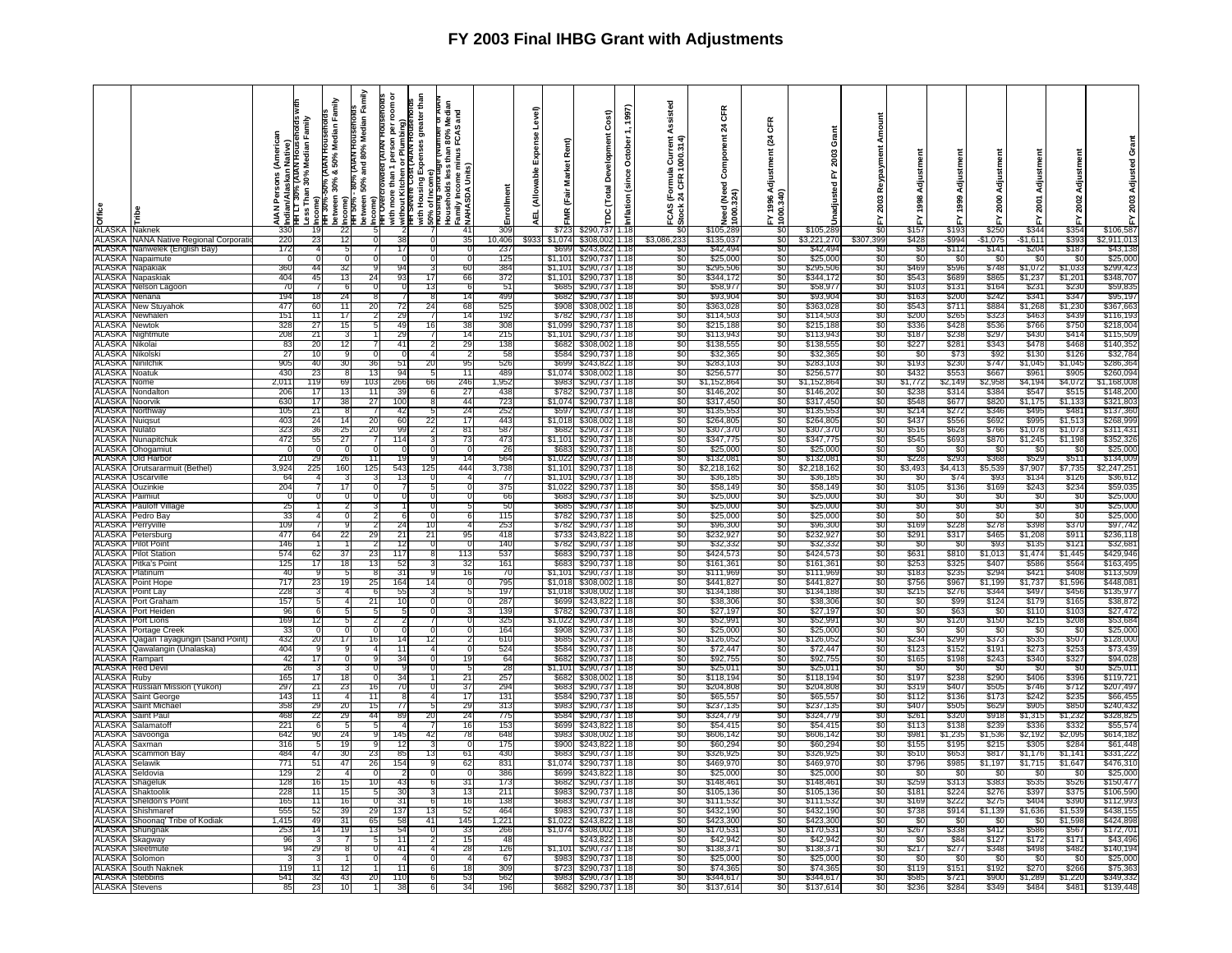# FY 2003 Final IHBG Grant with Adjustments

| Office | Tribe | AIAN Persons (American Indian/Alaskan Native) | HH LT 30% (AIAN Households with Less Than 30% Median Family Income) | HH 30%-50% (AIAN Households between 30% & 50% Median Family Income) | HH 50% - 80% (AIAN Households between 50% and 80% Median Family Income) | HH Overcrowded (AIAN Households with more than 1 person per room or without Kitchen or Plumbing) | HH Severe Cost (AIAN Households with Housing Expenses greater than 50% of Income) | Housing Shortage (Number of AIAN Households less than 80% Median Family Income minus FCAS and NAHASDA Units) | Enrollment | AEL (Allowable Expense Level) | FMR (Fair Market Rent) | TDC (Total Development Cost) | Inflation (since October 1, 1997) | FCAS (Formula Current Assisted Stock 24 CFR 1000.314) | Need (Need Component 24 CFR 1000.324) | FY 1996 Adjustment (24 CFR 1000.340) | Unadjusted FY 2003 Grant | FY 2003 Repayment Amount | FY 1998 Adjustment | FY 1999 Adjustment | FY 2000 Adjustment | FY 2001 Adjustment | FY 2002 Adjustment | FY 2003 Adjusted Grant |
|---|---|---|---|---|---|---|---|---|---|---|---|---|---|---|---|---|---|---|---|---|---|---|---|---|
| ALASKA | Naknek | 330 | 19 | 22 | 5 | 2 | 7 | 41 | 309 | | $723 | $290,737 | 1.18 | $0 | $105,289 | $0 | $105,289 | $0 | $157 | $193 | $250 | $344 | $354 | $106,587 |
| ALASKA | NANA Native Regional Corporation | 220 | 23 | 12 | 0 | 38 | 0 | 35 | 10,406 | $933 | $1,074 | $308,002 | 1.18 | $3,086,233 | $135,037 | $0 | $3,221,270 | $307,399 | $428 | -$994 | -$1,075 | -$1,611 | $393 | $2,911,013 |
| ALASKA | Nanwelek (English Bay) | 172 | 4 | 5 | 7 | 17 | 0 | 0 | 237 | | $699 | $243,822 | 1.18 | $0 | $42,494 | $0 | $42,494 | $0 | $0 | $112 | $141 | $204 | $187 | $43,138 |
| ALASKA | Napaimute | 0 | 0 | 0 | 0 | 0 | 0 | 0 | 125 | | $1,101 | $290,737 | 1.18 | $0 | $25,000 | $0 | $25,000 | $0 | $0 | $0 | $0 | $0 | $0 | $25,000 |
| ALASKA | Napakiak | 360 | 44 | 32 | 9 | 94 | 3 | 60 | 384 | | $1,101 | $290,737 | 1.18 | $0 | $295,506 | $0 | $295,506 | $0 | $469 | $596 | $748 | $1,072 | $1,033 | $299,423 |
| ALASKA | Napaskiak | 404 | 45 | 13 | 24 | 93 | 17 | 66 | 372 | | $1,101 | $290,737 | 1.18 | $0 | $344,172 | $0 | $344,172 | $0 | $543 | $689 | $865 | $1,237 | $1,201 | $348,707 |
| ALASKA | Nelson Lagoon | 70 | 7 | 6 | 0 | 0 | 13 | 6 | 51 | | $685 | $290,737 | 1.18 | $0 | $58,977 | $0 | $58,977 | $0 | $103 | $131 | $164 | $231 | $230 | $59,835 |
| ALASKA | Nenana | 194 | 18 | 24 | 8 | 7 | 8 | 14 | 499 | | $682 | $290,737 | 1.18 | $0 | $93,904 | $0 | $93,904 | $0 | $163 | $200 | $242 | $341 | $347 | $95,197 |
| ALASKA | New Stuyahok | 477 | 60 | 11 | 20 | 72 | 24 | 68 | 525 | | $908 | $308,002 | 1.18 | $0 | $363,028 | $0 | $363,028 | $0 | $543 | $711 | $884 | $1,268 | $1,230 | $367,663 |
| ALASKA | Newhalen | 151 | 11 | 17 | 2 | 29 | 7 | 14 | 192 | | $782 | $290,737 | 1.18 | $0 | $114,503 | $0 | $114,503 | $0 | $200 | $265 | $323 | $463 | $439 | $116,193 |
| ALASKA | Newtok | 328 | 27 | 15 | 5 | 49 | 16 | 38 | 308 | | $1,099 | $290,737 | 1.18 | $0 | $215,188 | $0 | $215,188 | $0 | $336 | $428 | $536 | $766 | $750 | $218,004 |
| ALASKA | Nightmute | 208 | 21 | 3 | 1 | 29 | 7 | 14 | 215 | | $1,101 | $290,737 | 1.18 | $0 | $113,943 | $0 | $113,943 | $0 | $187 | $238 | $297 | $430 | $414 | $115,509 |
| ALASKA | Nikolai | 83 | 20 | 12 | 7 | 41 | 2 | 29 | 138 | | $682 | $308,002 | 1.18 | $0 | $138,555 | $0 | $138,555 | $0 | $227 | $281 | $343 | $478 | $468 | $140,352 |
| ALASKA | Nikolski | 27 | 10 | 9 | 0 | 0 | 4 | 2 | 58 | | $584 | $290,737 | 1.18 | $0 | $32,365 | $0 | $32,365 | $0 | $0 | $73 | $92 | $130 | $126 | $32,784 |
| ALASKA | Ninilchik | 905 | 40 | 30 | 36 | 51 | 20 | 95 | 526 | | $699 | $243,822 | 1.18 | $0 | $283,103 | $0 | $283,103 | $0 | $193 | $230 | $747 | $1,045 | $1,045 | $286,364 |
| ALASKA | Noatak | 430 | 23 | 8 | 13 | 94 | 5 | 11 | 489 | | $1,074 | $308,002 | 1.18 | $0 | $256,577 | $0 | $256,577 | $0 | $432 | $553 | $667 | $961 | $905 | $260,094 |
| ALASKA | Nome | 2,011 | 119 | 69 | 103 | 266 | 66 | 246 | 1,952 | | $983 | $290,737 | 1.18 | $0 | $1,152,864 | $0 | $1,152,864 | $0 | $1,772 | $2,149 | $2,958 | $4,194 | $4,072 | $1,168,008 |
| ALASKA | Nondalton | 206 | 17 | 13 | 11 | 39 | 6 | 27 | 438 | | $782 | $290,737 | 1.18 | $0 | $146,202 | $0 | $146,202 | $0 | $238 | $314 | $384 | $547 | $515 | $148,200 |
| ALASKA | Noorvik | 630 | 17 | 38 | 27 | 100 | 8 | 44 | 723 | | $1,074 | $290,737 | 1.18 | $0 | $317,450 | $0 | $317,450 | $0 | $548 | $677 | $820 | $1,175 | $1,133 | $321,803 |
| ALASKA | Northway | 105 | 21 | 8 | 7 | 42 | 5 | 24 | 252 | | $597 | $290,737 | 1.18 | $0 | $135,553 | $0 | $135,553 | $0 | $214 | $272 | $346 | $495 | $481 | $137,360 |
| ALASKA | Nuiqsut | 403 | 24 | 14 | 20 | 60 | 22 | 17 | 443 | | $1,018 | $308,002 | 1.18 | $0 | $264,805 | $0 | $264,805 | $0 | $437 | $556 | $692 | $995 | $1,513 | $268,999 |
| ALASKA | Nulato | 323 | 36 | 25 | 20 | 99 | 2 | 81 | 587 | | $682 | $290,737 | 1.18 | $0 | $307,370 | $0 | $307,370 | $0 | $516 | $628 | $766 | $1,078 | $1,073 | $311,431 |
| ALASKA | Nunapitchuk | 472 | 55 | 27 | 7 | 114 | 3 | 73 | 473 | | $1,101 | $290,737 | 1.18 | $0 | $347,775 | $0 | $347,775 | $0 | $545 | $693 | $870 | $1,245 | $1,198 | $352,326 |
| ALASKA | Ohogamiut | 0 | 0 | 0 | 0 | 0 | 0 | 0 | 26 | | $683 | $290,737 | 1.18 | $0 | $25,000 | $0 | $25,000 | $0 | $0 | $0 | $0 | $0 | $0 | $25,000 |
| ALASKA | Old Harbor | 210 | 29 | 26 | 11 | 19 | 9 | 14 | 564 | | $1,022 | $290,737 | 1.18 | $0 | $132,081 | $0 | $132,081 | $0 | $228 | $293 | $368 | $529 | $511 | $134,009 |
| ALASKA | Orutsararmuit (Bethel) | 3,924 | 225 | 160 | 125 | 543 | 125 | 444 | 3,738 | | $1,101 | $290,737 | 1.18 | $0 | $2,218,162 | $0 | $2,218,162 | $0 | $3,493 | $4,413 | $5,539 | $7,907 | $7,735 | $2,247,251 |
| ALASKA | Oscarville | 64 | 4 | 3 | 3 | 13 | 0 | 4 | 77 | | $1,101 | $290,737 | 1.18 | $0 | $36,185 | $0 | $36,185 | $0 | $0 | $74 | $93 | $134 | $126 | $36,612 |
| ALASKA | Ouzinkie | 204 | 7 | 17 | 0 | 7 | 5 | 0 | 375 | | $1,022 | $290,737 | 1.18 | $0 | $58,149 | $0 | $58,149 | $0 | $105 | $136 | $169 | $243 | $234 | $59,035 |
| ALASKA | Paimiut | 0 | 0 | 0 | 0 | 0 | 0 | 0 | 66 | | $683 | $290,737 | 1.18 | $0 | $25,000 | $0 | $25,000 | $0 | $0 | $0 | $0 | $0 | $0 | $25,000 |
| ALASKA | Pauloff Village | 25 | 1 | 2 | 3 | 1 | 0 | 5 | 50 | | $685 | $290,737 | 1.18 | $0 | $25,000 | $0 | $25,000 | $0 | $0 | $0 | $0 | $0 | $0 | $25,000 |
| ALASKA | Pedro Bay | 33 | 4 | 0 | 2 | 0 | 0 | 6 | 115 | | $782 | $290,737 | 1.18 | $0 | $25,000 | $0 | $25,000 | $0 | $0 | $0 | $0 | $0 | $0 | $25,000 |
| ALASKA | Perryville | 109 | 7 | 9 | 2 | 24 | 10 | 4 | 253 | | $782 | $290,737 | 1.18 | $0 | $96,300 | $0 | $96,300 | $0 | $169 | $228 | $278 | $398 | $370 | $97,742 |
| ALASKA | Petersburg | 477 | 64 | 22 | 29 | 21 | 21 | 95 | 418 | | $733 | $243,822 | 1.18 | $0 | $232,927 | $0 | $232,927 | $0 | $291 | $317 | $465 | $1,208 | $911 | $236,118 |
| ALASKA | Pilot Point | 146 | 1 | 1 | 2 | 12 | 0 | 0 | 140 | | $782 | $290,737 | 1.18 | $0 | $32,332 | $0 | $32,332 | $0 | $0 | $0 | $93 | $135 | $121 | $32,681 |
| ALASKA | Pilot Station | 574 | 62 | 37 | 23 | 117 | 8 | 113 | 537 | | $683 | $290,737 | 1.18 | $0 | $424,573 | $0 | $424,573 | $0 | $631 | $810 | $1,013 | $1,474 | $1,445 | $429,946 |
| ALASKA | Pitka's Point | 125 | 17 | 18 | 13 | 52 | 3 | 32 | 161 | | $683 | $290,737 | 1.18 | $0 | $161,361 | $0 | $161,361 | $0 | $253 | $325 | $407 | $586 | $564 | $163,495 |
| ALASKA | Platinum | 40 | 9 | 5 | 8 | 31 | 9 | 16 | 70 | | $1,101 | $290,737 | 1.18 | $0 | $111,969 | $0 | $111,969 | $0 | $183 | $235 | $294 | $421 | $408 | $113,509 |
| ALASKA | Point Hope | 717 | 23 | 19 | 25 | 164 | 14 | 0 | 795 | | $1,018 | $308,002 | 1.18 | $0 | $441,827 | $0 | $441,827 | $0 | $756 | $967 | $1,199 | $1,737 | $1,596 | $448,081 |
| ALASKA | Point Lay | 228 | 3 | 4 | 6 | 55 | 3 | 5 | 197 | | $1,018 | $308,002 | 1.18 | $0 | $134,188 | $0 | $134,188 | $0 | $215 | $276 | $344 | $497 | $456 | $135,977 |
| ALASKA | Port Graham | 157 | 5 | 4 | 21 | 10 | 0 | 0 | 287 | | $699 | $243,822 | 1.18 | $0 | $38,306 | $0 | $38,306 | $0 | $0 | $99 | $124 | $179 | $165 | $38,872 |
| ALASKA | Port Heiden | 96 | 6 | 5 | 5 | 5 | 0 | 3 | 139 | | $782 | $290,737 | 1.18 | $0 | $27,197 | $0 | $27,197 | $0 | $0 | $63 | $0 | $110 | $103 | $27,472 |
| ALASKA | Port Lions | 169 | 12 | 5 | 2 | 7 | 0 | 10 | 325 | | $1,022 | $290,737 | 1.18 | $0 | $52,991 | $0 | $52,991 | $0 | $0 | $120 | $150 | $215 | $208 | $53,684 |
| ALASKA | Portage Creek | 33 | 0 | 0 | 0 | 0 | 0 | 0 | 164 | | $908 | $290,737 | 1.18 | $0 | $25,000 | $0 | $25,000 | $0 | $0 | $0 | $0 | $0 | $0 | $25,000 |
| ALASKA | Qagan Tayagungin (Sand Point) | 432 | 20 | 17 | 16 | 14 | 12 | 2 | 610 | | $685 | $290,737 | 1.18 | $0 | $126,052 | $0 | $126,052 | $0 | $234 | $299 | $373 | $535 | $507 | $128,000 |
| ALASKA | Qawalangin (Unalaska) | 404 | 9 | 9 | 4 | 11 | 4 | 0 | 524 | | $584 | $290,737 | 1.18 | $0 | $72,447 | $0 | $72,447 | $0 | $123 | $152 | $191 | $273 | $253 | $73,439 |
| ALASKA | Rampart | 42 | 17 | 0 | 9 | 34 | 0 | 19 | 64 | | $682 | $290,737 | 1.18 | $0 | $92,755 | $0 | $92,755 | $0 | $165 | $198 | $243 | $340 | $327 | $94,028 |
| ALASKA | Red Devil | 26 | 3 | 3 | 0 | 9 | 0 | 5 | 28 | | $1,101 | $290,737 | 1.18 | $0 | $25,011 | $0 | $25,011 | $0 | $0 | $0 | $0 | $0 | $0 | $25,011 |
| ALASKA | Ruby | 165 | 17 | 18 | 0 | 34 | 1 | 21 | 257 | | $682 | $308,002 | 1.18 | $0 | $118,194 | $0 | $118,194 | $0 | $197 | $238 | $290 | $406 | $396 | $119,721 |
| ALASKA | Russian Mission (Yukon) | 297 | 21 | 23 | 16 | 70 | 0 | 37 | 294 | | $683 | $290,737 | 1.18 | $0 | $204,808 | $0 | $204,808 | $0 | $319 | $407 | $505 | $746 | $712 | $207,497 |
| ALASKA | Saint George | 143 | 11 | 4 | 11 | 8 | 4 | 17 | 131 | | $584 | $290,737 | 1.18 | $0 | $65,557 | $0 | $65,557 | $0 | $112 | $136 | $173 | $242 | $235 | $66,455 |
| ALASKA | Saint Michael | 358 | 29 | 20 | 15 | 77 | 5 | 29 | 313 | | $983 | $290,737 | 1.18 | $0 | $237,135 | $0 | $237,135 | $0 | $407 | $505 | $629 | $905 | $850 | $240,432 |
| ALASKA | Saint Paul | 468 | 22 | 29 | 44 | 89 | 20 | 24 | 775 | | $584 | $290,737 | 1.18 | $0 | $324,779 | $0 | $324,779 | $0 | $261 | $320 | $918 | $1,315 | $1,232 | $328,825 |
| ALASKA | Salamatoff | 221 | 6 | 5 | 5 | 4 | 7 | 16 | 153 | | $699 | $243,822 | 1.18 | $0 | $54,415 | $0 | $54,415 | $0 | $113 | $138 | $239 | $336 | $332 | $55,574 |
| ALASKA | Savoonga | 642 | 90 | 24 | 9 | 145 | 42 | 78 | 648 | | $983 | $308,002 | 1.18 | $0 | $606,142 | $0 | $606,142 | $0 | $981 | $1,235 | $1,536 | $2,192 | $2,095 | $614,182 |
| ALASKA | Saxman | 316 | 5 | 19 | 9 | 12 | 3 | 0 | 175 | | $900 | $243,822 | 1.18 | $0 | $60,294 | $0 | $60,294 | $0 | $155 | $195 | $215 | $305 | $284 | $61,448 |
| ALASKA | Scammon Bay | 484 | 47 | 30 | 23 | 85 | 13 | 61 | 430 | | $683 | $290,737 | 1.18 | $0 | $326,925 | $0 | $326,925 | $0 | $510 | $653 | $817 | $1,176 | $1,141 | $331,222 |
| ALASKA | Selawik | 771 | 51 | 47 | 26 | 154 | 9 | 62 | 831 | | $1,074 | $290,737 | 1.18 | $0 | $469,970 | $0 | $469,970 | $0 | $796 | $985 | $1,197 | $1,715 | $1,647 | $476,310 |
| ALASKA | Seldovia | 129 | 2 | 4 | 0 | 2 | 0 | 0 | 386 | | $699 | $243,822 | 1.18 | $0 | $25,000 | $0 | $25,000 | $0 | $0 | $0 | $0 | $0 | $0 | $25,000 |
| ALASKA | Shageluk | 128 | 16 | 15 | 10 | 43 | 6 | 31 | 173 | | $682 | $290,737 | 1.18 | $0 | $148,461 | $0 | $148,461 | $0 | $259 | $313 | $383 | $535 | $526 | $150,477 |
| ALASKA | Shaktoolik | 228 | 11 | 15 | 5 | 30 | 3 | 13 | 211 | | $983 | $290,737 | 1.18 | $0 | $105,136 | $0 | $105,136 | $0 | $181 | $224 | $276 | $397 | $375 | $106,590 |
| ALASKA | Sheldon's Point | 165 | 11 | 16 | 0 | 31 | 6 | 16 | 138 | | $683 | $290,737 | 1.18 | $0 | $111,532 | $0 | $111,532 | $0 | $169 | $222 | $275 | $404 | $390 | $112,993 |
| ALASKA | Shishmaref | 555 | 52 | 39 | 29 | 137 | 13 | 52 | 464 | | $983 | $290,737 | 1.18 | $0 | $432,190 | $0 | $432,190 | $0 | $738 | $914 | $1,139 | $1,636 | $1,539 | $438,155 |
| ALASKA | Shoonaq' Tribe of Kodiak | 1,415 | 49 | 31 | 65 | 58 | 41 | 145 | 1,221 | | $1,022 | $243,822 | 1.18 | $0 | $423,300 | $0 | $423,300 | $0 | $0 | $0 | $0 | $0 | $1,598 | $424,898 |
| ALASKA | Shungnak | 253 | 14 | 19 | 13 | 54 | 0 | 33 | 266 | | $1,074 | $308,002 | 1.18 | $0 | $170,531 | $0 | $170,531 | $0 | $267 | $338 | $412 | $586 | $567 | $172,701 |
| ALASKA | Skagway | 96 | 3 | 7 | 5 | 11 | 2 | 15 | 48 | | | $243,822 | 1.18 | $0 | $42,942 | $0 | $42,942 | $0 | $0 | $84 | $127 | $172 | $171 | $43,496 |
| ALASKA | Sleetmute | 94 | 29 | 8 | 0 | 41 | 4 | 28 | 126 | | $1,101 | $290,737 | 1.18 | $0 | $138,371 | $0 | $138,371 | $0 | $217 | $277 | $348 | $498 | $482 | $140,194 |
| ALASKA | Solomon | 3 | 3 | 1 | 0 | 4 | 0 | 4 | 67 | | $983 | $290,737 | 1.18 | $0 | $25,000 | $0 | $25,000 | $0 | $0 | $0 | $0 | $0 | $0 | $25,000 |
| ALASKA | South Naknek | 119 | 11 | 12 | 1 | 11 | 6 | 18 | 309 | | $723 | $290,737 | 1.18 | $0 | $74,365 | $0 | $74,365 | $0 | $119 | $151 | $192 | $270 | $266 | $75,363 |
| ALASKA | Stebbins | 541 | 32 | 43 | 20 | 110 | 6 | 53 | 562 | | $983 | $290,737 | 1.18 | $0 | $344,617 | $0 | $344,617 | $0 | $585 | $721 | $900 | $1,289 | $1,220 | $349,332 |
| ALASKA | Stevens | 85 | 23 | 10 | 1 | 38 | 6 | 34 | 196 | | $682 | $290,737 | 1.18 | $0 | $137,614 | $0 | $137,614 | $0 | $236 | $284 | $349 | $484 | $481 | $139,448 |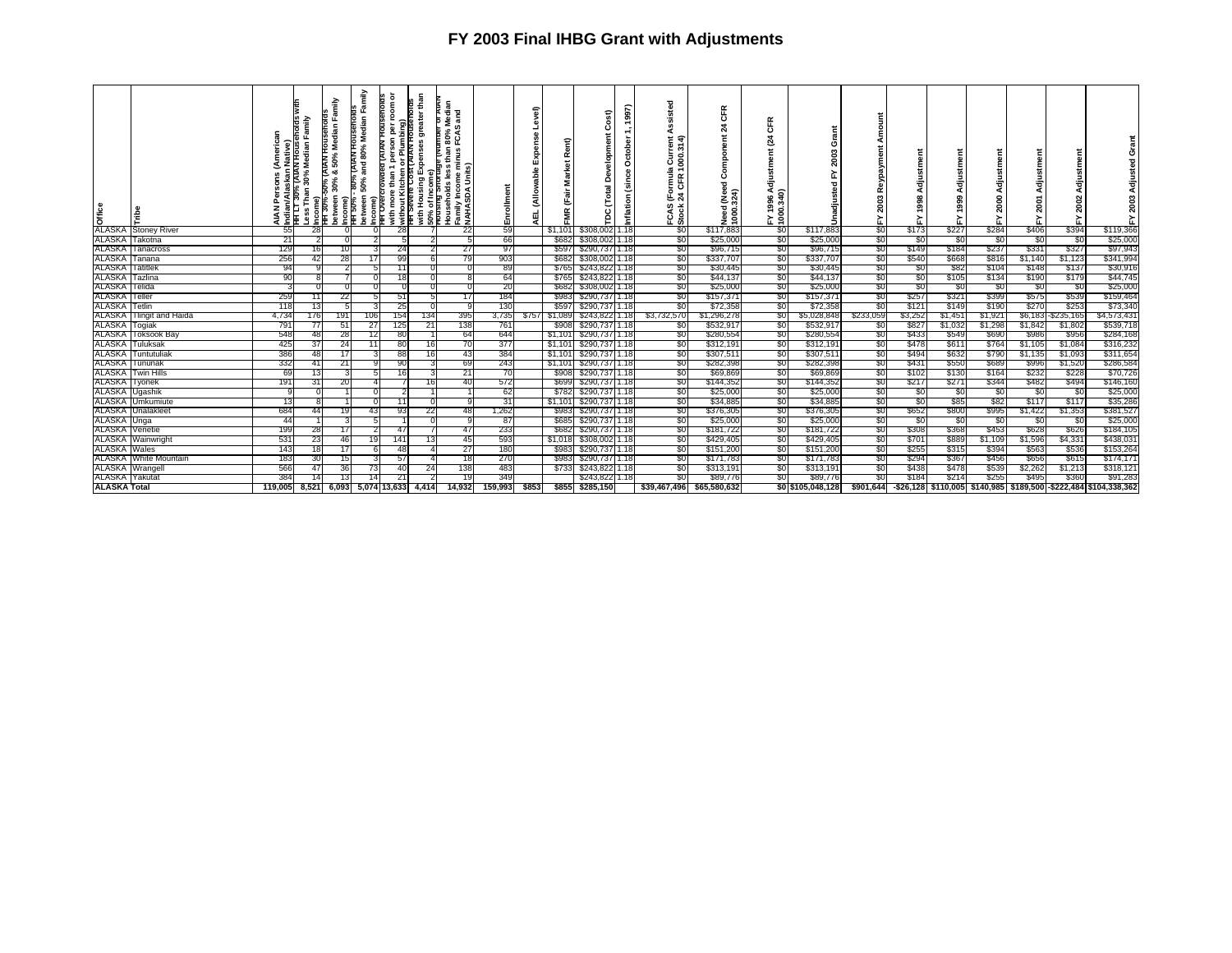# FY 2003 Final IHBG Grant with Adjustments

| Office | Tribe | AIAN Persons (American Indian/Alaskan Native) | HH LT 30% (AIAN Households with Less Than 30% Median Family Income) | HH 30%-50% (AIAN Households between 30% & 50% Median Family Income) | HH 50% - 80% (AIAN Households between 50% and 80% Median Family Income) | HH Overcrowded (AIAN Households with more than 1 person per room or without Kitchen or Plumbing) | HH Severe Cost (AIAN Households with Housing Expenses greater than 50% of Income) | Housing Shortage (Number of AIAN Households less than 80% Median Family Income minus FCAS and NAHASDA Units) | Enrollment | AEL (Allowable Expense Level) | FMR (Fair Market Rent) | TDC (Total Development Cost) | Inflation (since October 1, 1997) | FCAS (Formula Current Assisted Stock 24 CFR 1000.314) | Need (Need Component 24 CFR 1000.324) | FY 1996 Adjustment (24 CFR 1000.340) | Unadjusted FY 2003 Grant | FY 2003 Repayment Amount | FY 1998 Adjustment | FY 1999 Adjustment | FY 2000 Adjustment | FY 2001 Adjustment | FY 2002 Adjustment | FY 2003 Adjusted Grant |
|---|---|---|---|---|---|---|---|---|---|---|---|---|---|---|---|---|---|---|---|---|---|---|---|---|
| ALASKA | Stoney River | 55 | 28 | 0 | 0 | 28 | 7 | 22 | 59 | | $1,101 | $308,002 | 1.18 | $0 | $117,883 | $0 | $117,883 | $0 | $173 | $227 | $284 | $406 | $394 | $119,366 |
| ALASKA | Takotna | 21 | 2 | 0 | 2 | 5 | 2 | 5 | 66 | | $682 | $308,002 | 1.18 | $0 | $25,000 | $0 | $25,000 | $0 | $0 | $0 | $0 | $0 | $0 | $25,000 |
| ALASKA | Tanacross | 129 | 16 | 10 | 3 | 24 | 2 | 27 | 97 | | $597 | $290,737 | 1.18 | $0 | $96,715 | $0 | $96,715 | $0 | $149 | $184 | $237 | $331 | $327 | $97,943 |
| ALASKA | Tanana | 256 | 42 | 28 | 17 | 99 | 6 | 79 | 903 | | $682 | $308,002 | 1.18 | $0 | $337,707 | $0 | $337,707 | $0 | $540 | $668 | $816 | $1,140 | $1,123 | $341,994 |
| ALASKA | Tatitlek | 94 | 9 | 2 | 5 | 11 | 0 | 0 | 89 | | $765 | $243,822 | 1.18 | $0 | $30,445 | $0 | $30,445 | $0 | $0 | $82 | $104 | $148 | $137 | $30,916 |
| ALASKA | Tazlina | 90 | 8 | 7 | 0 | 18 | 0 | 8 | 64 | | $765 | $243,822 | 1.18 | $0 | $44,137 | $0 | $44,137 | $0 | $0 | $105 | $134 | $190 | $179 | $44,745 |
| ALASKA | Telida | 3 | 0 | 0 | 0 | 0 | 0 | 0 | 20 | | $682 | $308,002 | 1.18 | $0 | $25,000 | $0 | $25,000 | $0 | $0 | $0 | $0 | $0 | $0 | $25,000 |
| ALASKA | Teller | 259 | 11 | 22 | 5 | 51 | 5 | 17 | 184 | | $983 | $290,737 | 1.18 | $0 | $157,371 | $0 | $157,371 | $0 | $257 | $321 | $399 | $575 | $539 | $159,464 |
| ALASKA | Tetlin | 118 | 13 | 5 | 3 | 25 | 0 | 9 | 130 | | $597 | $290,737 | 1.18 | $0 | $72,358 | $0 | $72,358 | $0 | $121 | $149 | $190 | $270 | $253 | $73,340 |
| ALASKA | Tlingit and Haida | 4,734 | 176 | 191 | 106 | 154 | 134 | 395 | 3,735 | $757 | $1,089 | $243,822 | 1.18 | $3,732,570 | $1,296,278 | $0 | $5,028,848 | $233,059 | $3,252 | $1,451 | $1,921 | $6,183 | -$235,165 | $4,573,431 |
| ALASKA | Togiak | 791 | 77 | 51 | 27 | 125 | 21 | 138 | 761 | | $908 | $290,737 | 1.18 | $0 | $532,917 | $0 | $532,917 | $0 | $827 | $1,032 | $1,298 | $1,842 | $1,802 | $539,718 |
| ALASKA | Toksook Bay | 548 | 48 | 28 | 12 | 80 | 1 | 64 | 644 | | $1,101 | $290,737 | 1.18 | $0 | $280,554 | $0 | $280,554 | $0 | $433 | $549 | $690 | $986 | $956 | $284,168 |
| ALASKA | Tuluksak | 425 | 37 | 24 | 11 | 80 | 16 | 70 | 377 | | $1,101 | $290,737 | 1.18 | $0 | $312,191 | $0 | $312,191 | $0 | $478 | $611 | $764 | $1,105 | $1,084 | $316,232 |
| ALASKA | Tuntutuliak | 386 | 48 | 17 | 3 | 88 | 16 | 43 | 384 | | $1,101 | $290,737 | 1.18 | $0 | $307,511 | $0 | $307,511 | $0 | $494 | $632 | $790 | $1,135 | $1,093 | $311,654 |
| ALASKA | Tununak | 332 | 41 | 21 | 9 | 90 | 3 | 69 | 243 | | $1,101 | $290,737 | 1.18 | $0 | $282,398 | $0 | $282,398 | $0 | $431 | $550 | $689 | $996 | $1,520 | $286,584 |
| ALASKA | Twin Hills | 69 | 13 | 3 | 5 | 16 | 3 | 21 | 70 | | $908 | $290,737 | 1.18 | $0 | $69,869 | $0 | $69,869 | $0 | $102 | $130 | $164 | $232 | $228 | $70,726 |
| ALASKA | Tyonek | 191 | 31 | 20 | 4 | 7 | 16 | 40 | 572 | | $699 | $290,737 | 1.18 | $0 | $144,352 | $0 | $144,352 | $0 | $217 | $271 | $344 | $482 | $494 | $146,160 |
| ALASKA | Ugashik | 9 | 0 | 1 | 0 | 2 | 1 | 1 | 62 | | $782 | $290,737 | 1.18 | $0 | $25,000 | $0 | $25,000 | $0 | $0 | $0 | $0 | $0 | $0 | $25,000 |
| ALASKA | Umkumiute | 13 | 8 | 1 | 0 | 11 | 0 | 9 | 31 | | $1,101 | $290,737 | 1.18 | $0 | $34,885 | $0 | $34,885 | $0 | $0 | $85 | $82 | $117 | $117 | $35,286 |
| ALASKA | Unalakleet | 684 | 44 | 19 | 43 | 93 | 22 | 48 | 1,262 | | $983 | $290,737 | 1.18 | $0 | $376,305 | $0 | $376,305 | $0 | $652 | $800 | $995 | $1,422 | $1,353 | $381,527 |
| ALASKA | Unga | 44 | 1 | 3 | 5 | 1 | 0 | 9 | 87 | | $685 | $290,737 | 1.18 | $0 | $25,000 | $0 | $25,000 | $0 | $0 | $0 | $0 | $0 | $0 | $25,000 |
| ALASKA | Venetie | 199 | 28 | 17 | 2 | 47 | 7 | 47 | 233 | | $682 | $290,737 | 1.18 | $0 | $181,722 | $0 | $181,722 | $0 | $308 | $368 | $453 | $628 | $626 | $184,105 |
| ALASKA | Wainwright | 531 | 23 | 46 | 19 | 141 | 13 | 45 | 593 | | $1,018 | $308,002 | 1.18 | $0 | $429,405 | $0 | $429,405 | $0 | $701 | $889 | $1,109 | $1,596 | $4,331 | $438,031 |
| ALASKA | Wales | 143 | 18 | 17 | 6 | 48 | 4 | 27 | 180 | | $983 | $290,737 | 1.18 | $0 | $151,200 | $0 | $151,200 | $0 | $255 | $315 | $394 | $563 | $536 | $153,264 |
| ALASKA | White Mountain | 183 | 30 | 15 | 3 | 57 | 4 | 18 | 270 | | $983 | $290,737 | 1.18 | $0 | $171,783 | $0 | $171,783 | $0 | $294 | $367 | $456 | $656 | $615 | $174,171 |
| ALASKA | Wrangell | 566 | 47 | 36 | 73 | 40 | 24 | 138 | 483 | | $733 | $243,822 | 1.18 | $0 | $313,191 | $0 | $313,191 | $0 | $438 | $478 | $539 | $2,262 | $1,213 | $318,121 |
| ALASKA | Yakutat | 384 | 14 | 13 | 14 | 21 | 2 | 19 | 349 | | | $243,822 | 1.18 | $0 | $89,776 | $0 | $89,776 | $0 | $184 | $214 | $255 | $495 | $360 | $91,283 |
| **ALASKA Total** | | **119,005** | **8,521** | **6,093** | **5,074** | **13,633** | **4,414** | **14,932** | **159,993** | **$853** | **$855** | **$285,150** | | **$39,467,496** | **$65,580,632** | **$0** | **$105,048,128** | **$901,644** | **-$26,128** | **$110,005** | **$140,985** | **$189,500** | **-$222,484** | **$104,338,362** |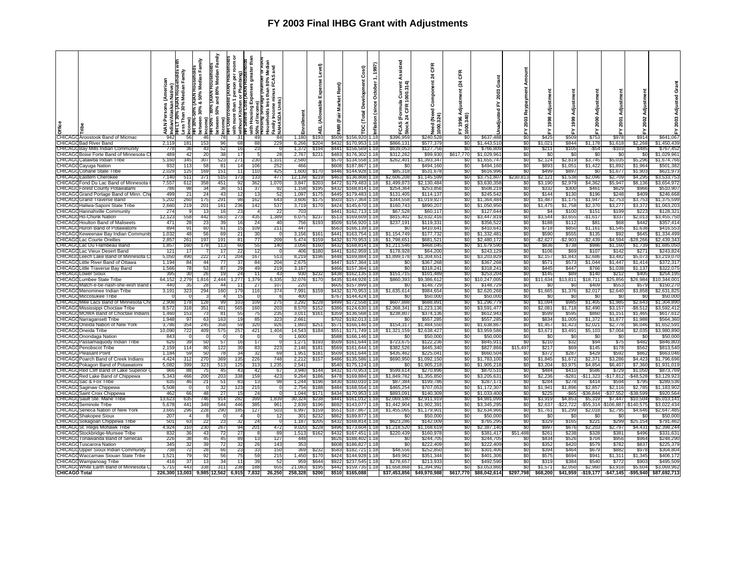# FY 2003 Final IHBG Grant with Adjustments

| Office | Tribe | AIAN Persons (American Indian/Alaskan Native) | HH LT 30% (AIAN Households with Less Than 30% Median Family Income) | HH 30%-50% (AIAN Households between 30% & 50% Median Family Income) | HH 50% - 80% (AIAN Households between 50% and 80% Median Family Income) | HH Overcrowded (AIAN Households with more than 1 person per room or without Kitchen or Plumbing) | HH Severe Cost (AIAN Households with Housing Expenses greater than 50% of Income) | Housing Shortage (Number of AIAN Households less than 80% Median Family Income minus FCAS and NAHASDA Units) | Enrollment | AEL (Allowable Expense Level) | FMR (Fair Market Rent) | TDC (Total Development Cost) | Inflation (since October 1, 1997) | FCAS (Formula Current Assisted Stock 24 CFR 1000.314) | Need (Need Component 24 CFR 1000.324) | FY 1996 Adjustment (24 CFR 1000.340) | Unadjusted FY 2003 Grant | FY 2003 Repayment Amount | FY 1998 Adjustment | FY 1999 Adjustment | FY 2000 Adjustment | FY 2001 Adjustment | FY 2002 Adjustment | FY 2003 Adjusted Grant |
|---|---|---|---|---|---|---|---|---|---|---|---|---|---|---|---|---|---|---|---|---|---|---|---|---|
| CHICAGO | Aroostook Band of Micmac | 942 | 56 | 46 | 78 | 31 | 49 | 84 | 1,180 | $193 | $509 | $156,920 | 1.18 | $396,959 | $240,528 | $0 | $637,488 | $0 | $425 | $509 | $753 | $978 | $914 | $641,067 |
| CHICAGO | Bad River Band | 2,119 | 181 | 153 | 96 | 68 | 88 | 229 | 6,266 | $204 | $432 | $170,953 | 1.18 | $866,131 | $577,379 | $0 | $1,443,510 | $0 | $1,021 | $844 | $1,178 | $1,618 | $2,268 | $1,450,439 |
| CHICAGO | Bay Mills Indian Community | 778 | 36 | 43 | 52 | 16 | 23 | 0 | 1,372 | $194 | $441 | $156,569 | 1.18 | $639,053 | $127,756 | $0 | $766,809 | $0 | $211 | $105 | -$54 | -$103 | $485 | $767,452 |
| CHICAGO | Boise Forte Band of Minnesota C | 489 | 42 | 20 | 38 | 17 | 5 | 28 | 2,767 | $231 | $483 | $176,302 | 1.18 | $312,262 | $99,930 | $617,770 | $1,029,961 | $0 | $0 | $0 | $0 | $0 | $0 | $1,029,961 |
| CHICAGO | Catawba Indian Tribe | 5,160 | 345 | 307 | 523 | 271 | 230 | 1,101 | 2,580 | | $570 | $134,558 | 1.18 | $262,401 | $1,393,347 | $0 | $1,655,747 | $0 | $2,124 | $2,819 | $3,745 | $5,035 | $5,296 | $1,674,766 |
| CHICAGO | Cayuga Nation | 932 | 113 | 58 | 81 | 14 | 106 | 252 | 466 | | $608 | $187,867 | 1.18 | $0 | $494,160 | $0 | $494,160 | $0 | $893 | $1,051 | $1,422 | $1,892 | $1,964 | $501,382 |
| CHICAGO | Coharie State Tribe | 2,029 | 125 | 169 | 151 | 11 | 110 | 425 | 1,600 | $170 | $446 | $144,928 | 1.18 | $85,318 | $531,678 | $0 | $616,996 | $0 | $499 | $897 | $0 | $1,677 | $1,903 | $621,973 |
| CHICAGO | Eastern Cherokee | 7,140 | 511 | 371 | 515 | 173 | 133 | 477 | 12,139 | $219 | $463 | $136,808 | 1.18 | $2,606,208 | $1,145,599 | $0 | $3,751,807 | $230,813 | $2,121 | $1,538 | $2,096 | $2,709 | $4,295 | $3,533,753 |
| CHICAGO | Fond Du Lac Band of Minnesota C | 7,557 | 612 | 358 | 451 | 92 | 362 | 1,070 | 3,847 | $203 | $472 | $179,483 | 1.18 | $1,499,873 | $2,130,484 | $0 | $3,630,358 | $0 | $3,190 | $2,979 | $4,362 | $5,947 | $8,136 | $3,654,972 |
| CHICAGO | Forest County Potawatami | 786 | 98 | 34 | 36 | 51 | 37 | 92 | 1,158 | $195 | $432 | $168,814 | 1.18 | $254,364 | $253,856 | $0 | $508,219 | $0 | $332 | $300 | $461 | $629 | $966 | $510,907 |
| CHICAGO | Grand Portage Band of Minn. Chi | 499 | 21 | 24 | 43 | 12 | 13 | 52 | 1,097 | $175 | $445 | $179,483 | 1.18 | $131,405 | $114,137 | $0 | $245,542 | $0 | $144 | $130 | $196 | $248 | $409 | $246,668 |
| CHICAGO | Grand Traverse Band | 5,202 | 260 | 175 | 291 | 98 | 162 | 643 | 3,606 | $175 | $503 | $157,364 | 1.18 | $344,558 | $1,019,927 | $0 | $1,364,484 | $0 | $1,487 | $1,175 | $1,947 | $2,753 | $3,753 | $1,375,599 |
| CHICAGO | Haliwa-Saponi State Tribe | 2,660 | 219 | 201 | 161 | 236 | 142 | 537 | 3,719 | $170 | $424 | $145,670 | 1.18 | $160,743 | $890,207 | $0 | $1,050,950 | $0 | $1,475 | $1,758 | $2,370 | $3,277 | $3,372 | $1,063,203 |
| CHICAGO | Hannahville Community | 274 | 9 | 13 | 16 | 23 | 4 | 22 | 703 | | $441 | $162,713 | 1.18 | $67,528 | $60,117 | $0 | $127,644 | $0 | $4 | $100 | $151 | $199 | $223 | $128,321 |
| CHICAGO | Ho-Chunk Nation | 12,123 | 558 | 442 | 563 | 273 | 435 | 1,389 | 6,075 | $237 | $513 | $169,609 | 1.18 | $815,402 | $2,632,416 | $0 | $3,447,819 | $0 | $3,544 | $3,655 | -$1,617 | $337 | $2,013 | $3,455,750 |
| CHICAGO | Houlton Band of Maliseets | 471 | 28 | 23 | 39 | 16 | 24 | 40 | 756 | $193 | $509 | $156,920 | 1.18 | $237,191 | $119,331 | $0 | $356,522 | $0 | $188 | $112 | $81 | $68 | $442 | $357,414 |
| CHICAGO | Huron Band of Potawatomi | 894 | 91 | 60 | 61 | 15 | 109 | 211 | 447 | | $563 | $166,139 | 1.18 | $0 | $410,641 | $0 | $410,641 | $0 | $718 | $850 | $1,161 | $1,545 | $1,638 | $416,553 |
| CHICAGO | Keweenaw Bay Indian Community | 1,032 | 48 | 56 | 69 | 21 | 30 | 0 | 3,156 | $161 | $441 | $163,754 | 1.18 | $1,154,749 | $177,732 | $0 | $1,332,481 | $0 | $590 | $555 | $135 | $92 | $645 | $1,334,499 |
| CHICAGO | Lac Courte Oreilles | 2,857 | 261 | 197 | 191 | 81 | 77 | 209 | 5,474 | $159 | $432 | $170,953 | 1.18 | $1,798,651 | $681,521 | $0 | $2,480,172 | $0 | -$2,627 | -$2,903 | -$2,439 | -$4,594 | -$28,266 | $2,439,343 |
| CHICAGO | Lac Du Flambeau Band | 1,857 | 160 | 178 | 113 | 60 | 55 | 140 | 3,056 | $160 | $432 | $168,814 | 1.18 | $1,211,546 | $468,045 | $0 | $1,679,590 | $0 | $836 | $738 | $986 | $1,160 | $1,739 | $1,685,050 |
| CHICAGO | Lac Vieux Desert Band | 121 | 17 | 7 | 17 | 22 | 12 | 0 | 406 | $180 | $441 | $162,959 | 1.18 | $178,928 | $64,200 | $0 | $243,129 | $0 | $106 | $69 | $107 | $142 | $271 | $243,824 |
| CHICAGO | Leech Lake Band of Minnesota C | 5,050 | 490 | 222 | 271 | 204 | 167 | 513 | 8,219 | $196 | $448 | $169,884 | 1.18 | $1,899,178 | $1,304,651 | $0 | $3,203,829 | $0 | $2,157 | $1,843 | $2,686 | $3,482 | $5,073 | $3,219,070 |
| CHICAGO | Little River Band of Ottawa | 1,194 | 84 | 44 | 77 | 37 | 84 | 204 | 2,675 | | $447 | $157,364 | 1.18 | $0 | $367,268 | $0 | $367,268 | $0 | $571 | $573 | $1,044 | $1,447 | $1,414 | $372,317 |
| CHICAGO | Little Traverse Bay Band | 1,566 | 78 | 53 | 87 | 29 | 49 | 219 | 3,167 | | $466 | $157,364 | 1.18 | $0 | $318,241 | $0 | $318,241 | $0 | $445 | $447 | $766 | $1,038 | $1,137 | $322,075 |
| CHICAGO | Lower Sioux | 395 | 30 | 26 | 19 | 29 | 11 | 43 | 930 | $232 | $438 | $162,135 | 1.18 | $151,715 | $101,489 | $0 | $253,204 | $0 | $145 | $89 | $140 | $212 | $405 | $254,195 |
| CHICAGO | Lumbee State Tribe | 64,152 | 2,279 | 1,816 | 2,444 | 1,277 | 1,379 | 6,335 | 32,076 | $170 | $435 | $144,928 | 1.18 | $860,393 | $9,386,612 | $0 | $10,247,005 | $0 | $11,634 | $13,811 | $18,711 | $25,856 | $26,984 | $10,344,001 |
| CHICAGO | Match-e-be-nash-she-wish Band | 440 | 35 | 28 | 44 | 11 | 27 | 107 | 220 | | $605 | $157,899 | 1.18 | $0 | $148,729 | $0 | $148,729 | $0 | $0 | $0 | $409 | $553 | $579 | $150,270 |
| CHICAGO | Menominee Indian Tribe | 3,191 | 323 | 294 | 160 | 179 | 116 | 374 | 7,991 | $159 | $432 | $170,953 | 1.18 | $1,635,614 | $984,654 | $0 | $2,620,268 | $0 | $1,665 | $1,376 | $2,017 | $2,640 | $3,858 | $2,631,825 |
| CHICAGO | Miccosukee Tribe | 0 | 0 | 3 | 4 | 15 | 0 | 6 | 400 | | $767 | $144,424 | 1.18 | $0 | $50,000 | $0 | $50,000 | $0 | $0 | $0 | $0 | $0 | $0 | $50,000 |
| CHICAGO | Mille Lacs Band of Minnesota Chi | 2,908 | 178 | 128 | 99 | 103 | 109 | 275 | 3,292 | $228 | $499 | $172,558 | 1.18 | $607,888 | $688,891 | $0 | $1,296,779 | $0 | $1,094 | $985 | $1,405 | $1,985 | $2,643 | $1,304,890 |
| CHICAGO | Mississippi Choctaw Tribe | 8,572 | 318 | 351 | 401 | 565 | 160 | 203 | 8,570 | $152 | $386 | $124,630 | 1.18 | $2,368,341 | $1,223,136 | $0 | $3,591,477 | $0 | $2,081 | $1,718 | $2,490 | $3,157 | -$8,512 | $3,592,412 |
| CHICAGO | MOWA Band of Choctaw Indians | 1,460 | 153 | 73 | 81 | 55 | 75 | 235 | 3,011 | $161 | $359 | $136,568 | 1.18 | $238,807 | $374,136 | $0 | $612,943 | $0 | $599 | $595 | $860 | $1,151 | $1,465 | $617,612 |
| CHICAGO | Narragansett Tribe | 1,948 | 97 | 63 | 163 | 19 | 85 | 323 | 2,661 | | $702 | $192,013 | 1.18 | $0 | $557,285 | $0 | $557,285 | $0 | $834 | $1,005 | $1,372 | $1,877 | $1,988 | $564,360 |
| CHICAGO | Oneida Nation of New York | 3,786 | 354 | 245 | 358 | 59 | 320 | 926 | 1,893 | $251 | $571 | $166,146 | 1.18 | $154,317 | $1,484,550 | $0 | $1,638,867 | $0 | $1,457 | $1,423 | $2,021 | $2,778 | $6,046 | $1,652,591 |
| CHICAGO | Oneida Tribe | 10,090 | 722 | 409 | 575 | 257 | 421 | 1,404 | 14,543 | $184 | $551 | $171,749 | 1.18 | $1,321,159 | $2,638,427 | $0 | $3,959,586 | $0 | $3,671 | $3,491 | $5,103 | $7,004 | $2,035 | $3,980,890 |
| CHICAGO | Onondaga Nation | 843 | 0 | 0 | 0 | 0 | 0 | 0 | 1,600 | | $588 | $166,146 | 1.18 | $0 | $50,000 | $0 | $50,000 | $0 | $0 | $0 | $0 | $0 | $0 | $50,000 |
| CHICAGO | Passamaquody Indian Tribe | 626 | 39 | 50 | 57 | 16 | 17 | 0 | 1,271 | $193 | $509 | $161,644 | 1.18 | $723,675 | $122,236 | $0 | $845,911 | $0 | $210 | $32 | $94 | $75 | $482 | $846,803 |
| CHICAGO | Penobscot Tribe | 2,159 | 114 | 80 | 122 | 30 | 83 | 223 | 2,146 | $181 | $569 | $161,644 | 1.18 | $382,526 | $445,340 | $0 | $827,866 | $15,497 | $217 | $69 | $145 | $178 | $562 | $813,540 |
| CHICAGO | Pleasant Point | 1,184 | 59 | 50 | 78 | 34 | 32 | 69 | 1,951 | $181 | $509 | $161,644 | 1.18 | $435,462 | $225,041 | $0 | $660,504 | $0 | $372 | $287 | $429 | $592 | $862 | $663,046 |
| CHICAGO | Poarch Band of Creek Indians | 4,424 | 312 | 270 | 369 | 135 | 226 | 748 | 2,212 | $157 | $486 | $135,586 | 1.18 | $690,950 | $1,092,150 | $0 | $1,783,100 | $0 | $1,845 | $1,672 | $2,371 | $3,286 | $4,423 | $1,796,696 |
| CHICAGO | Pokagon Band of Potawatomi | 5,082 | 399 | 323 | 513 | 125 | 313 | 1,235 | 2,541 | | $540 | $175,124 | 1.18 | $0 | $1,905,218 | $0 | $1,905,218 | $0 | $3,204 | $3,975 | $4,854 | $6,407 | $7,360 | $1,931,019 |
| CHICAGO | Red Cliff Band of Lake Superior C | 966 | 88 | 75 | 45 | 43 | 42 | 67 | 3,940 | $144 | $432 | $170,953 | 1.18 | $599,614 | $270,896 | $0 | $870,510 | $0 | $484 | $410 | $586 | $729 | $1,050 | $873,769 |
| CHICAGO | Red Lake Band of Chippewa | 5,343 | 466 | 200 | 203 | 338 | 159 | 423 | 9,264 | $186 | $478 | $169,884 | 1.18 | $1,849,782 | $1,355,850 | $0 | $3,205,631 | $0 | $2,236 | -$281 | -$11,323 | -$17,812 | -$48,528 | $3,129,923 |
| CHICAGO | Sac & Fox Tribe | 635 | 46 | 21 | 51 | 83 | 13 | 98 | 1,244 | $196 | $430 | $160,010 | 1.18 | $87,384 | $199,786 | $0 | $287,171 | $0 | $284 | $278 | $414 | $594 | $795 | $289,536 |
| CHICAGO | Saginaw Chippewa | 5,508 | 0 | 0 | 32 | 123 | 215 | 0 | 2,754 | $188 | $484 | $168,554 | 1.18 | $465,254 | $707,053 | $0 | $1,172,307 | $0 | $1,941 | $1,896 | $2,857 | $2,116 | $2,785 | $1,183,902 |
| CHICAGO | Saint Croix Chippewa | 462 | 66 | 48 | 27 | 15 | 24 | 0 | 1,044 | $171 | $434 | $170,953 | 1.18 | $893,091 | $140,309 | $0 | $1,033,400 | $0 | $225 | -$65 | -$36,844 | -$37,552 | -$38,599 | $920,564 |
| CHICAGO | Sault Ste. Marie Tribe | 13,623 | 635 | 746 | 914 | 282 | 399 | 1,839 | 30,324 | $238 | $441 | $161,012 | 1.18 | $2,069,180 | $2,911,919 | $0 | $4,981,099 | $0 | $3,919 | $4,853 | $5,319 | $7,447 | $10,504 | $5,013,141 |
| CHICAGO | Seminole Tribe | 5,678 | 441 | 349 | 544 | 446 | 385 | 961 | 2,839 | $196 | $692 | $143,077 | 1.18 | $1,442,904 | $1,902,391 | $0 | $3,345,295 | $0 | $2,637 | -$22,722 | -$55,314 | -$106,887 | -$140,575 | $3,022,434 |
| CHICAGO | Seneca Nation of New York | 3,665 | 296 | 228 | 290 | 185 | 127 | 503 | 6,997 | $159 | $551 | $187,867 | 1.18 | $1,455,065 | $1,179,901 | $0 | $2,634,966 | $0 | $1,761 | $1,299 | $2,018 | $2,795 | $4,646 | $2,647,485 |
| CHICAGO | Shakopee Sioux | 207 | 4 | 8 | 0 | 4 | 0 | 12 | 301 | $232 | $862 | $189,877 | 1.18 | $0 | $50,000 | $0 | $50,000 | $0 | $0 | $0 | $0 | $0 | $0 | $50,000 |
| CHICAGO | Sokagoan Chippewa Tribe | 501 | 63 | 22 | 23 | 32 | 24 | 0 | 1,187 | $205 | $432 | $168,814 | 1.18 | $623,286 | $142,009 | $0 | $765,295 | $0 | $329 | $165 | $221 | $299 | $25,154 | $791,462 |
| CHICAGO | St. Regis Mohawk Tribe | 4,924 | 310 | 230 | 267 | 94 | 201 | 472 | 9,020 | $228 | $496 | $173,604 | 1.18 | $1,218,520 | $1,168,619 | $0 | $2,387,140 | $0 | $997 | $676 | $2,203 | $2,797 | $4,431 | $2,398,244 |
| CHICAGO | Stockbridge-Munsee Tribe | 832 | 36 | 43 | 72 | 27 | 8 | 89 | 1,513 | $162 | $432 | $167,451 | 1.18 | $220,439 | $160,978 | $0 | $381,417 | $51,488 | $261 | $238 | $328 | $381 | $496 | $331,631 |
| CHICAGO | Tonawanda Band of Senecas | 226 | 38 | 45 | 45 | 89 | 13 | 127 | 448 | | $626 | $188,402 | 1.18 | $0 | $244,705 | $0 | $244,705 | $0 | $434 | $526 | $704 | $956 | $964 | $248,290 |
| CHICAGO | Tuscarora Nation | 345 | 32 | 39 | 72 | 32 | 26 | 143 | 353 | | $608 | $186,827 | 1.18 | $0 | $222,409 | $0 | $222,409 | $0 | $352 | $420 | $579 | $782 | $837 | $225,379 |
| CHICAGO | Upper Sioux Indian Community | 738 | 72 | 28 | 66 | 23 | 33 | 150 | 369 | $232 | $583 | $182,721 | 1.18 | $48,556 | $252,850 | $0 | $301,406 | $0 | $394 | $464 | $679 | $882 | $978 | $304,804 |
| CHICAGO | Waccamaw Siouan State Tribe | 1,521 | 79 | 92 | 56 | 75 | 59 | 215 | 1,450 | $170 | $424 | $144,928 | 1.18 | $49,962 | $351,344 | $0 | $401,306 | $0 | $575 | $694 | $941 | $1,311 | $1,345 | $406,172 |
| CHICAGO | Wampanoag Tribe | 416 | 37 | 13 | 34 | 11 | 39 | 52 | 959 | $644 | $922 | $237,545 | 1.18 | $278,657 | $213,933 | $0 | $492,590 | $0 | $319 | $384 | $540 | $772 | $903 | $495,509 |
| CHICAGO | White Earth Band of Minnesota C | 5,715 | 443 | 338 | 311 | 238 | 188 | 655 | 21,083 | $195 | $442 | $159,735 | 1.18 | $1,658,868 | $1,394,992 | $0 | $3,053,860 | $0 | $1,571 | $2,050 | $2,960 | $3,918 | $5,604 | $3,069,962 |
| CHICAGO Total | | 226,300 | 13,003 | 9,985 | 12,562 | 6,915 | 7,832 | 26,250 | 258,328 | $200 | $510 | $165,088 | | $37,453,856 | $49,970,988 | $617,770 | $88,042,614 | $297,798 | $68,200 | $41,959 | -$19,177 | -$47,145 | -$95,940 | $87,692,713 |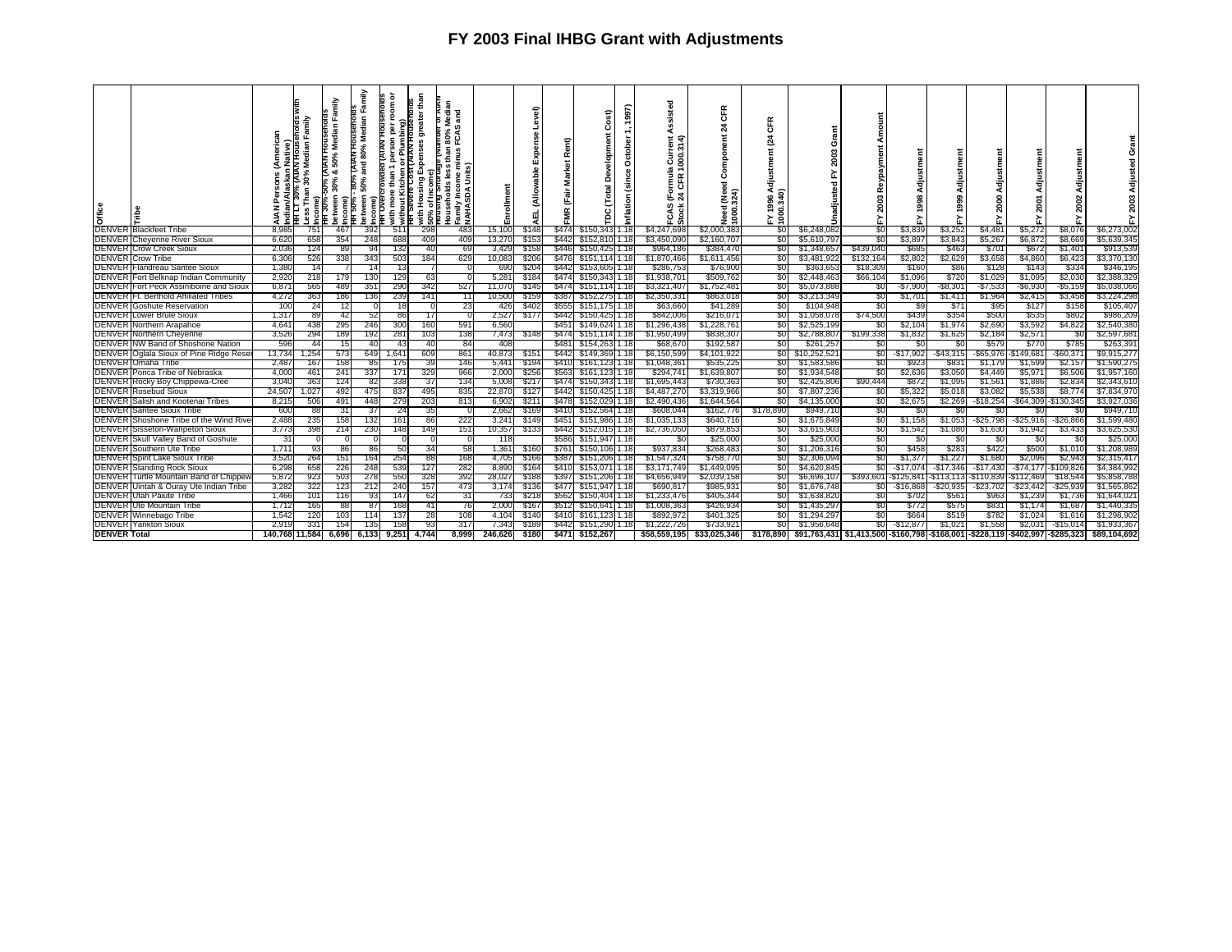# FY 2003 Final IHBG Grant with Adjustments

| Office | Tribe | AIAN Persons (American Indian/Alaskan Native) | HH LT 30% (AIAN Households with Less Than 30% Median Family Income) | HH 30%-50% (AIAN Households between 30% & 50% Median Family Income) | HH 50% - 80% (AIAN Households between 50% and 80% Median Family Income) | HH Overcrowded (AIAN Households with more than 1 person per room or without Kitchen or Plumbing) | HH Severe Cost (AIAN Households with Housing Expenses greater than 50% of Income) | Housing Shortage (Number of AIAN Households less than 80% Median Family Income minus FCAS and NAHASDA Units) | Enrollment | AEL (Allowable Expense Level) | FMR (Fair Market Rent) | TDC (Total Development Cost) | Inflation (since October 1, 1997) | FCAS (Formula Current Assisted Stock 24 CFR 1000.314) | Need (Need Component 24 CFR 1000.324) | FY 1996 Adjustment (24 CFR 1000.340) | Unadjusted FY 2003 Grant | FY 2003 Repayment Amount | FY 1998 Adjustment | FY 1999 Adjustment | FY 2000 Adjustment | FY 2001 Adjustment | FY 2002 Adjustment | FY 2003 Adjusted Grant |
|---|---|---|---|---|---|---|---|---|---|---|---|---|---|---|---|---|---|---|---|---|---|---|---|---|
| DENVER | Blackfeet Tribe | 8,985 | 751 | 467 | 392 | 511 | 298 | 483 | 15,100 | $148 | $474 | $150,343 | 1.18 | $4,247,698 | $2,000,383 | $0 | $6,248,082 | $0 | $3,839 | $3,252 | $4,481 | $5,272 | $8,076 | $6,273,002 |
| DENVER | Cheyenne River Sioux | 6,620 | 658 | 354 | 248 | 688 | 409 | 409 | 13,270 | $153 | $442 | $152,810 | 1.18 | $3,450,090 | $2,160,707 | $0 | $5,610,797 | $0 | $3,897 | $3,843 | $5,267 | $6,872 | $8,669 | $5,639,345 |
| DENVER | Crow Creek Sioux | 2,036 | 124 | 89 | 94 | 132 | 40 | 69 | 3,429 | $158 | $446 | $150,425 | 1.18 | $964,186 | $384,470 | $0 | $1,348,657 | $439,040 | $685 | $463 | $701 | $672 | $1,401 | $913,539 |
| DENVER | Crow Tribe | 6,306 | 526 | 338 | 343 | 503 | 184 | 629 | 10,083 | $206 | $476 | $151,114 | 1.18 | $1,870,466 | $1,611,456 | $0 | $3,481,922 | $132,164 | $2,802 | $2,629 | $3,658 | $4,860 | $6,423 | $3,370,130 |
| DENVER | Flandreau Santee Sioux | 1,380 | 14 | 7 | 14 | 13 | 7 | 0 | 690 | $204 | $442 | $153,605 | 1.18 | $286,753 | $76,900 | $0 | $363,653 | $18,309 | $160 | $86 | $128 | $143 | $334 | $346,195 |
| DENVER | Fort Belknap Indian Community | 2,920 | 218 | 179 | 130 | 129 | 63 | 0 | 5,281 | $184 | $474 | $150,343 | 1.18 | $1,938,701 | $509,762 | $0 | $2,448,463 | $66,104 | $1,096 | $720 | $1,029 | $1,095 | $2,030 | $2,388,329 |
| DENVER | Fort Peck Assiniboine and Sioux | 6,871 | 565 | 489 | 351 | 290 | 342 | 527 | 11,070 | $145 | $474 | $151,114 | 1.18 | $3,321,407 | $1,752,481 | $0 | $5,073,888 | $0 | -$7,900 | -$8,301 | -$7,533 | -$6,930 | -$5,159 | $5,038,066 |
| DENVER | Ft. Berthold Affiliated Tribes | 4,272 | 363 | 186 | 136 | 239 | 141 | 11 | 10,500 | $159 | $387 | $152,275 | 1.18 | $2,350,331 | $863,018 | $0 | $3,213,349 | $0 | $1,701 | $1,411 | $1,964 | $2,415 | $3,458 | $3,224,298 |
| DENVER | Goshute Reservation | 100 | 24 | 12 | 0 | 18 | 0 | 23 | 426 | $402 | $555 | $151,175 | 1.18 | $63,660 | $41,289 | $0 | $104,948 | $0 | $9 | $71 | $95 | $127 | $158 | $105,407 |
| DENVER | Lower Brule Sioux | 1,317 | 89 | 42 | 52 | 86 | 17 | 0 | 2,527 | $177 | $442 | $150,425 | 1.18 | $842,006 | $216,071 | $0 | $1,058,078 | $74,500 | $439 | $354 | $500 | $535 | $802 | $986,209 |
| DENVER | Northern Arapahoe | 4,641 | 438 | 295 | 246 | 300 | 160 | 591 | 6,560 | | $451 | $149,624 | 1.18 | $1,296,438 | $1,228,761 | $0 | $2,525,199 | $0 | $2,104 | $1,974 | $2,690 | $3,592 | $4,822 | $2,540,380 |
| DENVER | Northern Cheyenne | 3,526 | 294 | 189 | 192 | 281 | 103 | 138 | 7,473 | $148 | $474 | $151,114 | 1.18 | $1,950,499 | $838,307 | $0 | $2,788,807 | $199,338 | $1,832 | $1,625 | $2,184 | $2,571 | $0 | $2,597,681 |
| DENVER | NW Band of Shoshone Nation | 596 | 44 | 15 | 40 | 43 | 40 | 84 | 408 | | $481 | $154,263 | 1.18 | $68,670 | $192,587 | $0 | $261,257 | $0 | $0 | $0 | $579 | $770 | $785 | $263,391 |
| DENVER | Oglala Sioux of Pine Ridge Reser | 13,734 | 1,254 | 573 | 649 | 1,641 | 609 | 861 | 40,873 | $151 | $442 | $149,369 | 1.18 | $6,150,599 | $4,101,922 | $0 | $10,252,521 | $0 | -$17,902 | -$43,315 | -$65,976 | -$149,681 | -$60,371 | $9,915,277 |
| DENVER | Omaha Tribe | 2,487 | 167 | 158 | 85 | 175 | 39 | 146 | 5,441 | $194 | $410 | $161,123 | 1.18 | $1,048,361 | $535,225 | $0 | $1,583,586 | $0 | $923 | $831 | $1,179 | $1,599 | $2,157 | $1,590,275 |
| DENVER | Ponca Tribe of Nebraska | 4,000 | 461 | 241 | 337 | 171 | 329 | 966 | 2,000 | $256 | $563 | $161,123 | 1.18 | $294,741 | $1,639,807 | $0 | $1,934,548 | $0 | $2,636 | $3,050 | $4,449 | $5,971 | $6,506 | $1,957,160 |
| DENVER | Rocky Boy Chippewa-Cree | 3,040 | 363 | 124 | 82 | 338 | 37 | 134 | 5,008 | $217 | $474 | $150,343 | 1.18 | $1,695,443 | $730,363 | $0 | $2,425,806 | $90,444 | $872 | $1,095 | $1,561 | $1,886 | $2,834 | $2,343,610 |
| DENVER | Rosebud Sioux | 24,507 | 1,027 | 492 | 475 | 837 | 495 | 835 | 22,870 | $127 | $442 | $150,425 | 1.18 | $4,487,270 | $3,319,966 | $0 | $7,807,236 | $0 | $5,322 | $5,018 | $3,082 | $5,538 | $8,774 | $7,834,970 |
| DENVER | Salish and Kootenai Tribes | 8,215 | 506 | 491 | 448 | 279 | 203 | 813 | 6,902 | $211 | $478 | $152,029 | 1.18 | $2,490,436 | $1,644,564 | $0 | $4,135,000 | $0 | $2,675 | $2,269 | -$18,254 | -$64,309 | -$130,345 | $3,927,036 |
| DENVER | Santee Sioux Tribe | 600 | 88 | 31 | 37 | 24 | 35 | 0 | 2,662 | $169 | $410 | $152,564 | 1.18 | $608,044 | $162,776 | $178,890 | $949,710 | $0 | $0 | $0 | $0 | $0 | $0 | $949,710 |
| DENVER | Shoshone Tribe of the Wind Rive | 2,488 | 235 | 158 | 132 | 161 | 86 | 222 | 3,241 | $149 | $451 | $151,986 | 1.18 | $1,035,133 | $640,716 | $0 | $1,675,849 | $0 | $1,158 | $1,053 | -$25,798 | -$25,916 | -$26,866 | $1,599,480 |
| DENVER | Sisseton-Wahpeton Sioux | 3,773 | 398 | 214 | 230 | 148 | 149 | 151 | 10,357 | $133 | $442 | $152,015 | 1.18 | $2,736,050 | $879,853 | $0 | $3,615,903 | $0 | $1,542 | $1,080 | $1,630 | $1,942 | $3,433 | $3,625,530 |
| DENVER | Skull Valley Band of Goshute | 31 | 0 | 0 | 0 | 0 | 0 | 0 | 118 | | $586 | $151,947 | 1.18 | $0 | $25,000 | $0 | $25,000 | $0 | $0 | $0 | $0 | $0 | $0 | $25,000 |
| DENVER | Southern Ute Tribe | 1,711 | 93 | 86 | 86 | 50 | 34 | 58 | 1,361 | $160 | $761 | $150,106 | 1.18 | $937,834 | $268,483 | $0 | $1,206,316 | $0 | $458 | $283 | $422 | $500 | $1,010 | $1,208,989 |
| DENVER | Spirit Lake Sioux Tribe | 3,520 | 264 | 151 | 164 | 254 | 88 | 168 | 4,705 | $166 | $387 | $151,206 | 1.18 | $1,547,324 | $758,770 | $0 | $2,306,094 | $0 | $1,377 | $1,227 | $1,680 | $2,096 | $2,943 | $2,315,417 |
| DENVER | Standing Rock Sioux | 6,298 | 658 | 226 | 248 | 539 | 127 | 282 | 8,890 | $164 | $410 | $153,071 | 1.18 | $3,171,749 | $1,449,095 | $0 | $4,620,845 | $0 | -$17,074 | -$17,346 | -$17,430 | -$74,177 | -$109,826 | $4,384,992 |
| DENVER | Turtle Mountain Band of Chippew | 5,872 | 923 | 503 | 278 | 550 | 328 | 392 | 28,027 | $188 | $397 | $151,206 | 1.18 | $4,656,949 | $2,039,158 | $0 | $6,696,107 | $393,601 | -$125,841 | -$113,113 | -$110,839 | -$112,469 | $18,544 | $5,858,788 |
| DENVER | Uintah & Ouray Ute Indian Tribe | 3,282 | 322 | 123 | 212 | 240 | 157 | 473 | 3,174 | $136 | $477 | $151,947 | 1.18 | $690,817 | $985,931 | $0 | $1,676,748 | $0 | -$16,868 | -$20,935 | -$23,702 | -$23,442 | -$25,939 | $1,565,862 |
| DENVER | Utah Paiute Tribe | 1,466 | 101 | 116 | 93 | 147 | 62 | 31 | 733 | $218 | $562 | $150,404 | 1.18 | $1,233,476 | $405,344 | $0 | $1,638,820 | $0 | $702 | $561 | $963 | $1,239 | $1,736 | $1,644,021 |
| DENVER | Ute Mountain Tribe | 1,712 | 165 | 88 | 87 | 168 | 41 | 76 | 2,000 | $167 | $512 | $150,641 | 1.18 | $1,008,363 | $426,934 | $0 | $1,435,297 | $0 | $772 | $575 | $831 | $1,174 | $1,687 | $1,440,335 |
| DENVER | Winnebago Tribe | 1,542 | 120 | 103 | 114 | 137 | 28 | 108 | 4,104 | $140 | $410 | $161,123 | 1.18 | $892,972 | $401,325 | $0 | $1,294,297 | $0 | $664 | $519 | $782 | $1,024 | $1,616 | $1,298,902 |
| DENVER | Yankton Sioux | 2,919 | 331 | 154 | 135 | 158 | 93 | 317 | 7,343 | $189 | $442 | $151,290 | 1.18 | $1,222,726 | $733,921 | $0 | $1,956,648 | $0 | -$12,877 | $1,021 | $1,558 | $2,031 | -$15,014 | $1,933,367 |
| **DENVER Total** | | **140,768** | **11,584** | **6,696** | **6,133** | **9,251** | **4,744** | **8,999** | **246,626** | **$180** | **$471** | **$152,267** | | **$58,559,195** | **$33,025,346** | **$178,890** | **$91,763,431** | **$1,413,500** | **-$160,798** | **-$168,001** | **-$228,119** | **-$402,997** | **-$285,323** | **$89,104,692** |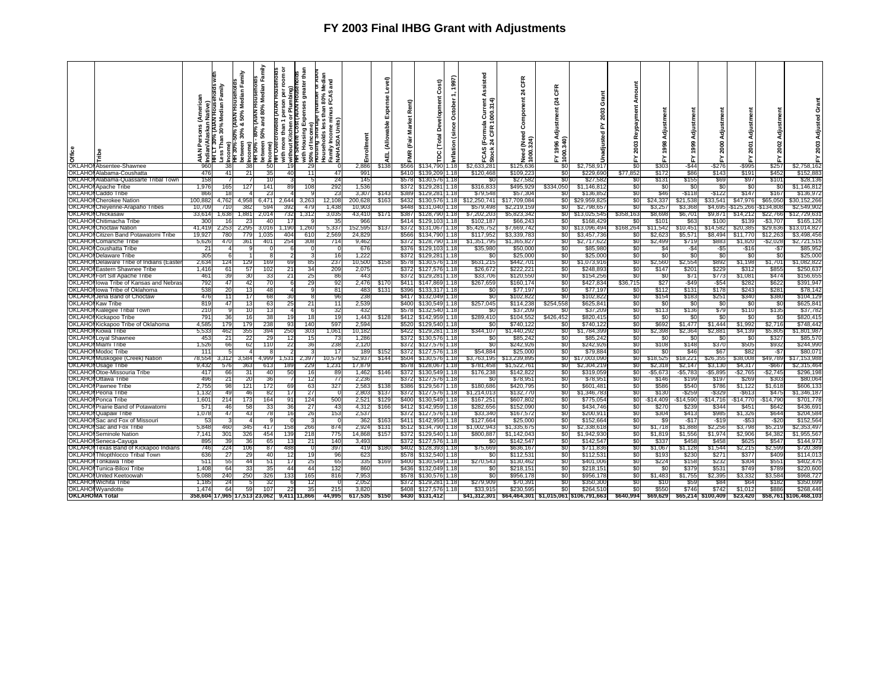# FY 2003 Final IHBG Grant with Adjustments

| Office | Tribe | AIAN Persons (American Indian/Alaskan Native) | HH LT 30% (AIAN Households with Less Than 30% Median Family Income) | HH 30%-50% (AIAN Households between 30% & 50% Median Family Income) | HH 50% - 80% (AIAN Households between 50% and 80% Median Family Income) | HH Overcrowded (AIAN Households with more than 1 person per room or without Kitchen or Plumbing) | HH Severe Cost (AIAN Households with Housing Expenses greater than 50% of Income) | Housing Shortage (Number of AIAN Households less than 80% Median Family Income minus FCAS and NAHASDA Units) | Enrollment | AEL (Allowable Expense Level) | FMR (Fair Market Rent) | TDC (Total Development Cost) | Inflation (since October 1, 1997) | FCAS (Formula Current Assisted Stock 24 CFR 1000.314) | Need (Need Component 24 CFR 1000.324) | FY 1996 Adjustment (24 CFR 1000.340) | Unadjusted FY 2003 Grant | FY 2003 Repayment Amount | FY 1998 Adjustment | FY 1999 Adjustment | FY 2000 Adjustment | FY 2001 Adjustment | FY 2002 Adjustment | FY 2003 Adjusted Grant |
|---|---|---|---|---|---|---|---|---|---|---|---|---|---|---|---|---|---|---|---|---|---|---|---|---|
| OKLAHOMA | Absentee-Shawnee | 960 | 38 | 38 | 50 | 19 | 29 | 0 | 2,886 | $138 | $566 | $134,790 | 1.18 | $2,633,281 | $125,636 | $0 | $2,758,917 | $0 | $303 | -$44 | -$276 | -$995 | $257 | $2,758,162 |
| OKLAHOMA | Alabama-Coushatta | 476 | 41 | 21 | 35 | 40 | 11 | 47 | 991 | | $410 | $139,209 | 1.18 | $120,468 | $109,223 | $0 | $229,690 | $77,852 | $172 | $86 | $143 | $191 | $452 | $152,883 |
| OKLAHOMA | Alabama-Quassarte Tribal Town | 158 | 7 | 7 | 10 | 3 | 5 | 24 | 145 | | $578 | $130,576 | 1.18 | $0 | $27,582 | $0 | $27,582 | $0 | $131 | $155 | $69 | $97 | $101 | $28,136 |
| OKLAHOMA | Apache Tribe | 1,976 | 165 | 127 | 141 | 89 | 108 | 292 | 1,536 | | $372 | $129,281 | 1.18 | $316,833 | $495,929 | $334,050 | $1,146,812 | $0 | $0 | $0 | $0 | $0 | $0 | $1,146,812 |
| OKLAHOMA | Caddo Tribe | 866 | 18 | 4 | 23 | 4 | 9 | 23 | 3,307 | $143 | $389 | $129,281 | 1.18 | $79,548 | $57,304 | $0 | $136,852 | $0 | $46 | -$118 | -$122 | $147 | $167 | $136,972 |
| OKLAHOMA | Cherokee Nation | 100,882 | 4,762 | 4,958 | 6,471 | 2,644 | 3,263 | 12,108 | 200,628 | $163 | $432 | $130,576 | 1.18 | $12,250,741 | $17,709,084 | $0 | $29,959,825 | $0 | $24,337 | $21,538 | $33,541 | $47,976 | $65,050 | $30,152,266 |
| OKLAHOMA | Cheyenne-Arapaho Tribes | 10,709 | 710 | 382 | 594 | 392 | 479 | 1,438 | 10,903 | | $448 | $131,040 | 1.18 | $579,498 | $2,219,159 | $0 | $2,798,657 | $0 | $3,257 | $3,368 | $4,695 | -$125,266 | -$134,808 | $2,549,902 |
| OKLAHOMA | Chickasaw | 33,614 | 1,638 | 1,881 | 2,014 | 732 | 1,312 | 3,035 | 43,410 | $171 | $387 | $128,790 | 1.18 | $7,202,203 | $5,823,342 | $0 | $13,025,545 | $358,163 | $8,698 | $6,701 | $9,871 | $14,212 | $22,768 | $12,729,631 |
| OKLAHOMA | Chitimacha Tribe | 300 | 16 | 23 | 40 | 17 | 9 | 35 | 966 | | $414 | $129,103 | 1.18 | $102,187 | $66,243 | $0 | $168,429 | $0 | $101 | $63 | $100 | $139 | -$3,707 | $165,126 |
| OKLAHOMA | Choctaw Nation | 41,419 | 2,253 | 2,295 | 3,016 | 1,190 | 1,260 | 5,337 | 152,595 | $137 | $372 | $131,067 | 1.18 | $5,426,752 | $7,669,742 | $0 | $13,096,494 | $168,264 | $11,542 | $10,451 | $14,582 | $20,385 | $29,636 | $13,014,827 |
| OKLAHOMA | Citizen Band Potawatomi Tribe | 19,927 | 780 | 779 | 1,035 | 404 | 610 | 2,569 | 24,829 | | $566 | $134,790 | 1.18 | $117,952 | $3,339,783 | $0 | $3,457,736 | $0 | $2,623 | $5,571 | $8,494 | $11,770 | $12,263 | $3,498,456 |
| OKLAHOMA | Comanche Tribe | 5,626 | 470 | 361 | 401 | 254 | 308 | 714 | 9,462 | | $372 | $128,790 | 1.18 | $1,351,795 | $1,365,827 | $0 | $2,717,622 | $0 | $2,499 | $719 | $883 | $1,820 | -$2,028 | $2,721,515 |
| OKLAHOMA | Coushatta Tribe | 21 | 4 | 9 | 0 | 6 | 0 | 0 | 676 | | $376 | $129,103 | 1.18 | $35,980 | $50,000 | $0 | $85,980 | $0 | $4 | -$4 | -$5 | -$16 | -$7 | $85,952 |
| OKLAHOMA | Delaware Tribe | 305 | 6 | 1 | 8 | 2 | 3 | 16 | 1,222 | | $372 | $129,281 | 1.18 | $0 | $25,000 | $0 | $25,000 | $0 | $0 | $0 | $0 | $0 | $0 | $25,000 |
| OKLAHOMA | Delaware Tribe of Indians (Eastern) | 2,634 | 124 | 129 | 169 | 69 | 85 | 237 | 10,500 | $158 | $578 | $130,576 | 1.18 | $631,215 | $442,701 | $0 | $1,073,916 | $0 | $2,560 | $2,554 | $892 | $1,198 | $1,701 | $1,082,822 |
| OKLAHOMA | Eastern Shawnee Tribe | 1,416 | 61 | 57 | 102 | 21 | 34 | 209 | 2,075 | | $372 | $127,576 | 1.18 | $26,672 | $222,221 | $0 | $248,893 | $0 | $147 | $201 | $229 | $312 | $855 | $250,637 |
| OKLAHOMA | Fort Sill Apache Tribe | 461 | 39 | 30 | 33 | 21 | 25 | 86 | 443 | | $372 | $129,281 | 1.18 | $33,706 | $120,550 | $0 | $154,256 | $0 | $0 | $71 | $773 | $1,081 | $474 | $156,655 |
| OKLAHOMA | Iowa Tribe of Kansas and Nebraska | 792 | 47 | 42 | 70 | 6 | 29 | 92 | 2,476 | $170 | $411 | $147,869 | 1.18 | $267,659 | $160,174 | $0 | $427,834 | $36,715 | $27 | -$49 | -$54 | $282 | $622 | $391,947 |
| OKLAHOMA | Iowa Tribe of Oklahoma | 538 | 20 | 13 | 48 | 4 | 9 | 81 | 483 | $131 | $396 | $133,317 | 1.18 | $0 | $77,197 | $0 | $77,197 | $0 | $112 | $131 | $178 | $243 | $281 | $78,142 |
| OKLAHOMA | Jena Band of Choctaw | 476 | 11 | 17 | 68 | 30 | 8 | 96 | 238 | | $417 | $132,049 | 1.18 | $0 | $102,822 | $0 | $102,822 | $0 | $154 | $183 | $251 | $340 | $380 | $104,129 |
| OKLAHOMA | Kaw Tribe | 819 | 47 | 13 | 63 | 25 | 21 | 11 | 2,539 | | $400 | $130,549 | 1.18 | $257,045 | $114,238 | $254,558 | $625,841 | $0 | $0 | $0 | $0 | $0 | $0 | $625,841 |
| OKLAHOMA | Kialegee Tribal Town | 210 | 9 | 10 | 13 | 4 | 6 | 32 | 432 | | $578 | $132,540 | 1.18 | $0 | $37,209 | $0 | $37,209 | $0 | $113 | $136 | $79 | $110 | $135 | $37,782 |
| OKLAHOMA | Kickapoo Tribe | 791 | 36 | 16 | 38 | 19 | 18 | 19 | 1,443 | $128 | $412 | $142,959 | 1.18 | $289,410 | $104,552 | $426,452 | $820,415 | $0 | $0 | $0 | $0 | $0 | $0 | $820,415 |
| OKLAHOMA | Kickapoo Tribe of Oklahoma | 4,585 | 179 | 179 | 238 | 93 | 140 | 597 | 2,594 | | $520 | $129,540 | 1.18 | $0 | $740,122 | $0 | $740,122 | $0 | $692 | $1,477 | $1,444 | $1,992 | $2,716 | $748,442 |
| OKLAHOMA | Kiowa Tribe | 5,533 | 462 | 355 | 394 | 250 | 303 | 1,061 | 10,182 | | $422 | $129,281 | 1.18 | $344,107 | $1,440,292 | $0 | $1,784,399 | $0 | $2,398 | $2,364 | $2,881 | $4,139 | $5,805 | $1,801,987 |
| OKLAHOMA | Loyal Shawnee | 453 | 21 | 22 | 29 | 12 | 15 | 73 | 1,286 | | $372 | $130,576 | 1.18 | $0 | $85,242 | $0 | $85,242 | $0 | $0 | $0 | $0 | $0 | $327 | $85,570 |
| OKLAHOMA | Miami Tribe | 1,526 | 66 | 62 | 110 | 22 | 36 | 238 | 2,120 | | $372 | $127,576 | 1.18 | $0 | $242,926 | $0 | $242,926 | $0 | $108 | $148 | $370 | $505 | $932 | $244,990 |
| OKLAHOMA | Modoc Tribe | 111 | 5 | 4 | 8 | 2 | 3 | 17 | 189 | $152 | $372 | $127,576 | 1.18 | $54,884 | $25,000 | $0 | $79,884 | $0 | $0 | $46 | $67 | $82 | -$7 | $80,071 |
| OKLAHOMA | Muskogee (Creek) Nation | 78,554 | 3,312 | 3,584 | 4,999 | 1,531 | 2,397 | 10,579 | 52,937 | $144 | $504 | $130,576 | 1.18 | $3,763,195 | $13,239,895 | $0 | $17,003,090 | $0 | $18,525 | $18,221 | $26,355 | $38,008 | $49,789 | $17,153,988 |
| OKLAHOMA | Osage Tribe | 9,432 | 576 | 363 | 613 | 189 | 229 | 1,231 | 17,879 | | $578 | $128,067 | 1.18 | $781,458 | $1,522,761 | $0 | $2,304,219 | $0 | $2,318 | $2,147 | $3,130 | $4,317 | -$667 | $2,315,464 |
| OKLAHOMA | Otoe-Missouria Tribe | 417 | 66 | 31 | 40 | 50 | 16 | 89 | 1,462 | $146 | $372 | $130,549 | 1.18 | $176,238 | $142,822 | $0 | $319,059 | $0 | -$5,673 | -$5,783 | -$5,895 | -$2,765 | -$2,745 | $296,198 |
| OKLAHOMA | Ottawa Tribe | 496 | 21 | 20 | 36 | 7 | 12 | 77 | 2,236 | | $372 | $127,576 | 1.18 | $0 | $78,951 | $0 | $78,951 | $0 | $146 | $199 | $197 | $269 | $303 | $80,064 |
| OKLAHOMA | Pawnee Tribe | 2,755 | 98 | 121 | 172 | 69 | 63 | 327 | 2,583 | $138 | $386 | $129,567 | 1.18 | $180,686 | $420,795 | $0 | $601,481 | $0 | $586 | $540 | $786 | $1,122 | $1,618 | $606,133 |
| OKLAHOMA | Peoria Tribe | 1,132 | 49 | 46 | 82 | 17 | 27 | 0 | 2,803 | $137 | $372 | $127,576 | 1.18 | $1,214,013 | $132,770 | $0 | $1,346,783 | $0 | $130 | -$259 | -$329 | -$613 | $475 | $1,346,187 |
| OKLAHOMA | Ponca Tribe | 1,601 | 214 | 173 | 164 | 91 | 124 | 500 | 2,521 | $129 | $400 | $130,549 | 1.18 | $167,251 | $607,802 | $0 | $775,054 | $0 | -$14,409 | -$14,590 | -$14,716 | -$14,770 | -$14,790 | $701,778 |
| OKLAHOMA | Prairie Band of Potawatomi | 571 | 46 | 58 | 33 | 36 | 27 | 43 | 4,312 | $166 | $412 | $142,959 | 1.18 | $282,656 | $152,090 | $0 | $434,746 | $0 | $270 | $239 | $344 | $451 | $642 | $436,691 |
| OKLAHOMA | Quapaw Tribe | 1,078 | 47 | 43 | 78 | 16 | 26 | 153 | 2,537 | | $372 | $127,576 | 1.18 | $33,340 | $167,572 | $0 | $200,911 | $0 | $304 | $413 | $985 | $1,326 | $644 | $204,584 |
| OKLAHOMA | Sac and Fox of Missouri | 53 | 3 | 4 | 9 | 0 | 3 | 0 | 362 | $163 | $411 | $142,959 | 1.18 | $127,664 | $25,000 | $0 | $152,664 | $0 | $9 | -$17 | -$19 | -$53 | -$20 | $152,564 |
| OKLAHOMA | Sac and Fox Tribe | 5,848 | 460 | 345 | 417 | 158 | 266 | 874 | 2,924 | $131 | $512 | $134,790 | 1.18 | $1,002,943 | $1,335,675 | $0 | $2,338,618 | $0 | $1,718 | $1,888 | $2,256 | $3,798 | $5,219 | $2,353,497 |
| OKLAHOMA | Seminole Nation | 7,141 | 301 | 326 | 454 | 139 | 218 | 775 | 14,868 | $157 | $372 | $129,540 | 1.18 | $800,887 | $1,142,043 | $0 | $1,942,930 | $0 | $1,819 | $1,556 | $1,974 | $2,906 | $4,382 | $1,955,567 |
| OKLAHOMA | Seneca-Cayuga | 895 | 39 | 36 | 65 | 13 | 21 | 140 | 3,493 | | $372 | $127,576 | 1.18 | $0 | $142,547 | $0 | $142,547 | $0 | $337 | $458 | $458 | $625 | $547 | $144,973 |
| OKLAHOMA | Texas Band of Kickapoo Indians | 746 | 224 | 106 | 87 | 488 | 0 | 397 | 419 | $180 | $402 | $128,393 | 1.18 | $75,669 | $636,167 | $0 | $711,836 | $0 | $1,067 | $1,128 | $1,544 | $2,215 | $2,599 | $720,389 |
| OKLAHOMA | Thlopthlocco Tribal Town | 636 | 27 | 29 | 40 | 12 | 19 | 96 | 623 | | $578 | $132,540 | 1.18 | $0 | $112,531 | $0 | $112,531 | $0 | $193 | $230 | $271 | $377 | $409 | $114,013 |
| OKLAHOMA | Tonkawa Tribe | 511 | 55 | 44 | 51 | 17 | 25 | 65 | 335 | $169 | $400 | $130,549 | 1.18 | $270,543 | $130,462 | $0 | $401,006 | $0 | $224 | $158 | $232 | $304 | $551 | $402,475 |
| OKLAHOMA | Tunica-Biloxi Tribe | 1,408 | 64 | 33 | 35 | 44 | 44 | 132 | 860 | | $436 | $132,049 | 1.18 | $0 | $218,151 | $0 | $218,151 | $0 | $0 | $379 | $531 | $749 | $789 | $220,600 |
| OKLAHOMA | United Keetoowah | 5,088 | 240 | 250 | 326 | 133 | 165 | 816 | 7,953 | | $578 | $130,576 | 1.18 | $0 | $956,178 | $0 | $956,178 | $0 | $1,483 | $1,755 | $2,395 | $3,332 | $3,584 | $968,727 |
| OKLAHOMA | Wichita Tribe | 1,185 | 24 | 5 | 32 | 6 | 12 | 0 | 2,052 | | $372 | $129,281 | 1.18 | $279,909 | $70,391 | $0 | $350,300 | $0 | $10 | $59 | $84 | $64 | $182 | $350,699 |
| OKLAHOMA | Wyandotte | 1,474 | 64 | 59 | 107 | 22 | 35 | 215 | 3,820 | | $408 | $127,576 | 1.18 | $33,915 | $230,595 | $0 | $264,510 | $0 | $550 | $746 | $742 | $1,012 | $886 | $268,446 |
| **OKLAHOMA Total** | | **358,604** | **17,965** | **17,513** | **23,062** | **9,411** | **11,866** | **44,995** | **617,535** | **$150** | **$430** | **$131,412** | | **$41,312,301** | **$64,464,301** | **$1,015,061** | **$106,791,663** | **$640,994** | **$69,629** | **$65,214** | **$100,409** | **$23,420** | **$58,761** | **$106,468,103** |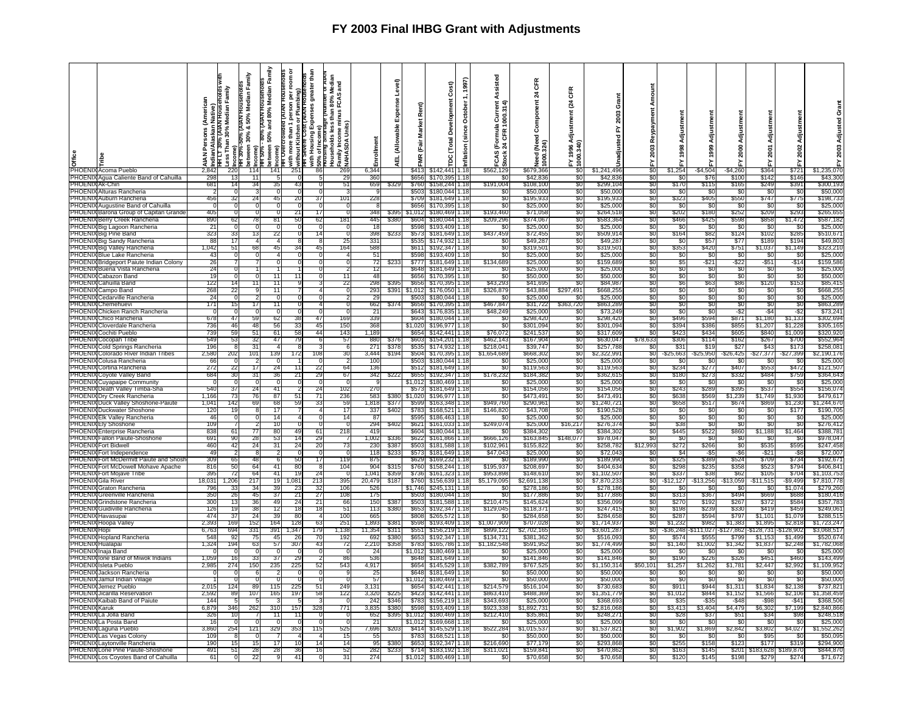# FY 2003 Final IHBG Grant with Adjustments

| Office | Tribe | AIAN Persons (American Indian/Alaskan Native) | HH LT 30% (AIAN Households with Less Than 30% Median Family Income) | HH 30%-50% (AIAN Households between 30% & 50% Median Family Income) | HH 50% - 80% (AIAN Households between 50% and 80% Median Family Income) | HH Overcrowded (AIAN Households with more than 1 person per room or without Kitchen or Plumbing) | HH Severe Cost (AIAN Households with Housing Expenses greater than 50% of Income) | Housing Shortage (Number of AIAN Households less than 80% Median Family Income minus FCAS and NAHASDA Units) | Enrollment | AEL (Allowable Expense Level) | FMR (Fair Market Rent) | TDC (Total Development Cost) | Inflation (since October 1, 1997) | FCAS (Formula Current Assisted Stock 24 CFR 1000.314) | Need (Need Component 24 CFR 1000.324) | FY 1996 Adjustment (24 CFR 1000.340) | Unadjusted FY 2003 Grant | FY 2003 Repayment Amount | FY 1998 Adjustment | FY 1999 Adjustment | FY 2000 Adjustment | FY 2001 Adjustment | FY 2002 Adjustment | FY 2003 Adjusted Grant |
|---|---|---|---|---|---|---|---|---|---|---|---|---|---|---|---|---|---|---|---|---|---|---|---|---|
| PHOENIX | Acoma Pueblo | 2,842 | 220 | 114 | 141 | 251 | 86 | 269 | 6,344 | | $413 | $142,441 | 1.18 | $562,129 | $679,366 | $0 | $1,241,496 | $0 | $1,254 | -$4,504 | -$4,260 | $364 | $721 | $1,235,070 |
| PHOENIX | Agua Caliente Band of Cahuilla | 298 | 13 | 11 | 5 | 0 | 5 | 29 | 360 | | $656 | $170,395 | 1.18 | $0 | $42,836 | $0 | $42,836 | $0 | $0 | $76 | $100 | $142 | $146 | $43,300 |
| PHOENIX | Ak-Chin | 681 | 14 | 34 | 35 | 43 | 0 | 51 | 659 | $329 | $760 | $158,244 | 1.18 | $191,004 | $108,100 | $0 | $299,104 | $0 | $170 | $115 | $165 | $249 | $391 | $300,193 |
| PHOENIX | Alturas Rancheria | 2 | 0 | 3 | 0 | 0 | 0 | 3 | 9 | | $503 | $180,044 | 1.18 | $0 | $50,000 | $0 | $50,000 | $0 | $0 | $0 | $0 | $0 | $0 | $50,000 |
| PHOENIX | Auburn Rancheria | 456 | 32 | 24 | 45 | 20 | 37 | 101 | 228 | | $709 | $181,649 | 1.18 | $0 | $195,933 | $0 | $195,933 | $0 | $323 | $405 | $550 | $747 | $775 | $198,733 |
| PHOENIX | Augustine Band of Cahuilla | 0 | 0 | 0 | 0 | 0 | 0 | 0 | 8 | | $656 | $170,395 | 1.18 | $0 | $25,000 | $0 | $25,000 | $0 | $0 | $0 | $0 | $0 | $0 | $25,000 |
| PHOENIX | Barona Group of Capitan Grande | 405 | 0 | 0 | 0 | 21 | 17 | 0 | 348 | $395 | $1,012 | $180,469 | 1.18 | $193,460 | $71,058 | $0 | $264,518 | $0 | $202 | $180 | $252 | $209 | $293 | $265,655 |
| PHOENIX | Berry Creek Rancheria | 890 | 62 | 78 | 81 | 50 | 62 | 181 | 445 | $380 | $604 | $180,044 | 1.18 | $209,296 | $374,067 | $0 | $583,364 | $0 | $466 | $425 | $598 | $858 | $1,472 | $587,182 |
| PHOENIX | Big Lagoon Rancheria | 21 | 0 | 0 | 0 | 0 | 0 | 0 | 18 | | $598 | $193,409 | 1.18 | $0 | $25,000 | $0 | $25,000 | $0 | $0 | $0 | $0 | $0 | $0 | $25,000 |
| PHOENIX | Big Pine Band | 323 | 33 | 13 | 22 | 0 | 14 | 0 | 398 | $233 | $573 | $181,649 | 1.18 | $437,459 | $72,455 | $0 | $509,914 | $0 | $164 | $82 | $124 | $102 | $285 | $510,671 |
| PHOENIX | Big Sandy Rancheria | 88 | 17 | 4 | 4 | 8 | 8 | 25 | 331 | | $535 | $174,932 | 1.18 | $0 | $49,287 | $0 | $49,287 | $0 | $0 | $57 | $77 | $189 | $194 | $49,803 |
| PHOENIX | Big Valley Rancheria | 1,042 | 51 | 68 | 45 | 34 | 45 | 164 | 588 | | $611 | $192,347 | 1.18 | $0 | $319,501 | $0 | $319,501 | $0 | $353 | $420 | $751 | $1,037 | $1,149 | $323,210 |
| PHOENIX | Blue Lake Rancheria | 43 | 0 | 0 | 4 | 0 | 0 | 4 | 51 | | $598 | $193,409 | 1.18 | $0 | $25,000 | $0 | $25,000 | $0 | $0 | $0 | $0 | $0 | $0 | $25,000 |
| PHOENIX | Bridgeport Paiute Indian Colony | 26 | 7 | 7 | 0 | 0 | 0 | 0 | 72 | $233 | $777 | $181,649 | 1.18 | $134,689 | $25,000 | $0 | $159,689 | $0 | $5 | -$21 | -$22 | -$51 | -$14 | $159,586 |
| PHOENIX | Buena Vista Rancheria | 24 | 0 | 1 | 1 | 1 | 0 | 2 | 12 | | $648 | $181,649 | 1.18 | $0 | $25,000 | $0 | $25,000 | $0 | $0 | $0 | $0 | $0 | $0 | $25,000 |
| PHOENIX | Cabazon Band | 19 | 0 | 0 | 11 | 11 | 0 | 11 | 48 | | $656 | $170,395 | 1.18 | $0 | $50,000 | $0 | $50,000 | $0 | $0 | $0 | $0 | $0 | $0 | $50,000 |
| PHOENIX | Cahuilla Band | 122 | 14 | 11 | 11 | 9 | 3 | 22 | 298 | $395 | $656 | $170,395 | 1.18 | $43,293 | $41,695 | $0 | $84,987 | $0 | $6 | $63 | $86 | $120 | $153 | $85,415 |
| PHOENIX | Campo Band | 268 | 22 | 9 | 11 | 7 | 4 | 0 | 293 | $391 | $1,012 | $176,050 | 1.18 | $326,879 | $43,884 | $297,491 | $668,255 | $0 | $0 | $0 | $0 | $0 | $0 | $668,255 |
| PHOENIX | Cedarville Rancheria | 24 | 0 | 2 | 0 | 0 | 0 | 2 | 29 | | $503 | $180,044 | 1.18 | $0 | $25,000 | $0 | $25,000 | $0 | $0 | $0 | $0 | $0 | $0 | $25,000 |
| PHOENIX | Chemehuevi | 171 | 15 | 17 | 11 | 0 | 4 | 0 | 662 | $374 | $656 | $170,395 | 1.18 | $467,847 | $31,722 | $363,720 | $863,289 | $0 | $0 | $0 | $0 | $0 | $0 | $863,289 |
| PHOENIX | Chicken Ranch Rancheria | 0 | 0 | 0 | 0 | 0 | 0 | 0 | 21 | | $643 | $176,835 | 1.18 | $48,249 | $25,000 | $0 | $73,249 | $0 | $0 | $0 | -$2 | -$4 | -$2 | $73,241 |
| PHOENIX | Chico Rancheria | 678 | 47 | 59 | 62 | 38 | 47 | 169 | 339 | | $604 | $180,044 | 1.18 | $0 | $298,420 | $0 | $298,420 | $0 | $496 | $594 | $871 | $1,180 | $1,133 | $302,694 |
| PHOENIX | Cloverdale Rancheria | 736 | 46 | 48 | 56 | 33 | 45 | 150 | 368 | | $1,020 | $196,977 | 1.18 | $0 | $301,094 | $0 | $301,094 | $0 | $394 | $386 | $855 | $1,207 | $1,228 | $305,165 |
| PHOENIX | Cochiti Pueblo | 739 | 59 | 51 | 61 | 58 | 44 | 143 | 1,189 | | $654 | $142,441 | 1.18 | $76,072 | $241,537 | $0 | $317,609 | $0 | $423 | $434 | $605 | $840 | $1,009 | $320,920 |
| PHOENIX | Cocopah Tribe | 549 | 53 | 32 | 47 | 79 | 6 | 57 | 880 | $376 | $603 | $154,201 | 1.18 | $462,143 | $167,904 | $0 | $630,047 | $78,633 | $306 | $114 | $162 | $267 | $700 | $552,964 |
| PHOENIX | Cold Springs Rancheria | 196 | 8 | 31 | 4 | 8 | 3 | 6 | 271 | $378 | $535 | $174,932 | 1.18 | $218,041 | $39,747 | $0 | $257,788 | $0 | $31 | $19 | $27 | $43 | $173 | $258,081 |
| PHOENIX | Colorado River Indian Tribes | 2,580 | 202 | 101 | 139 | 172 | 108 | 30 | 3,444 | $194 | $504 | $170,395 | 1.18 | $1,654,689 | $668,302 | $0 | $2,322,991 | $0 | -$25,663 | -$25,950 | -$26,425 | -$27,377 | -$27,399 | $2,190,176 |
| PHOENIX | Colusa Rancheria | 66 | 0 | 2 | 0 | 1 | 0 | 2 | 100 | | $503 | $180,044 | 1.18 | $0 | $25,000 | $0 | $25,000 | $0 | $0 | $0 | $0 | $0 | $0 | $25,000 |
| PHOENIX | Cortina Rancheria | 272 | 22 | 17 | 24 | 11 | 22 | 64 | 136 | | $512 | $181,649 | 1.18 | $0 | $119,563 | $0 | $119,563 | $0 | $234 | $277 | $407 | $553 | $472 | $121,507 |
| PHOENIX | Coyote Valley Band | 684 | 30 | 31 | 36 | 21 | 29 | 67 | 342 | $222 | $655 | $192,347 | 1.18 | $178,232 | $184,382 | $0 | $362,615 | $0 | $180 | $273 | $332 | $484 | $759 | $364,643 |
| PHOENIX | Cuyapaipe Community | 0 | 0 | 0 | 0 | 0 | 0 | 0 | 9 | | $1,012 | $180,469 | 1.18 | $0 | $25,000 | $0 | $25,000 | $0 | $0 | $0 | $0 | $0 | $0 | $25,000 |
| PHOENIX | Death Valley Timba-Sha | 540 | 37 | 24 | 41 | 2 | 24 | 102 | 270 | | $573 | $181,649 | 1.18 | $0 | $154,056 | $0 | $154,056 | $0 | $243 | $289 | $395 | $537 | $554 | $156,074 |
| PHOENIX | Dry Creek Rancheria | 1,166 | 73 | 76 | 87 | 51 | 71 | 236 | 583 | $380 | $1,020 | $196,977 | 1.18 | $0 | $473,491 | $0 | $473,491 | $0 | $638 | $569 | $1,239 | $1,749 | $1,930 | $479,617 |
| PHOENIX | Duck Valley Shoshone-Paiute | 1,041 | 142 | 69 | 68 | 59 | 33 | 59 | 1,818 | $377 | $599 | $163,348 | 1.18 | $949,760 | $290,961 | $0 | $1,240,721 | $0 | $658 | $517 | $674 | $869 | $1,230 | $1,244,670 |
| PHOENIX | Duckwater Shoshone | 120 | 19 | 8 | 17 | 7 | 4 | 17 | 337 | $402 | $783 | $168,521 | 1.18 | $146,820 | $43,708 | $0 | $190,528 | $0 | $0 | $0 | $0 | $0 | $177 | $190,705 |
| PHOENIX | Elk Valley Rancheria | 46 | 0 | 0 | 14 | 4 | 0 | 14 | 87 | | $595 | $186,463 | 1.18 | $0 | $25,000 | $0 | $25,000 | $0 | $0 | $0 | $0 | $0 | $0 | $25,000 |
| PHOENIX | Ely Shoshone | 109 | 7 | 2 | 10 | 0 | 0 | 0 | 294 | $402 | $621 | $161,033 | 1.18 | $249,074 | $25,000 | $16,217 | $276,374 | $0 | $38 | $0 | $0 | $0 | $0 | $276,412 |
| PHOENIX | Enterprise Rancheria | 838 | 61 | 77 | 80 | 49 | 61 | 218 | 419 | | $604 | $180,044 | 1.18 | $0 | $384,302 | $0 | $384,302 | $0 | $445 | $522 | $860 | $1,188 | $1,464 | $388,781 |
| PHOENIX | Fallon Paiute-Shoshone | 691 | 90 | 28 | 53 | 14 | 29 | 7 | 1,002 | $336 | $622 | $161,866 | 1.18 | $666,126 | $163,845 | $148,077 | $978,047 | $0 | $0 | $0 | $0 | $0 | $0 | $978,047 |
| PHOENIX | Fort Bidwell | 460 | 42 | 24 | 31 | 24 | 20 | 73 | 230 | $387 | $503 | $181,588 | 1.18 | $102,961 | $155,822 | $0 | $258,782 | $12,993 | $272 | $266 | $0 | $535 | $595 | $247,458 |
| PHOENIX | Fort Independence | 49 | 2 | 8 | 2 | 0 | 0 | 0 | 118 | $233 | $573 | $181,649 | 1.18 | $47,043 | $25,000 | $0 | $72,043 | $0 | $4 | -$5 | -$6 | -$21 | -$8 | $72,007 |
| PHOENIX | Fort McDermitt Paiute and Shoshone | 309 | 65 | 48 | 6 | 50 | 17 | 119 | 875 | | $629 | $169,232 | 1.18 | $0 | $189,990 | $0 | $189,990 | $0 | $325 | $389 | $524 | $709 | $734 | $192,671 |
| PHOENIX | Fort McDowell Mohave Apache | 816 | 50 | 64 | 41 | 80 | 8 | 104 | 904 | $315 | $760 | $158,244 | 1.18 | $195,937 | $208,697 | $0 | $404,634 | $0 | $298 | $235 | $358 | $523 | $794 | $406,841 |
| PHOENIX | Fort Mojave Tribe | 395 | 72 | 64 | 41 | 19 | 24 | 0 | 1,041 | $359 | $736 | $161,323 | 1.18 | $953,898 | $148,610 | $0 | $1,102,507 | $0 | $337 | $38 | $62 | $105 | $704 | $1,103,753 |
| PHOENIX | Gila River | 18,031 | 1,206 | 217 | 19 | 1,081 | 213 | 395 | 20,479 | $187 | $760 | $156,639 | 1.18 | $5,179,095 | $2,691,138 | $0 | $7,870,233 | $0 | -$12,127 | -$13,256 | -$13,059 | -$11,515 | -$9,499 | $7,810,778 |
| PHOENIX | Graton Rancheria | 796 | 33 | 34 | 39 | 23 | 32 | 106 | 526 | | $1,746 | $245,131 | 1.18 | $0 | $278,186 | $0 | $278,186 | $0 | $0 | $0 | $0 | $0 | $1,074 | $279,260 |
| PHOENIX | Greenville Rancheria | 350 | 26 | 45 | 37 | 21 | 27 | 108 | 175 | | $503 | $180,044 | 1.18 | $0 | $177,886 | $0 | $177,886 | $0 | $313 | $367 | $494 | $669 | $688 | $180,416 |
| PHOENIX | Grindstone Rancheria | 300 | 13 | 36 | 49 | 24 | 21 | 66 | 150 | $387 | $503 | $181,588 | 1.18 | $210,475 | $145,624 | $0 | $356,099 | $0 | $270 | $192 | $267 | $372 | $584 | $357,783 |
| PHOENIX | Guidiville Rancheria | 126 | 19 | 38 | 12 | 18 | 18 | 51 | 113 | $380 | $653 | $192,347 | 1.18 | $129,045 | $118,371 | $0 | $247,415 | $0 | $198 | $239 | $330 | $419 | $459 | $249,061 |
| PHOENIX | Havasupai | 474 | 37 | 24 | 39 | 80 | 4 | 100 | 665 | | $808 | $265,572 | 1.18 | $0 | $284,658 | $0 | $284,658 | $0 | $287 | $594 | $797 | $1,101 | $1,079 | $288,515 |
| PHOENIX | Hoopa Valley | 2,393 | 169 | 152 | 164 | 128 | 63 | 251 | 1,893 | $381 | $598 | $193,409 | 1.18 | $1,007,909 | $707,028 | $0 | $1,714,937 | $0 | $1,232 | $982 | $1,383 | $1,895 | $2,818 | $1,723,247 |
| PHOENIX | Hopi | 6,763 | 694 | 331 | 391 | 1,347 | 179 | 1,138 | 11,354 | $311 | $551 | $156,219 | 1.18 | $899,122 | $2,702,165 | $0 | $3,601,287 | $0 | -$36,248 | -$111,027 | -$127,862 | -$128,731 | -$128,902 | $3,068,517 |
| PHOENIX | Hopland Rancheria | 548 | 92 | 75 | 45 | 26 | 70 | 192 | 692 | $380 | $653 | $192,347 | 1.18 | $134,731 | $381,362 | $0 | $516,093 | $0 | $574 | $555 | $799 | $1,153 | $1,499 | $520,674 |
| PHOENIX | Hualapai | 1,324 | 194 | 63 | 57 | 307 | 43 | 72 | 2,210 | $358 | $783 | $165,786 | 1.18 | $1,182,548 | $591,952 | $0 | $1,774,499 | $0 | $1,140 | $1,002 | $1,342 | $1,837 | $2,248 | $1,782,068 |
| PHOENIX | Inaja Band | 0 | 0 | 0 | 0 | 0 | 0 | 0 | 24 | | $1,012 | $180,469 | 1.18 | $0 | $25,000 | $0 | $25,000 | $0 | $0 | $0 | $0 | $0 | $0 | $25,000 |
| PHOENIX | Ione Band of Miwok Indians | 1,059 | 16 | 33 | 37 | 29 | 2 | 86 | 536 | | $648 | $181,649 | 1.18 | $0 | $141,846 | $0 | $141,846 | $0 | $190 | $226 | $326 | $451 | $460 | $143,499 |
| PHOENIX | Isleta Pueblo | 2,985 | 274 | 150 | 235 | 225 | 52 | 543 | 4,917 | | $654 | $145,529 | 1.18 | $382,789 | $767,525 | $0 | $1,150,314 | $50,101 | $1,257 | $1,262 | $1,781 | $2,447 | $2,992 | $1,109,952 |
| PHOENIX | Jackson Rancheria | 0 | 0 | 6 | 2 | 0 | 0 | 9 | 25 | | $648 | $181,649 | 1.18 | $0 | $50,000 | $0 | $50,000 | $0 | $0 | $0 | $0 | $0 | $0 | $50,000 |
| PHOENIX | Jamul Indian Village | 1 | 0 | 0 | 0 | 0 | 0 | 0 | 57 | | $1,012 | $180,469 | 1.18 | $0 | $50,000 | $0 | $50,000 | $0 | $0 | $0 | $0 | $0 | $0 | $50,000 |
| PHOENIX | Jemez Pueblo | 2,015 | 124 | 89 | 115 | 225 | 51 | 249 | 3,131 | | $654 | $142,441 | 1.18 | $214,579 | $516,104 | $0 | $730,683 | $0 | $911 | $944 | $1,311 | $1,834 | $2,138 | $737,821 |
| PHOENIX | Jicarilla Reservation | 2,592 | 89 | 107 | 165 | 197 | 58 | 122 | 3,320 | $225 | $423 | $142,441 | 1.18 | $863,410 | $488,369 | $0 | $1,351,779 | $0 | $1,012 | $844 | $1,152 | $1,566 | $2,106 | $1,358,459 |
| PHOENIX | Kaibab Band of Paiute | 144 | 5 | 5 | 3 | 5 | 3 | 0 | 242 | $346 | $783 | $156,219 | 1.18 | $343,693 | $25,000 | $0 | $368,693 | $0 | $35 | -$35 | -$48 | -$98 | -$41 | $368,506 |
| PHOENIX | Karuk | 6,879 | 346 | 262 | 310 | 157 | 328 | 771 | 3,835 | $380 | $598 | $193,409 | 1.18 | $923,338 | $1,892,731 | $0 | $2,816,068 | $0 | $3,413 | $3,404 | $4,479 | $6,302 | $7,199 | $2,840,866 |
| PHOENIX | La Jolla Band | 326 | 10 | 7 | 11 | 11 | 0 | 0 | 652 | $395 | $1,012 | $180,469 | 1.18 | $212,410 | $35,861 | $0 | $248,271 | $0 | $28 | $37 | $51 | $34 | $98 | $248,518 |
| PHOENIX | La Posta Band | 16 | 0 | 0 | 0 | 0 | 0 | 0 | 21 | | $1,012 | $169,668 | 1.18 | $0 | $25,000 | $0 | $25,000 | $0 | $0 | $0 | $0 | $0 | $0 | $25,000 |
| PHOENIX | Laguna Pueblo | 3,860 | 254 | 121 | 329 | 352 | 115 | 525 | 7,696 | $203 | $414 | $145,529 | 1.18 | $522,284 | $1,015,537 | $0 | $1,537,821 | $0 | $1,902 | $1,869 | $2,842 | $3,802 | $4,027 | $1,552,262 |
| PHOENIX | Las Vegas Colony | 109 | 8 | 0 | 7 | 4 | 4 | 15 | 55 | | $783 | $168,521 | 1.18 | $0 | $50,000 | $0 | $50,000 | $0 | $0 | $0 | $0 | $95 | $0 | $50,095 |
| PHOENIX | Laytonville Rancheria | 190 | 15 | 15 | 17 | 10 | 14 | 14 | 95 | $380 | $653 | $192,347 | 1.18 | $216,690 | $77,179 | $0 | $293,868 | $0 | $255 | $158 | $123 | $177 | $319 | $294,900 |
| PHOENIX | Lone Pine Paiute-Shoshone | 491 | 51 | 28 | 28 | 36 | 16 | 52 | 282 | $233 | $714 | $183,192 | 1.18 | $311,021 | $159,841 | $0 | $470,862 | $0 | $163 | $145 | $201 | $183,628 | $189,870 | $844,870 |
| PHOENIX | Los Coyotes Band of Cahuilla | 61 | 0 | 22 | 9 | 41 | 0 | 31 | 274 | | $1,012 | $180,469 | 1.18 | $0 | $70,658 | $0 | $70,658 | $0 | $120 | $145 | $198 | $279 | $274 | $71,672 |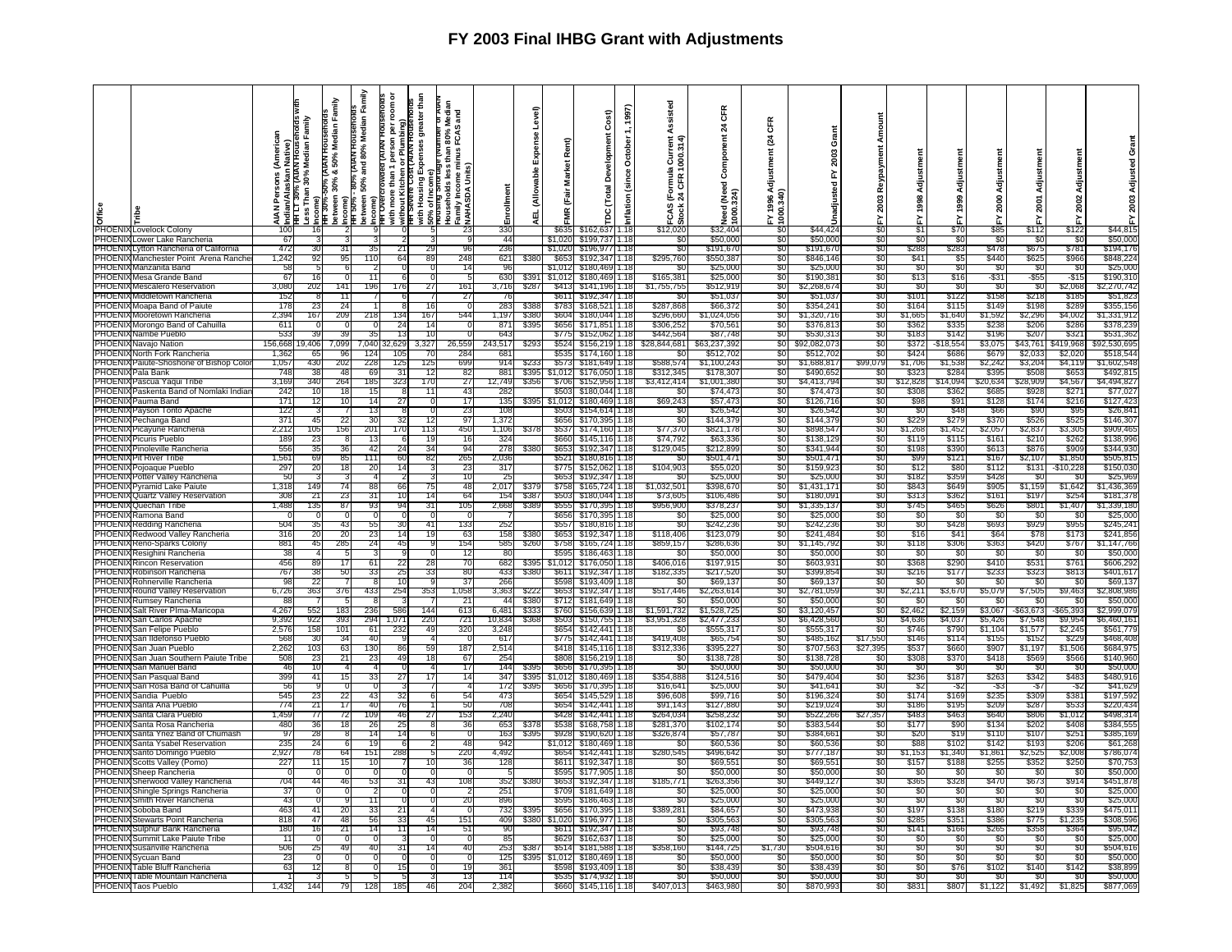# FY 2003 Final IHBG Grant with Adjustments

| Office | Tribe | AIAN Persons (American Indian/Alaskan Native) | HH LT 30% (AIAN Households with Less Than 30% Median Family Income) | HH 30%-50% (AIAN Households between 30% & 50% Median Family Income) | HH 50% - 80% (AIAN Households between 50% and 80% Median Family Income) | HH Overcrowded (AIAN Households with more than 1 person per room or without Kitchen or Plumbing) | HH Severe Cost (AIAN Households with Housing Expenses greater than 50% of Income) | Housing Shortage (Number of AIAN Households less than 80% Median Family Income minus FCAS and NAHASDA Units) | Enrollment | AEL (Allowable Expense Level) | FMR (Fair Market Rent) | TDC (Total Development Cost) | Inflation (since October 1, 1997) | FCAS (Formula Current Assisted Stock 24 CFR 1000.314) | Need (Need Component 24 CFR 1000.324) | FY 1996 Adjustment (24 CFR 1000.340) | Unadjusted FY 2003 Grant | FY 2003 Repayment Amount | FY 1998 Adjustment | FY 1999 Adjustment | FY 2000 Adjustment | FY 2001 Adjustment | FY 2002 Adjustment | FY 2003 Adjusted Grant |
|---|---|---|---|---|---|---|---|---|---|---|---|---|---|---|---|---|---|---|---|---|---|---|---|---|
| PHOENIX | Lovelock Colony | 100 | 16 | 2 | 9 | 0 | 5 | 23 | 330 | | $635 | $162,637 | 1.18 | $12,020 | $32,404 | $0 | $44,424 | $0 | $1 | $70 | $85 | $112 | $122 | $44,815 |
| PHOENIX | Lower Lake Rancheria | 67 | 3 | 3 | 3 | 2 | 3 | 9 | 44 | | $1,020 | $199,737 | 1.18 | $0 | $50,000 | $0 | $50,000 | $0 | $0 | $0 | $0 | $0 | $0 | $50,000 |
| PHOENIX | Lytton Rancheria of California | 472 | 30 | 31 | 35 | 21 | 29 | 96 | 236 | | $1,020 | $196,977 | 1.18 | $0 | $191,670 | $0 | $191,670 | $0 | $288 | $283 | $478 | $675 | $781 | $194,176 |
| PHOENIX | Manchester Point Arena Rancheria | 1,242 | 92 | 95 | 110 | 64 | 89 | 248 | 621 | $380 | $653 | $192,347 | 1.18 | $295,760 | $550,387 | $0 | $846,146 | $0 | $41 | $5 | $440 | $625 | $966 | $848,224 |
| PHOENIX | Manzanita Band | 58 | 5 | 6 | 2 | 0 | 0 | 14 | 96 | | $1,012 | $180,469 | 1.18 | $0 | $25,000 | $0 | $25,000 | $0 | $0 | $0 | $0 | $0 | $0 | $25,000 |
| PHOENIX | Mesa Grande Band | 67 | 16 | 0 | 11 | 6 | 0 | 5 | 630 | $391 | $1,012 | $180,469 | 1.18 | $165,381 | $25,000 | $0 | $190,381 | $0 | $13 | $16 | -$31 | -$55 | -$15 | $190,310 |
| PHOENIX | Mescalero Reservation | 3,080 | 202 | 141 | 196 | 176 | 27 | 161 | 3,716 | $287 | $413 | $141,196 | 1.18 | $1,755,755 | $512,919 | $0 | $2,268,674 | $0 | $0 | $0 | $0 | $0 | $2,068 | $2,270,742 |
| PHOENIX | Middletown Rancheria | 152 | 8 | 11 | 7 | 6 | 7 | 27 | 76 | | $611 | $192,347 | 1.18 | $0 | $51,037 | $0 | $51,037 | $0 | $101 | $122 | $158 | $218 | $185 | $51,823 |
| PHOENIX | Moapa Band of Paiute | 178 | 23 | 24 | 1 | 8 | 16 | 0 | 283 | $388 | $783 | $168,521 | 1.18 | $287,868 | $66,372 | $0 | $354,241 | $0 | $164 | $115 | $149 | $198 | $289 | $355,156 |
| PHOENIX | Mooretown Rancheria | 2,394 | 167 | 209 | 218 | 134 | 167 | 544 | 1,197 | $380 | $604 | $180,044 | 1.18 | $296,660 | $1,024,056 | $0 | $1,320,716 | $0 | $1,665 | $1,640 | $1,592 | $2,296 | $4,002 | $1,331,912 |
| PHOENIX | Morongo Band of Cahuilla | 611 | 0 | 0 | 0 | 24 | 14 | 0 | 871 | $395 | $656 | $171,851 | 1.18 | $306,252 | $70,561 | $0 | $376,813 | $0 | $362 | $335 | $238 | $206 | $286 | $378,239 |
| PHOENIX | Nambe Pueblo | 533 | 39 | 39 | 35 | 13 | 10 | 0 | 643 | | $775 | $152,062 | 1.18 | $442,564 | $87,748 | $0 | $530,313 | $0 | $183 | $142 | $196 | $207 | $321 | $531,362 |
| PHOENIX | Navajo Nation | 156,668 | 19,406 | 7,099 | 7,040 | 32,629 | 3,327 | 26,559 | 243,517 | $293 | $524 | $156,219 | 1.18 | $28,844,681 | $63,237,392 | $0 | $92,082,073 | $0 | $372 | -$18,554 | $3,075 | $43,761 | $419,968 | $92,530,695 |
| PHOENIX | North Fork Rancheria | 1,362 | 65 | 96 | 124 | 105 | 70 | 284 | 681 | | $535 | $174,160 | 1.18 | $0 | $512,702 | $0 | $512,702 | $0 | $424 | $686 | $679 | $2,033 | $2,020 | $518,544 |
| PHOENIX | Paiute-Shoshone of Bishop Colony | 1,057 | 430 | 202 | 228 | 125 | 125 | 699 | 914 | $233 | $573 | $181,649 | 1.18 | $588,574 | $1,100,243 | $0 | $1,688,817 | $99,079 | $1,706 | $1,538 | $2,242 | $3,204 | $4,119 | $1,602,548 |
| PHOENIX | Pala Bank | 748 | 38 | 48 | 69 | 31 | 12 | 82 | 881 | $395 | $1,012 | $176,050 | 1.18 | $312,345 | $178,307 | $0 | $490,652 | $0 | $323 | $284 | $395 | $508 | $653 | $492,815 |
| PHOENIX | Pascua Yaqui Tribe | 3,169 | 340 | 264 | 185 | 323 | 170 | 27 | 12,749 | $356 | $706 | $152,956 | 1.18 | $3,412,414 | $1,001,380 | $0 | $4,413,794 | $0 | $12,828 | $14,094 | $20,634 | $28,909 | $4,567 | $4,494,827 |
| PHOENIX | Paskenta Band of Nomlaki Indians | 242 | 10 | 18 | 15 | 8 | 11 | 43 | 282 | | $503 | $180,044 | 1.18 | $0 | $74,473 | $0 | $74,473 | $0 | $308 | $362 | $685 | $928 | $271 | $77,027 |
| PHOENIX | Pauma Band | 171 | 12 | 10 | 14 | 27 | 0 | 17 | 135 | $395 | $1,012 | $180,469 | 1.18 | $69,243 | $57,473 | $0 | $126,716 | $0 | $98 | $91 | $128 | $174 | $216 | $127,423 |
| PHOENIX | Payson Tonto Apache | 122 | 3 | 7 | 13 | 8 | 0 | 23 | 108 | | $503 | $154,614 | 1.18 | $0 | $26,542 | $0 | $26,542 | $0 | $0 | $48 | $66 | $90 | $95 | $26,841 |
| PHOENIX | Pechanga Band | 371 | 45 | 22 | 30 | 32 | 12 | 97 | 1,372 | | $656 | $170,395 | 1.18 | $0 | $144,379 | $0 | $144,379 | $0 | $229 | $279 | $370 | $526 | $525 | $146,307 |
| PHOENIX | Picayune Rancheria | 2,212 | 105 | 156 | 201 | 170 | 113 | 450 | 1,106 | $378 | $537 | $174,160 | 1.18 | $77,370 | $821,178 | $0 | $898,547 | $0 | $1,268 | $1,452 | $2,057 | $2,837 | $3,305 | $909,465 |
| PHOENIX | Picuris Pueblo | 189 | 23 | 8 | 13 | 6 | 19 | 16 | 324 | | $660 | $145,116 | 1.18 | $74,792 | $63,336 | $0 | $138,129 | $0 | $119 | $115 | $161 | $210 | $262 | $138,996 |
| PHOENIX | Pinoleville Rancheria | 556 | 35 | 36 | 42 | 24 | 34 | 94 | 278 | $380 | $653 | $192,347 | 1.18 | $129,045 | $212,899 | $0 | $341,944 | $0 | $198 | $390 | $613 | $876 | $909 | $344,930 |
| PHOENIX | Pit River Tribe | 1,501 | 69 | 85 | 111 | 60 | 82 | 265 | 2,036 | | $521 | $180,816 | 1.18 | $0 | $501,471 | $0 | $501,471 | $0 | $99 | $121 | $167 | $2,107 | $1,850 | $505,815 |
| PHOENIX | Pojoaque Pueblo | 297 | 20 | 18 | 20 | 14 | 3 | 23 | 317 | | $775 | $152,062 | 1.18 | $104,903 | $55,020 | $0 | $159,923 | $0 | $12 | $80 | $112 | $131 | -$10,228 | $150,030 |
| PHOENIX | Potter Valley Rancheria | 50 | 3 | 3 | 4 | 2 | 3 | 10 | 25 | | $653 | $192,347 | 1.18 | $0 | $25,000 | $0 | $25,000 | $0 | $182 | $359 | $428 | $0 | $0 | $25,969 |
| PHOENIX | Pyramid Lake Paiute | 1,318 | 149 | 74 | 88 | 66 | 75 | 48 | 2,017 | $379 | $758 | $165,724 | 1.18 | $1,032,501 | $398,670 | $0 | $1,431,171 | $0 | $843 | $649 | $905 | $1,159 | $1,642 | $1,436,369 |
| PHOENIX | Quartz Valley Reservation | 308 | 21 | 23 | 31 | 10 | 14 | 64 | 154 | $387 | $503 | $180,044 | 1.18 | $73,605 | $106,486 | $0 | $180,091 | $0 | $313 | $362 | $161 | $197 | $254 | $181,378 |
| PHOENIX | Quechan Tribe | 1,488 | 135 | 87 | 93 | 94 | 31 | 105 | 2,668 | $389 | $555 | $170,395 | 1.18 | $956,900 | $378,237 | $0 | $1,335,137 | $0 | $745 | $465 | $626 | $801 | $1,407 | $1,339,180 |
| PHOENIX | Ramona Band | 0 | 0 | 0 | 0 | 0 | 0 | 0 | 7 | | $656 | $170,395 | 1.18 | $0 | $25,000 | $0 | $25,000 | $0 | $0 | $0 | $0 | $0 | $0 | $25,000 |
| PHOENIX | Redding Rancheria | 504 | 35 | 43 | 55 | 30 | 41 | 133 | 252 | | $557 | $180,816 | 1.18 | $0 | $242,236 | $0 | $242,236 | $0 | $0 | $428 | $693 | $929 | $955 | $245,241 |
| PHOENIX | Redwood Valley Rancheria | 316 | 20 | 20 | 23 | 14 | 19 | 63 | 158 | $380 | $653 | $192,347 | 1.18 | $118,406 | $123,079 | $0 | $241,484 | $0 | $16 | $41 | $64 | $78 | $173 | $241,856 |
| PHOENIX | Reno-Sparks Colony | 881 | 45 | 285 | 24 | 45 | 9 | 154 | 585 | $260 | $758 | $165,724 | 1.18 | $859,157 | $286,636 | $0 | $1,145,792 | $0 | $118 | $306 | $363 | $420 | $767 | $1,147,766 |
| PHOENIX | Resighini Rancheria | 38 | 4 | 5 | 3 | 9 | 0 | 12 | 80 | | $595 | $186,463 | 1.18 | $0 | $50,000 | $0 | $50,000 | $0 | $0 | $0 | $0 | $0 | $0 | $50,000 |
| PHOENIX | Rincon Reservation | 456 | 89 | 17 | 61 | 22 | 28 | 70 | 682 | $395 | $1,012 | $176,050 | 1.18 | $406,016 | $197,915 | $0 | $603,931 | $0 | $368 | $290 | $410 | $531 | $761 | $606,292 |
| PHOENIX | Robinson Rancheria | 767 | 38 | 50 | 33 | 25 | 33 | 80 | 433 | $380 | $611 | $192,347 | 1.18 | $182,335 | $217,520 | $0 | $399,854 | $0 | $216 | $177 | $233 | $323 | $813 | $401,617 |
| PHOENIX | Rohnerville Rancheria | 98 | 22 | 7 | 8 | 10 | 9 | 37 | 266 | | $598 | $193,409 | 1.18 | $0 | $69,137 | $0 | $69,137 | $0 | $0 | $0 | $0 | $0 | $0 | $69,137 |
| PHOENIX | Round Valley Reservation | 6,726 | 363 | 376 | 433 | 254 | 353 | 1,058 | 3,363 | $222 | $653 | $192,347 | 1.18 | $517,446 | $2,263,614 | $0 | $2,781,059 | $0 | $2,211 | $3,670 | $5,079 | $7,505 | $9,463 | $2,808,986 |
| PHOENIX | Rumsey Rancheria | 88 | 7 | 5 | 8 | 3 | 7 | 21 | 44 | $380 | $712 | $181,649 | 1.18 | $0 | $50,000 | $0 | $50,000 | $0 | $0 | $0 | $0 | $0 | $0 | $50,000 |
| PHOENIX | Salt River Plma-Maricopa | 4,267 | 552 | 183 | 236 | 586 | 144 | 613 | 6,481 | $333 | $760 | $156,639 | 1.18 | $1,591,732 | $1,528,725 | $0 | $3,120,457 | $0 | $2,462 | $2,159 | $3,067 | -$63,673 | -$65,393 | $2,999,079 |
| PHOENIX | San Carlos Apache | 9,392 | 922 | 393 | 294 | 1,071 | 220 | 721 | 10,834 | $368 | $503 | $150,755 | 1.18 | $3,951,328 | $2,477,233 | $0 | $6,428,560 | $0 | $4,636 | $4,037 | $5,426 | $7,548 | $9,954 | $6,460,161 |
| PHOENIX | San Felipe Pueblo | 2,576 | 158 | 101 | 61 | 232 | 49 | 320 | 3,248 | | $654 | $142,441 | 1.18 | $0 | $555,317 | $0 | $555,317 | $0 | $746 | $790 | $1,104 | $1,577 | $2,245 | $561,779 |
| PHOENIX | San Ildefonso Pueblo | 568 | 30 | 34 | 40 | 9 | 4 | 0 | 617 | | $775 | $142,441 | 1.18 | $419,408 | $65,754 | $0 | $485,162 | $17,550 | $146 | $114 | $155 | $152 | $229 | $468,408 |
| PHOENIX | San Juan Pueblo | 2,262 | 103 | 63 | 130 | 86 | 59 | 187 | 2,514 | | $418 | $145,116 | 1.18 | $312,336 | $395,227 | $0 | $707,563 | $27,395 | $537 | $660 | $907 | $1,197 | $1,506 | $684,975 |
| PHOENIX | San Juan Southern Paiute Tribe | 508 | 23 | 21 | 23 | 49 | 18 | 67 | 254 | | $808 | $156,219 | 1.18 | $0 | $138,728 | $0 | $138,728 | $0 | $308 | $370 | $418 | $569 | $566 | $140,960 |
| PHOENIX | San Manuel Band | 46 | 10 | 4 | 4 | 0 | 4 | 17 | 144 | $395 | $656 | $170,395 | 1.18 | $0 | $50,000 | $0 | $50,000 | $0 | $0 | $0 | $0 | $0 | $0 | $50,000 |
| PHOENIX | San Pasqual Band | 399 | 41 | 15 | 33 | 27 | 17 | 14 | 347 | $395 | $1,012 | $180,469 | 1.18 | $354,888 | $124,516 | $0 | $479,404 | $0 | $236 | $187 | $263 | $342 | $483 | $480,916 |
| PHOENIX | San Rosa Band of Cahuilla | 56 | 9 | 0 | 0 | 3 | 7 | 4 | 172 | $395 | $656 | $170,395 | 1.18 | $16,641 | $25,000 | $0 | $41,641 | $0 | -$2 | -$2 | -$3 | -$7 | -$2 | $41,629 |
| PHOENIX | Sandia Pueblo | 545 | 23 | 22 | 43 | 32 | 6 | 54 | 473 | | $654 | $145,529 | 1.18 | $96,608 | $99,716 | $0 | $196,324 | $0 | $174 | $169 | $235 | $309 | $381 | $197,592 |
| PHOENIX | Santa Ana Pueblo | 774 | 21 | 17 | 40 | 76 | 1 | 50 | 708 | | $654 | $142,441 | 1.18 | $91,143 | $127,880 | $0 | $219,024 | $0 | $186 | $195 | $209 | $287 | $533 | $220,434 |
| PHOENIX | Santa Clara Pueblo | 1,459 | 77 | 72 | 109 | 46 | 27 | 153 | 2,240 | | $428 | $142,441 | 1.18 | $264,034 | $258,232 | $0 | $522,266 | $27,357 | $483 | $463 | $640 | $806 | $1,012 | $498,314 |
| PHOENIX | Santa Rosa Rancheria | 480 | 36 | 18 | 26 | 25 | 8 | 36 | 653 | $378 | $538 | $168,758 | 1.18 | $281,370 | $102,174 | $0 | $383,544 | $0 | $177 | $90 | $134 | $202 | $408 | $384,555 |
| PHOENIX | Santa Ynez Band of Chumash | 97 | 28 | 8 | 14 | 14 | 6 | 0 | 163 | $395 | $928 | $190,620 | 1.18 | $326,874 | $57,787 | $0 | $384,661 | $0 | $20 | $19 | $110 | $107 | $251 | $385,169 |
| PHOENIX | Santa Ysabel Reservation | 235 | 24 | 6 | 19 | 6 | 2 | 48 | 942 | | $1,012 | $180,469 | 1.18 | $0 | $60,536 | $0 | $60,536 | $0 | $88 | $102 | $142 | $193 | $206 | $61,268 |
| PHOENIX | Santo Domingo Pueblo | 2,927 | 78 | 64 | 151 | 288 | 5 | 220 | 4,492 | | $654 | $142,441 | 1.18 | $280,545 | $496,642 | $0 | $777,187 | $0 | $1,153 | $1,340 | $1,861 | $2,525 | $2,008 | $786,074 |
| PHOENIX | Scotts Valley (Pomo) | 227 | 11 | 15 | 10 | 7 | 10 | 36 | 128 | | $611 | $192,347 | 1.18 | $0 | $69,551 | $0 | $69,551 | $0 | $157 | $188 | $255 | $352 | $250 | $70,753 |
| PHOENIX | Sheep Rancheria | 0 | 0 | 0 | 0 | 0 | 0 | 0 | 5 | | $595 | $177,905 | 1.18 | $0 | $50,000 | $0 | $50,000 | $0 | $0 | $0 | $0 | $0 | $0 | $50,000 |
| PHOENIX | Sherwood Valley Rancheria | 704 | 44 | 46 | 53 | 31 | 43 | 108 | 352 | $380 | $653 | $192,347 | 1.18 | $185,771 | $263,356 | $0 | $449,127 | $0 | $365 | $328 | $470 | $673 | $914 | $451,878 |
| PHOENIX | Shingle Springs Rancheria | 37 | 0 | 0 | 2 | 0 | 0 | 2 | 251 | | $709 | $181,649 | 1.18 | $0 | $25,000 | $0 | $25,000 | $0 | $0 | $0 | $0 | $0 | $0 | $25,000 |
| PHOENIX | Smith River Rancheria | 43 | 0 | 9 | 11 | 0 | 0 | 20 | 896 | | $595 | $186,463 | 1.18 | $0 | $25,000 | $0 | $25,000 | $0 | $0 | $0 | $0 | $0 | $0 | $25,000 |
| PHOENIX | Soboba Band | 463 | 41 | 20 | 33 | 21 | 4 | 0 | 732 | $395 | $656 | $170,395 | 1.18 | $389,281 | $84,657 | $0 | $473,938 | $0 | $197 | $138 | $180 | $219 | $339 | $475,011 |
| PHOENIX | Stewarts Point Rancheria | 818 | 47 | 48 | 56 | 33 | 45 | 151 | 409 | $380 | $1,020 | $196,977 | 1.18 | $0 | $305,563 | $0 | $305,563 | $0 | $285 | $351 | $386 | $775 | $1,235 | $308,596 |
| PHOENIX | Sulphur Bank Rancheria | 180 | 16 | 21 | 14 | 11 | 14 | 51 | 90 | | $611 | $192,347 | 1.18 | $0 | $93,748 | $0 | $93,748 | $0 | $141 | $166 | $265 | $358 | $364 | $95,042 |
| PHOENIX | Summit Lake Paiute Tribe | 11 | 0 | 0 | 0 | 3 | 0 | 0 | 85 | | $629 | $162,637 | 1.18 | $0 | $25,000 | $0 | $25,000 | $0 | $0 | $0 | $0 | $0 | $0 | $25,000 |
| PHOENIX | Susanville Rancheria | 506 | 25 | 49 | 40 | 31 | 14 | 40 | 253 | $387 | $574 | $181,588 | 1.18 | $358,160 | $144,725 | $1,730 | $504,616 | $0 | $0 | $0 | $0 | $0 | $0 | $504,616 |
| PHOENIX | Sycuan Band | 23 | 0 | 0 | 0 | 0 | 0 | 0 | 125 | $395 | $1,012 | $180,469 | 1.18 | $0 | $50,000 | $0 | $50,000 | $0 | $0 | $0 | $0 | $0 | $0 | $50,000 |
| PHOENIX | Table Bluff Rancheria | 63 | 12 | 8 | 0 | 15 | 0 | 19 | 361 | | $598 | $193,409 | 1.18 | $0 | $38,439 | $0 | $38,439 | $0 | $0 | $76 | $102 | $140 | $142 | $38,899 |
| PHOENIX | Table Mountain Rancheria | 1 | 3 | 5 | 5 | 5 | 3 | 13 | 114 | | $535 | $174,932 | 1.18 | $0 | $50,000 | $0 | $50,000 | $0 | $0 | $0 | $0 | $0 | $0 | $50,000 |
| PHOENIX | Taos Pueblo | 1,432 | 144 | 79 | 128 | 185 | 46 | 204 | 2,382 | | $660 | $145,116 | 1.18 | $407,013 | $463,980 | $0 | $870,993 | $0 | $831 | $807 | $1,122 | $1,492 | $1,825 | $877,069 |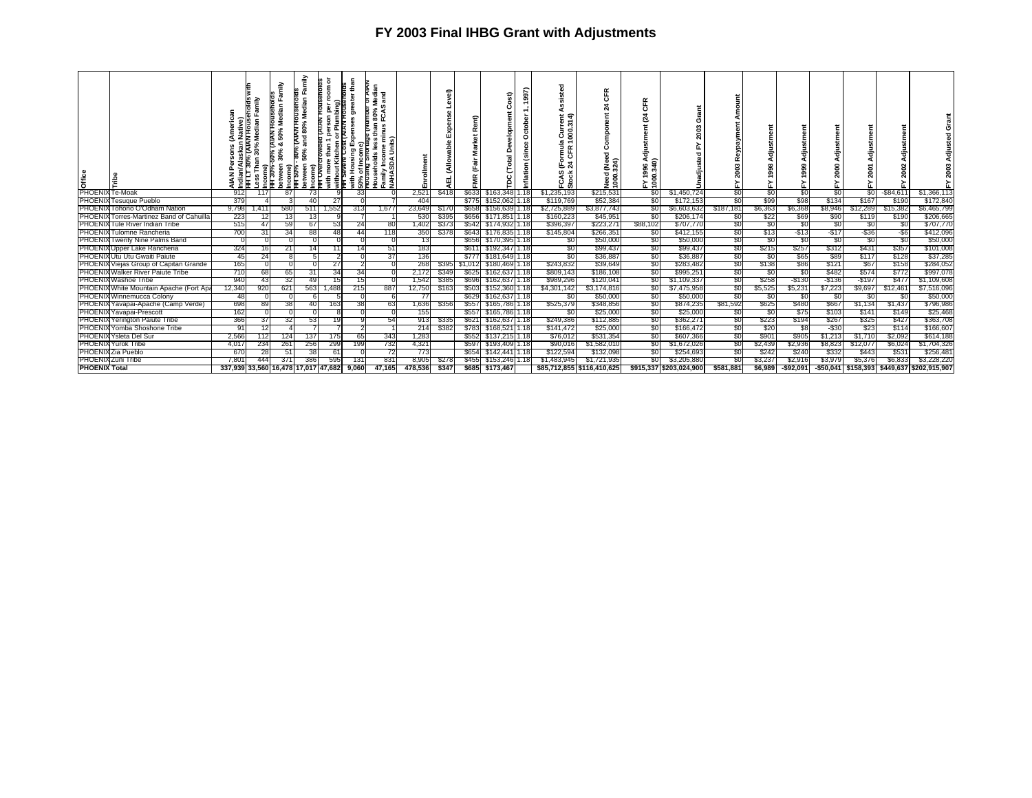# FY 2003 Final IHBG Grant with Adjustments

| Office | Tribe | AIAN Persons (American Indian/Alaskan Native) | HH LT 30% (AIAN Households with Less Than 30% Median Family Income) | HH 30%-50% (AIAN Households between 30% & 50% Median Family Income) | HH 50% - 80% (AIAN Households between 50% and 80% Median Family Income) | HH Overcrowded (AIAN Households with more than 1 person per room or without Kitchen or Plumbing) | HH Severe Cost (AIAN Households with Housing Expenses greater than 50% of Income) | Housing Shortage (Number of AIAN Households less than 80% Median Family Income minus FCAS and NAHASDA Units) | Enrollment | AEL (Allowable Expense Level) | FMR (Fair Market Rent) | TDC (Total Development Cost) | Inflation (since October 1, 1997) | FCAS (Formula Current Assisted Stock 24 CFR 1000.314) | Need (Need Component 24 CFR 1000.324) | FY 1996 Adjustment (24 CFR 1000.340) | Unadjusted FY 2003 Grant | FY 2003 Repayment Amount | FY 1998 Adjustment | FY 1999 Adjustment | FY 2000 Adjustment | FY 2001 Adjustment | FY 2002 Adjustment | FY 2003 Adjusted Grant |
|---|---|---|---|---|---|---|---|---|---|---|---|---|---|---|---|---|---|---|---|---|---|---|---|---|
| PHOENIX | Te-Moak | 912 | 117 | 87 | 73 | 9 | 33 | 0 | 2,521 | $418 | $633 | $163,348 | 1.18 | $1,235,193 | $215,531 | $0 | $1,450,724 | $0 | $0 | $0 | $0 | $0 | -$84,611 | $1,366,113 |
| PHOENIX | Tesuque Pueblo | 379 | 4 | 3 | 40 | 27 | 0 | 7 | 404 | | $775 | $152,062 | 1.18 | $119,769 | $52,384 | $0 | $172,153 | $0 | $99 | $98 | $134 | $167 | $190 | $172,840 |
| PHOENIX | Tohono O'Odham Nation | 9,798 | 1,411 | 580 | 511 | 1,552 | 313 | 1,677 | 23,649 | $170 | $658 | $156,639 | 1.18 | $2,725,889 | $3,877,743 | $0 | $6,603,632 | $187,181 | $6,363 | $6,368 | $8,946 | $12,289 | $15,382 | $6,465,799 |
| PHOENIX | Torres-Martinez Band of Cahuilla | 223 | 12 | 13 | 13 | 9 | 7 | 1 | 530 | $395 | $656 | $171,851 | 1.18 | $160,223 | $45,951 | $0 | $206,174 | $0 | $22 | $69 | $90 | $119 | $190 | $206,665 |
| PHOENIX | Tule River Indian Tribe | 515 | 47 | 59 | 67 | 53 | 24 | 80 | 1,402 | $373 | $542 | $174,932 | 1.18 | $396,397 | $223,271 | $88,102 | $707,770 | $0 | $0 | $0 | $0 | $0 | $0 | $707,770 |
| PHOENIX | Tulomne Rancheria | 700 | 31 | 34 | 88 | 48 | 44 | 118 | 350 | $378 | $643 | $176,835 | 1.18 | $145,804 | $266,351 | $0 | $412,155 | $0 | $13 | -$13 | -$17 | -$36 | -$6 | $412,096 |
| PHOENIX | Twenty Nine Palms Band | 0 | 0 | 0 | 0 | 0 | 0 | 0 | 13 | | $656 | $170,395 | 1.18 | $0 | $50,000 | $0 | $50,000 | $0 | $0 | $0 | $0 | $0 | $0 | $50,000 |
| PHOENIX | Upper Lake Rancheria | 324 | 16 | 21 | 14 | 11 | 14 | 51 | 183 | | $611 | $192,347 | 1.18 | $0 | $99,437 | $0 | $99,437 | $0 | $215 | $257 | $312 | $431 | $357 | $101,008 |
| PHOENIX | Utu Utu Gwaiti Paiute | 45 | 24 | 8 | 5 | 2 | 0 | 37 | 136 | | $777 | $181,649 | 1.18 | $0 | $36,887 | $0 | $36,887 | $0 | $0 | $65 | $89 | $117 | $128 | $37,285 |
| PHOENIX | Viejas Group of Capitan Grande | 165 | 0 | 0 | 0 | 27 | 2 | 0 | 268 | $395 | $1,012 | $180,469 | 1.18 | $243,832 | $39,649 | $0 | $283,482 | $0 | $138 | $86 | $121 | $67 | $158 | $284,052 |
| PHOENIX | Walker River Paiute Tribe | 710 | 68 | 65 | 31 | 34 | 34 | 0 | 2,172 | $349 | $625 | $162,637 | 1.18 | $809,143 | $186,108 | $0 | $995,251 | $0 | $0 | $0 | $482 | $574 | $772 | $997,078 |
| PHOENIX | Washoe Tribe | 940 | 43 | 32 | 49 | 15 | 15 | 0 | 1,542 | $385 | $696 | $162,637 | 1.18 | $989,296 | $120,041 | $0 | $1,109,337 | $0 | $258 | -$130 | -$136 | -$197 | $477 | $1,109,608 |
| PHOENIX | White Mountain Apache (Fort Apa | 12,340 | 920 | 621 | 563 | 1,488 | 215 | 887 | 12,750 | $163 | $503 | $152,360 | 1.18 | $4,301,142 | $3,174,816 | $0 | $7,475,958 | $0 | $5,525 | $5,231 | $7,223 | $9,697 | $12,461 | $7,516,096 |
| PHOENIX | Winnemucca Colony | 48 | 0 | 0 | 6 | 5 | 0 | 6 | 77 | | $629 | $162,637 | 1.18 | $0 | $50,000 | $0 | $50,000 | $0 | $0 | $0 | $0 | $0 | $0 | $50,000 |
| PHOENIX | Yavapai-Apache (Camp Verde) | 698 | 89 | 38 | 40 | 163 | 38 | 63 | 1,636 | $356 | $557 | $165,786 | 1.18 | $525,379 | $348,856 | $0 | $874,235 | $81,592 | $625 | $480 | $667 | $1,134 | $1,437 | $796,986 |
| PHOENIX | Yavapai-Prescott | 162 | 0 | 0 | 0 | 8 | 0 | 0 | 155 | | $557 | $165,786 | 1.18 | $0 | $25,000 | $0 | $25,000 | $0 | $0 | $75 | $103 | $141 | $149 | $25,468 |
| PHOENIX | Yerington Paiute Tribe | 366 | 37 | 32 | 53 | 19 | 9 | 54 | 913 | $335 | $621 | $162,637 | 1.18 | $249,386 | $112,885 | $0 | $362,271 | $0 | $223 | $194 | $267 | $325 | $427 | $363,708 |
| PHOENIX | Yomba Shoshone Tribe | 91 | 12 | 4 | 7 | 7 | 2 | 1 | 214 | $382 | $783 | $168,521 | 1.18 | $141,472 | $25,000 | $0 | $166,472 | $0 | $20 | $8 | -$30 | $23 | $114 | $166,607 |
| PHOENIX | Ysleta Del Sur | 2,566 | 112 | 124 | 137 | 175 | 65 | 343 | 1,283 | | $552 | $137,215 | 1.18 | $76,012 | $531,354 | $0 | $607,366 | $0 | $901 | $905 | $1,213 | $1,710 | $2,092 | $614,188 |
| PHOENIX | Yurok Tribe | 4,017 | 234 | 261 | 256 | 299 | 199 | 732 | 4,321 | | $597 | $193,409 | 1.18 | $90,016 | $1,582,010 | $0 | $1,672,026 | $0 | $2,439 | $2,936 | $8,823 | $12,077 | $6,024 | $1,704,326 |
| PHOENIX | Zia Pueblo | 670 | 28 | 51 | 38 | 61 | 0 | 72 | 773 | | $654 | $142,441 | 1.18 | $122,594 | $132,098 | $0 | $254,693 | $0 | $242 | $240 | $332 | $443 | $531 | $256,481 |
| PHOENIX | Zuni Tribe | 7,801 | 444 | 371 | 386 | 595 | 131 | 831 | 8,905 | $278 | $455 | $153,246 | 1.18 | $1,483,945 | $1,721,935 | $0 | $3,205,880 | $0 | $3,237 | $2,916 | $3,979 | $5,376 | $6,833 | $3,228,220 |
| **PHOENIX Total** | | **337,939** | **33,560** | **16,478** | **17,017** | **47,682** | **9,060** | **47,165** | **478,536** | **$347** | **$685** | **$173,467** | | **$85,712,855** | **$116,410,625** | **$915,337** | **$203,024,900** | **$581,881** | **$6,989** | **-$92,091** | **-$50,041** | **$158,393** | **$449,637** | **$202,915,907** |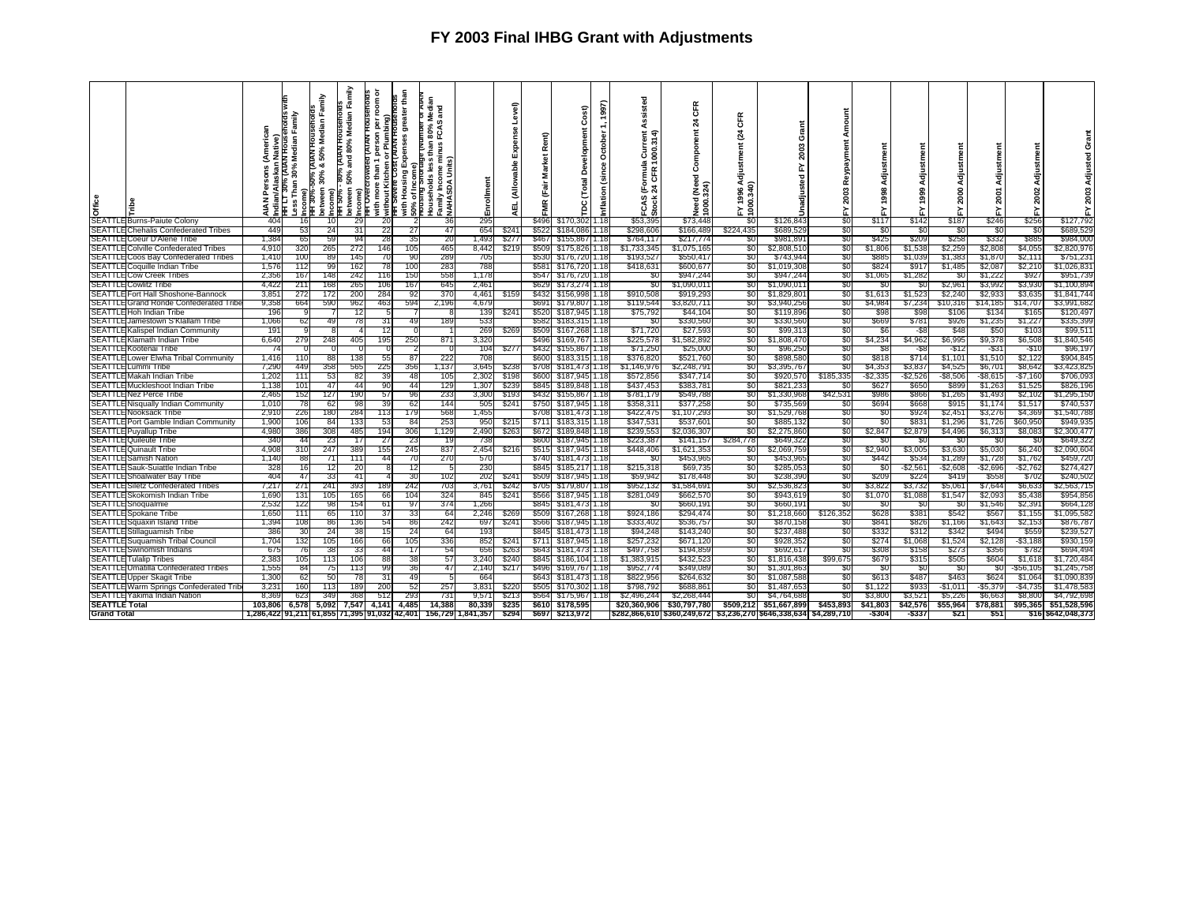# FY 2003 Final IHBG Grant with Adjustments

| Office | Tribe | AIAN Persons (American Indian/Alaskan Native) | HH LT 30% (AIAN Households with Less Than 30% Median Family Income) | HH 30%-50% (AIAN Households between 30% & 50% Median Family Income) | HH 50% - 80% (AIAN Households between 50% and 80% Median Family Income) | HH Overcrowded (AIAN Households with more than 1 person per room or without Kitchen or Plumbing) | HH Severe Cost (AIAN Households with Housing Expenses greater than 50% of Income) | Housing Shortage (Number of AIAN Households less than 80% Median Family Income minus FCAS and NAHASDA Units) | Enrollment | AEL (Allowable Expense Level) | FMR (Fair Market Rent) | TDC (Total Development Cost) | Inflation (since October 1, 1997) | FCAS (Formula Current Assisted Stock 24 CFR 1000.314) | Need (Need Component 24 CFR 1000.324) | FY 1996 Adjustment (24 CFR 1000.340) | Unadjusted FY 2003 Grant | FY 2003 Repayment Amount | FY 1998 Adjustment | FY 1999 Adjustment | FY 2000 Adjustment | FY 2001 Adjustment | FY 2002 Adjustment | FY 2003 Adjusted Grant |
|---|---|---|---|---|---|---|---|---|---|---|---|---|---|---|---|---|---|---|---|---|---|---|---|---|
| SEATTLE | Burns-Paiute Colony | 404 | 16 | 10 | 29 | 20 | 2 | 36 | 295 | | $496 | $170,302 | 1.18 | $53,395 | $73,448 | $0 | $126,843 | $0 | $117 | $142 | $187 | $246 | $256 | $127,792 |
| SEATTLE | Chehalis Confederated Tribes | 449 | 53 | 24 | 31 | 22 | 27 | 47 | 654 | $241 | $522 | $184,086 | 1.18 | $298,606 | $166,489 | $224,435 | $689,529 | $0 | $0 | $0 | $0 | $0 | $0 | $689,529 |
| SEATTLE | Coeur D'Alene Tribe | 1,384 | 65 | 59 | 94 | 28 | 35 | 20 | 1,493 | $277 | $467 | $155,867 | 1.18 | $764,117 | $217,774 | $0 | $981,891 | $0 | $425 | $209 | $258 | $332 | $885 | $984,000 |
| SEATTLE | Colville Confederated Tribes | 4,910 | 320 | 265 | 272 | 146 | 105 | 465 | 8,442 | $219 | $509 | $175,826 | 1.18 | $1,733,345 | $1,075,165 | $0 | $2,808,510 | $0 | $1,806 | $1,538 | $2,259 | $2,808 | $4,055 | $2,820,976 |
| SEATTLE | Coos Bay Confederated Tribes | 1,410 | 100 | 89 | 145 | 70 | 90 | 289 | 705 | | $530 | $176,720 | 1.18 | $193,527 | $550,417 | $0 | $743,944 | $0 | $885 | $1,039 | $1,383 | $1,870 | $2,111 | $751,231 |
| SEATTLE | Coquille Indian Tribe | 1,576 | 112 | 99 | 162 | 78 | 100 | 283 | 788 | | $581 | $176,720 | 1.18 | $418,631 | $600,677 | $0 | $1,019,308 | $0 | $824 | $917 | $1,485 | $2,087 | $2,210 | $1,026,831 |
| SEATTLE | Cow Creek Tribes | 2,356 | 167 | 148 | 242 | 116 | 150 | 558 | 1,178 | | $547 | $176,720 | 1.18 | $0 | $947,244 | $0 | $947,244 | $0 | $1,065 | $1,282 | $0 | $1,222 | $927 | $951,739 |
| SEATTLE | Cowlitz Tribe | 4,422 | 211 | 168 | 265 | 106 | 167 | 645 | 2,461 | | $629 | $173,274 | 1.18 | $0 | $1,090,011 | $0 | $1,090,011 | $0 | $0 | $0 | $2,961 | $3,992 | $3,930 | $1,100,894 |
| SEATTLE | Fort Hall Shoshone-Bannock | 3,851 | 272 | 172 | 200 | 284 | 92 | 370 | 4,461 | $159 | $432 | $156,998 | 1.18 | $910,508 | $919,293 | $0 | $1,829,801 | $0 | $1,613 | $1,523 | $2,240 | $2,933 | $3,635 | $1,841,744 |
| SEATTLE | Grand Ronde Confederated Tribe | 9,358 | 664 | 590 | 962 | 463 | 594 | 2,196 | 4,679 | | $691 | $179,807 | 1.18 | $119,544 | $3,820,711 | $0 | $3,940,256 | $0 | $4,984 | $7,234 | $10,316 | $14,185 | $14,707 | $3,991,682 |
| SEATTLE | Hoh Indian Tribe | 196 | 9 | 7 | 12 | 5 | 7 | 8 | 139 | $241 | $520 | $187,945 | 1.18 | $75,792 | $44,104 | $0 | $119,896 | $0 | $98 | $98 | $106 | $134 | $165 | $120,497 |
| SEATTLE | Jamestown S'Klallam Tribe | 1,066 | 62 | 49 | 78 | 31 | 49 | 189 | 533 | | $582 | $183,315 | 1.18 | $0 | $330,560 | $0 | $330,560 | $0 | $669 | $781 | $926 | $1,235 | $1,227 | $335,399 |
| SEATTLE | Kalispel Indian Community | 191 | 9 | 8 | 4 | 12 | 0 | 1 | 269 | $269 | $509 | $167,268 | 1.18 | $71,720 | $27,593 | $0 | $99,313 | $0 | $6 | -$8 | $48 | $50 | $103 | $99,511 |
| SEATTLE | Klamath Indian Tribe | 6,640 | 279 | 248 | 405 | 195 | 250 | 871 | 3,320 | | $496 | $169,767 | 1.18 | $225,578 | $1,582,892 | $0 | $1,808,470 | $0 | $4,234 | $4,962 | $6,995 | $9,378 | $6,508 | $1,840,546 |
| SEATTLE | Kootenai Tribe | 74 | 0 | 0 | 0 | 0 | 2 | 0 | 104 | $277 | $432 | $155,867 | 1.18 | $71,250 | $25,000 | $0 | $96,250 | $0 | $8 | -$8 | -$12 | -$31 | -$10 | $96,197 |
| SEATTLE | Lower Elwha Tribal Community | 1,416 | 110 | 88 | 138 | 55 | 87 | 222 | 708 | | $600 | $183,315 | 1.18 | $376,820 | $521,760 | $0 | $898,580 | $0 | $818 | $714 | $1,101 | $1,510 | $2,122 | $904,845 |
| SEATTLE | Lummi Tribe | 7,290 | 449 | 358 | 565 | 225 | 356 | 1,137 | 3,645 | $238 | $708 | $181,473 | 1.18 | $1,146,976 | $2,248,791 | $0 | $3,395,767 | $0 | $4,353 | $3,837 | $4,525 | $6,701 | $8,642 | $3,423,825 |
| SEATTLE | Makah Indian Tribe | 1,202 | 111 | 53 | 82 | 39 | 48 | 105 | 2,302 | $198 | $600 | $187,945 | 1.18 | $572,856 | $347,714 | $0 | $920,570 | $185,335 | -$2,335 | -$2,526 | -$8,506 | -$8,615 | -$7,160 | $706,093 |
| SEATTLE | Muckleshoot Indian Tribe | 1,138 | 101 | 47 | 44 | 90 | 44 | 129 | 1,307 | $239 | $845 | $189,848 | 1.18 | $437,453 | $383,781 | $0 | $821,233 | $0 | $627 | $650 | $899 | $1,263 | $1,525 | $826,196 |
| SEATTLE | Nez Perce Tribe | 2,465 | 152 | 127 | 190 | 57 | 96 | 233 | 3,300 | $193 | $432 | $155,867 | 1.18 | $781,179 | $549,788 | $0 | $1,330,968 | $42,531 | $986 | $866 | $1,265 | $1,493 | $2,102 | $1,295,150 |
| SEATTLE | Nisqually Indian Community | 1,010 | 78 | 62 | 98 | 39 | 62 | 144 | 505 | $241 | $750 | $187,945 | 1.18 | $358,311 | $377,258 | $0 | $735,569 | $0 | $694 | $668 | $915 | $1,174 | $1,517 | $740,537 |
| SEATTLE | Nooksack Tribe | 2,910 | 226 | 180 | 284 | 113 | 179 | 568 | 1,455 | | $708 | $181,473 | 1.18 | $422,475 | $1,107,293 | $0 | $1,529,768 | $0 | $0 | $924 | $2,451 | $3,276 | $4,369 | $1,540,788 |
| SEATTLE | Port Gamble Indian Community | 1,900 | 106 | 84 | 133 | 53 | 84 | 253 | 950 | $215 | $711 | $183,315 | 1.18 | $347,531 | $537,601 | $0 | $885,132 | $0 | $0 | $831 | $1,296 | $1,726 | $60,950 | $949,935 |
| SEATTLE | Puyallup Tribe | 4,980 | 386 | 308 | 485 | 194 | 306 | 1,129 | 2,490 | $263 | $672 | $189,848 | 1.18 | $239,553 | $2,036,307 | $0 | $2,275,860 | $0 | $2,847 | $2,879 | $4,496 | $6,313 | $8,083 | $2,300,477 |
| SEATTLE | Quileute Tribe | 340 | 44 | 23 | 17 | 27 | 23 | 19 | 738 | | $600 | $187,945 | 1.18 | $223,387 | $141,157 | $284,778 | $649,322 | $0 | $0 | $0 | $0 | $0 | $0 | $649,322 |
| SEATTLE | Quinault Tribe | 4,908 | 310 | 247 | 389 | 155 | 245 | 837 | 2,454 | $216 | $515 | $187,945 | 1.18 | $448,406 | $1,621,353 | $0 | $2,069,759 | $0 | $2,940 | $3,005 | $3,630 | $5,030 | $6,240 | $2,090,604 |
| SEATTLE | Samish Nation | 1,140 | 88 | 71 | 111 | 44 | 70 | 270 | 570 | | $740 | $181,473 | 1.18 | $0 | $453,965 | $0 | $453,965 | $0 | $442 | $534 | $1,289 | $1,728 | $1,762 | $459,720 |
| SEATTLE | Sauk-Suiattle Indian Tribe | 328 | 16 | 12 | 20 | 8 | 12 | 5 | 230 | | $845 | $185,217 | 1.18 | $215,318 | $69,735 | $0 | $285,053 | $0 | $0 | -$2,561 | -$2,608 | -$2,696 | -$2,762 | $274,427 |
| SEATTLE | Shoalwater Bay Tribe | 404 | 47 | 33 | 41 | 4 | 30 | 102 | 202 | $241 | $509 | $187,945 | 1.18 | $59,942 | $178,448 | $0 | $238,390 | $0 | $209 | $224 | $419 | $558 | $702 | $240,502 |
| SEATTLE | Siletz Confederated Tribes | 7,217 | 271 | 241 | 393 | 189 | 242 | 703 | 3,761 | $242 | $705 | $179,807 | 1.18 | $952,132 | $1,584,691 | $0 | $2,536,823 | $0 | $3,822 | $3,732 | $5,061 | $7,644 | $6,633 | $2,563,715 |
| SEATTLE | Skokomish Indian Tribe | 1,690 | 131 | 105 | 165 | 66 | 104 | 324 | 845 | $241 | $566 | $187,945 | 1.18 | $281,049 | $662,570 | $0 | $943,619 | $0 | $1,070 | $1,088 | $1,547 | $2,093 | $5,438 | $954,856 |
| SEATTLE | Snoqualmie | 2,532 | 122 | 98 | 154 | 61 | 97 | 374 | 1,266 | | $845 | $181,473 | 1.18 | $0 | $660,191 | $0 | $660,191 | $0 | $0 | $0 | $0 | $1,546 | $2,391 | $664,128 |
| SEATTLE | Spokane Tribe | 1,650 | 111 | 65 | 110 | 37 | 33 | 64 | 2,246 | $269 | $509 | $167,268 | 1.18 | $924,186 | $294,474 | $0 | $1,218,660 | $126,352 | $628 | $381 | $542 | $567 | $1,155 | $1,095,582 |
| SEATTLE | Squaxin Island Tribe | 1,394 | 108 | 86 | 136 | 54 | 86 | 242 | 697 | $241 | $566 | $187,945 | 1.18 | $333,402 | $536,757 | $0 | $870,158 | $0 | $841 | $826 | $1,166 | $1,643 | $2,153 | $876,787 |
| SEATTLE | Stillaguamish Tribe | 386 | 30 | 24 | 38 | 15 | 24 | 64 | 193 | | $845 | $181,473 | 1.18 | $94,248 | $143,240 | $0 | $237,488 | $0 | $332 | $312 | $342 | $494 | $559 | $239,527 |
| SEATTLE | Suquamish Tribal Council | 1,704 | 132 | 105 | 166 | 66 | 105 | 336 | 852 | $241 | $711 | $187,945 | 1.18 | $257,232 | $671,120 | $0 | $928,352 | $0 | $274 | $1,068 | $1,524 | $2,128 | -$3,188 | $930,159 |
| SEATTLE | Swinomish Indians | 675 | 76 | 38 | 33 | 44 | 17 | 54 | 656 | $263 | $643 | $181,473 | 1.18 | $497,758 | $194,859 | $0 | $692,617 | $0 | $308 | $158 | $273 | $356 | $782 | $694,494 |
| SEATTLE | Tulalip Tribes | 2,383 | 105 | 113 | 106 | 88 | 38 | 57 | 3,240 | $240 | $845 | $186,104 | 1.18 | $1,383,915 | $432,523 | $0 | $1,816,438 | $99,675 | $679 | $315 | $505 | $604 | $1,618 | $1,720,484 |
| SEATTLE | Umatilla Confederated Tribes | 1,555 | 84 | 75 | 113 | 99 | 36 | 47 | 2,140 | $217 | $496 | $169,767 | 1.18 | $952,774 | $349,089 | $0 | $1,301,863 | $0 | $0 | $0 | $0 | $0 | -$56,105 | $1,245,758 |
| SEATTLE | Upper Skagit Tribe | 1,300 | 62 | 50 | 78 | 31 | 49 | 5 | 664 | | $643 | $181,473 | 1.18 | $822,956 | $264,632 | $0 | $1,087,588 | $0 | $613 | $487 | $463 | $624 | $1,064 | $1,090,839 |
| SEATTLE | Warm Springs Confederated Tribe | 3,231 | 160 | 113 | 189 | 200 | 52 | 257 | 3,831 | $220 | $505 | $170,302 | 1.18 | $798,792 | $688,861 | $0 | $1,487,653 | $0 | $1,122 | $933 | -$1,011 | -$5,379 | -$4,735 | $1,478,583 |
| SEATTLE | Yakima Indian Nation | 8,388 | 623 | 349 | 368 | 512 | 293 | 731 | 9,571 | $213 | $564 | $175,967 | 1.18 | $2,496,244 | $2,268,444 | $0 | $4,764,688 | $0 | $3,800 | $3,521 | $5,226 | $6,663 | $8,800 | $4,792,698 |
| SEATTLE Total | | 103,806 | 6,578 | 5,092 | 7,547 | 4,141 | 4,485 | 14,388 | 80,339 | $235 | $610 | $178,595 | | $20,360,906 | $30,797,780 | $509,212 | $51,667,899 | $453,893 | $41,803 | $42,576 | $55,964 | $78,881 | $95,365 | $51,528,596 |
| Grand Total | | 1,286,422 | 91,211 | 61,855 | 71,395 | 91,032 | 42,401 | 156,729 | 1,841,357 | $294 | $697 | $213,972 | | $282,866,610 | $360,249,672 | $3,236,270 | $646,338,634 | $4,289,710 | -$304 | -$337 | $21 | $51 | $16 | $642,048,373 |